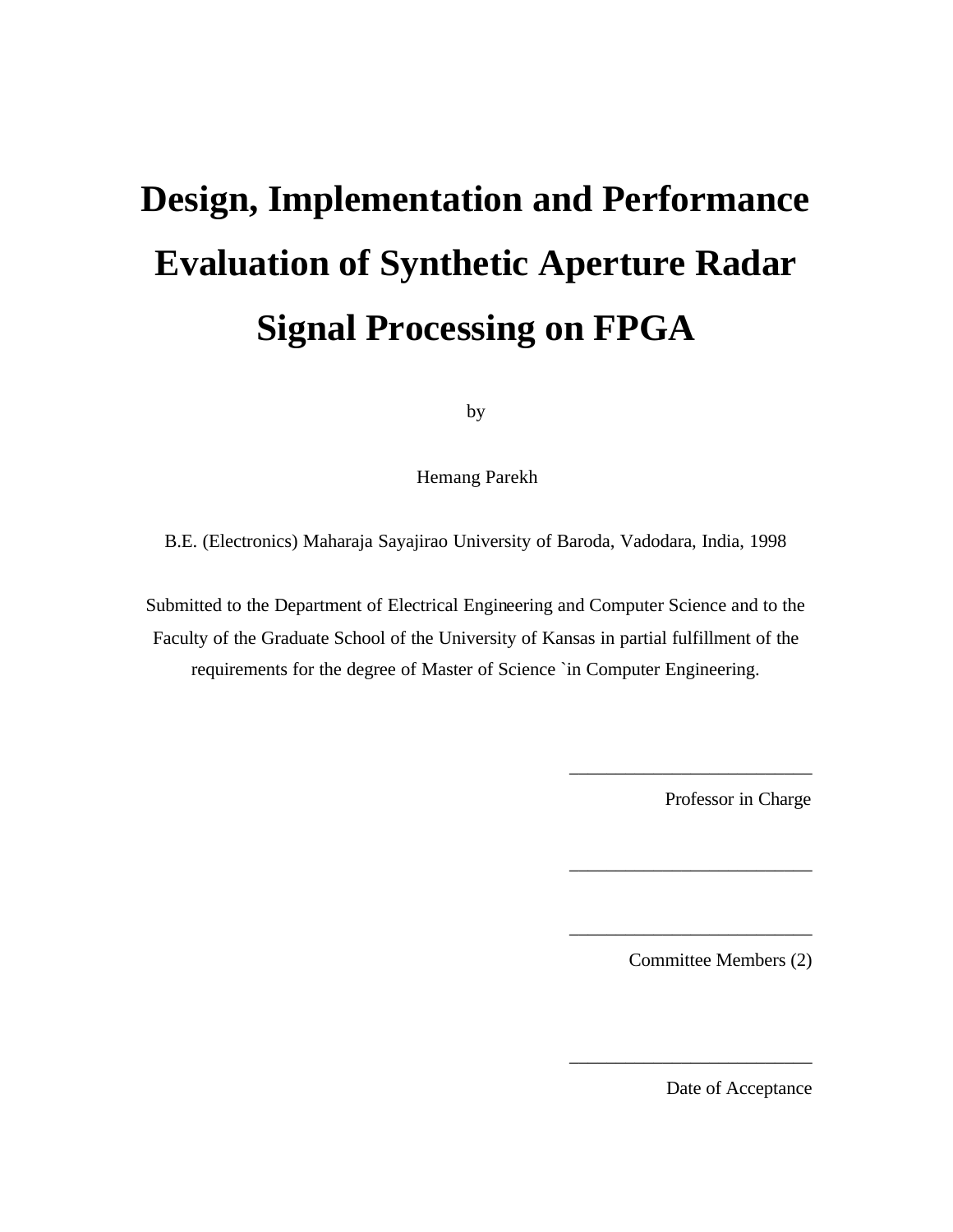# Design, Implementation and Performance Evaluation of Synthetic Aperture Radar Signal Processing on FPGA

by

Hemang Parekh

B.E. (Electronics) Maharaja Sayajirao University of Baroda, Vadodara, India, 1998

Submitted to the Department of Electrical Engineering and Computer Science and to the Faculty of the Graduate School of the University of Kansas in partial fulfillment of the requirements for the degree of Master of Science `in Computer Engineering.

\_\_\_\_\_\_\_\_\_\_\_\_\_\_\_\_\_\_\_\_\_\_\_\_\_\_

Professor in Charge

\_\_\_\_\_\_\_\_\_\_\_\_\_\_\_\_\_\_\_\_\_\_\_\_\_\_

\_\_\_\_\_\_\_\_\_\_\_\_\_\_\_\_\_\_\_\_\_\_\_\_\_\_

Committee Members (2)

\_\_\_\_\_\_\_\_\_\_\_\_\_\_\_\_\_\_\_\_\_\_\_\_\_\_

Date of Acceptance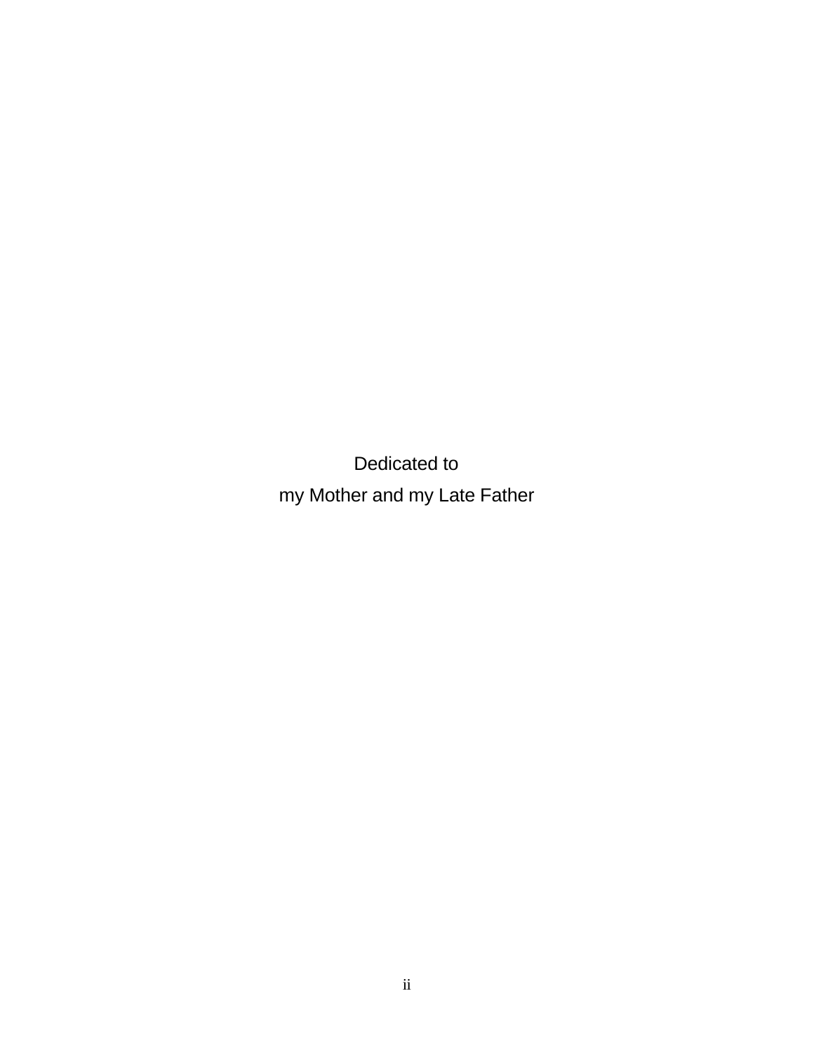Dedicated to

my Mother and my Late Father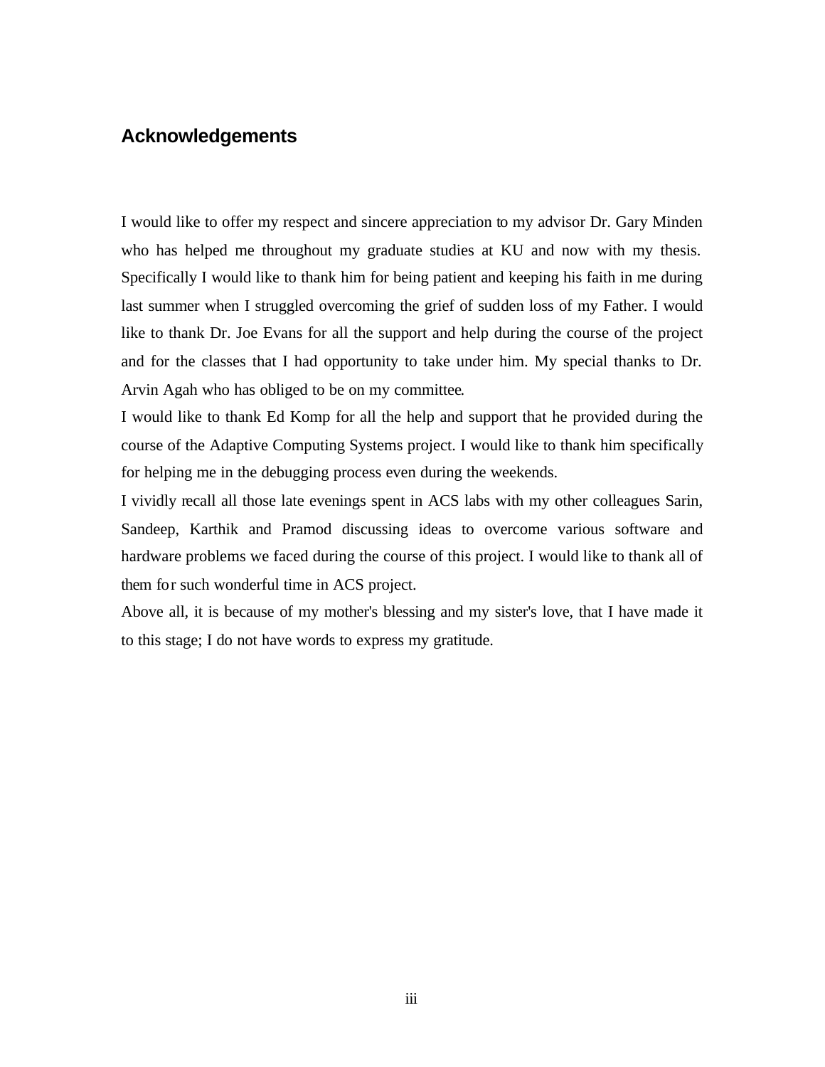## Acknowledgements

I would like to offer my respect and sincere appreciation to my advisor Dr. Gary Minden who has helped me throughout my graduate studies at KU and now with my thesis. Specifically I would like to thank him for being patient and keeping his faith in me during last summer when I struggled overcoming the grief of sudden loss of my Father. I would like to thank Dr. Joe Evans for all the support and help during the course of the project and for the classes that I had opportunity to take under him. My special thanks to Dr. Arvin Agah who has obliged to be on my committee.

I would like to thank Ed Komp for all the help and support that he provided during the course of the Adaptive Computing Systems project. I would like to thank him specifically for helping me in the debugging process even during the weekends.

I vividly recall all those late evenings spent in ACS labs with my other colleagues Sarin, Sandeep, Karthik and Pramod discussing ideas to overcome various software and hardware problems we faced during the course of this project. I would like to thank all of them for such wonderful time in ACS project.

Above all, it is because of my mother's blessing and my sister's love, that I have made it to this stage; I do not have words to express my gratitude.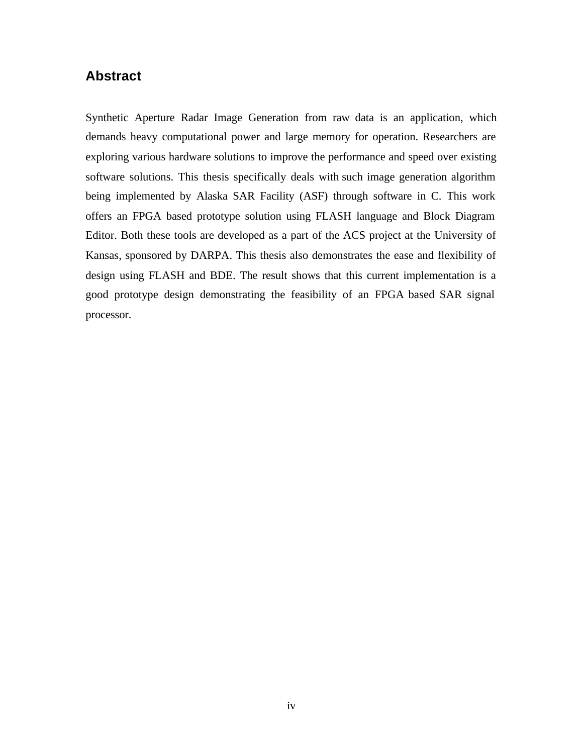## Abstract

Synthetic Aperture Radar Image Generation from raw data is an application, which demands heavy computational power and large memory for operation. Researchers are exploring various hardware solutions to improve the performance and speed over existing software solutions. This thesis specifically deals with such image generation algorithm being implemented by Alaska SAR Facility (ASF) through software in C. This work offers an FPGA based prototype solution using FLASH language and Block Diagram Editor. Both these tools are developed as a part of the ACS project at the University of Kansas, sponsored by DARPA. This thesis also demonstrates the ease and flexibility of design using FLASH and BDE. The result shows that this current implementation is a good prototype design demonstrating the feasibility of an FPGA based SAR signal processor.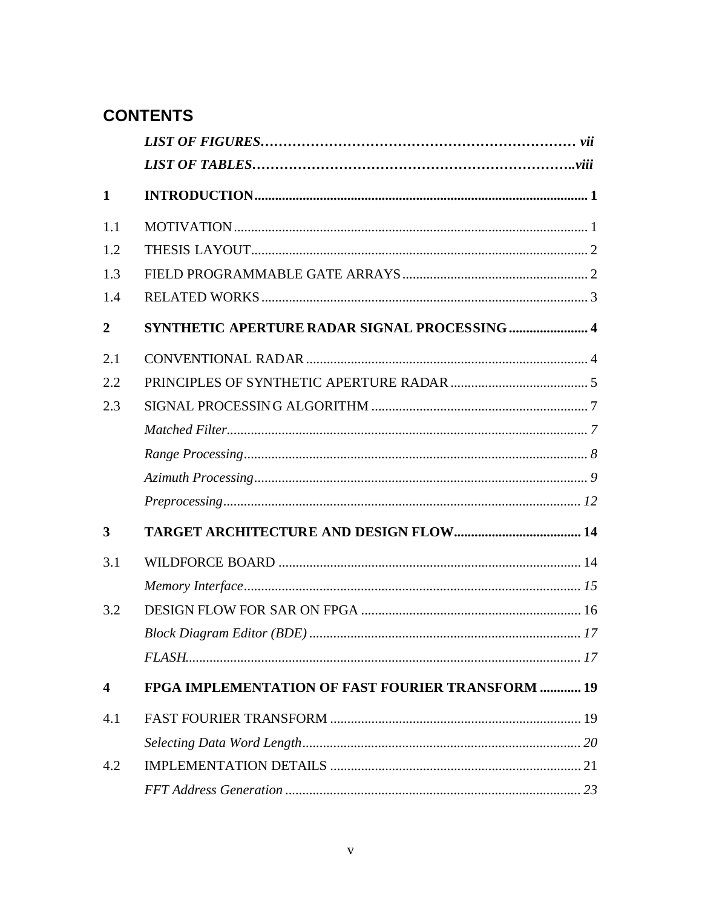# CONTENTS

| | | |
|---|---|---|
| | ***LIST OF FIGURES*** | ***vii*** |
| | ***LIST OF TABLES*** | ***viii*** |
| **1** | **INTRODUCTION** | **1** |
| 1.1 | MOTIVATION | 1 |
| 1.2 | THESIS LAYOUT | 2 |
| 1.3 | FIELD PROGRAMMABLE GATE ARRAYS | 2 |
| 1.4 | RELATED WORKS | 3 |
| **2** | **SYNTHETIC APERTURE RADAR SIGNAL PROCESSING** | **4** |
| 2.1 | CONVENTIONAL RADAR | 4 |
| 2.2 | PRINCIPLES OF SYNTHETIC APERTURE RADAR | 5 |
| 2.3 | SIGNAL PROCESSING ALGORITHM | 7 |
| | *Matched Filter* | *7* |
| | *Range Processing* | *8* |
| | *Azimuth Processing* | *9* |
| | *Preprocessing* | *12* |
| **3** | **TARGET ARCHITECTURE AND DESIGN FLOW** | **14** |
| 3.1 | WILDFORCE BOARD | 14 |
| | *Memory Interface* | *15* |
| 3.2 | DESIGN FLOW FOR SAR ON FPGA | 16 |
| | *Block Diagram Editor (BDE)* | *17* |
| | *FLASH* | *17* |
| **4** | **FPGA IMPLEMENTATION OF FAST FOURIER TRANSFORM** | **19** |
| 4.1 | FAST FOURIER TRANSFORM | 19 |
| | *Selecting Data Word Length* | *20* |
| 4.2 | IMPLEMENTATION DETAILS | 21 |
| | *FFT Address Generation* | *23* |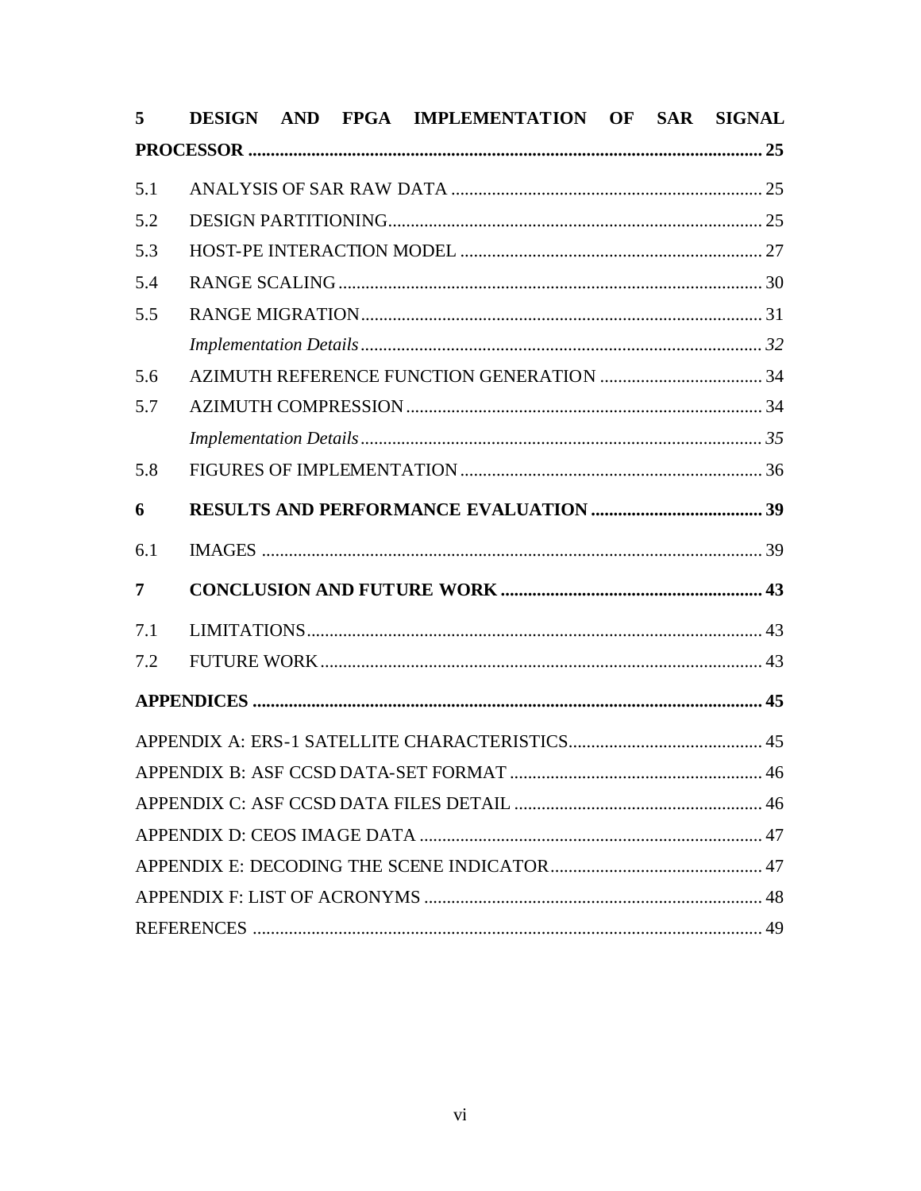**5 DESIGN AND FPGA IMPLEMENTATION OF SAR SIGNAL PROCESSOR .......... 25**

5.1 ANALYSIS OF SAR RAW DATA .......... 25

5.2 DESIGN PARTITIONING .......... 25

5.3 HOST-PE INTERACTION MODEL .......... 27

5.4 RANGE SCALING .......... 30

5.5 RANGE MIGRATION .......... 31

*Implementation Details .......... 32*

5.6 AZIMUTH REFERENCE FUNCTION GENERATION .......... 34

5.7 AZIMUTH COMPRESSION .......... 34

*Implementation Details .......... 35*

5.8 FIGURES OF IMPLEMENTATION .......... 36

**6 RESULTS AND PERFORMANCE EVALUATION .......... 39**

6.1 IMAGES .......... 39

**7 CONCLUSION AND FUTURE WORK .......... 43**

7.1 LIMITATIONS .......... 43

7.2 FUTURE WORK .......... 43

**APPENDICES .......... 45**

APPENDIX A: ERS-1 SATELLITE CHARACTERISTICS .......... 45

APPENDIX B: ASF CCSD DATA-SET FORMAT .......... 46

APPENDIX C: ASF CCSD DATA FILES DETAIL .......... 46

APPENDIX D: CEOS IMAGE DATA .......... 47

APPENDIX E: DECODING THE SCENE INDICATOR .......... 47

APPENDIX F: LIST OF ACRONYMS .......... 48

REFERENCES .......... 49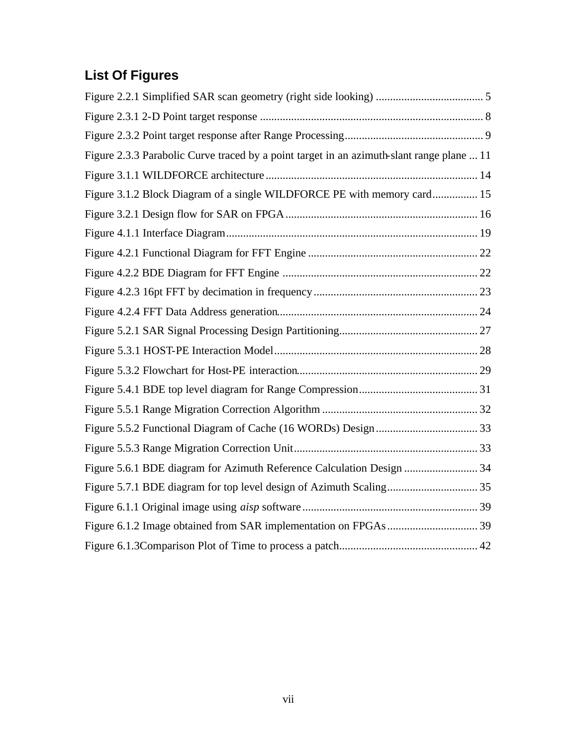## List Of Figures

Figure 2.2.1 Simplified SAR scan geometry (right side looking) ...................................... 5

Figure 2.3.1 2-D Point target response .............................................................................. 8

Figure 2.3.2 Point target response after Range Processing................................................. 9

Figure 2.3.3 Parabolic Curve traced by a point target in an azimuth-slant range plane ... 11

Figure 3.1.1 WILDFORCE architecture.......................................................................... 14

Figure 3.1.2 Block Diagram of a single WILDFORCE PE with memory card................ 15

Figure 3.2.1 Design flow for SAR on FPGA................................................................... 16

Figure 4.1.1 Interface Diagram........................................................................................ 19

Figure 4.2.1 Functional Diagram for FFT Engine ............................................................ 22

Figure 4.2.2 BDE Diagram for FFT Engine .................................................................... 22

Figure 4.2.3 16pt FFT by decimation in frequency.......................................................... 23

Figure 4.2.4 FFT Data Address generation...................................................................... 24

Figure 5.2.1 SAR Signal Processing Design Partitioning................................................. 27

Figure 5.3.1 HOST-PE Interaction Model........................................................................ 28

Figure 5.3.2 Flowchart for Host-PE interaction............................................................... 29

Figure 5.4.1 BDE top level diagram for Range Compression.......................................... 31

Figure 5.5.1 Range Migration Correction Algorithm ....................................................... 32

Figure 5.5.2 Functional Diagram of Cache (16 WORDs) Design.................................... 33

Figure 5.5.3 Range Migration Correction Unit................................................................. 33

Figure 5.6.1 BDE diagram for Azimuth Reference Calculation Design .......................... 34

Figure 5.7.1 BDE diagram for top level design of Azimuth Scaling................................ 35

Figure 6.1.1 Original image using *aisp* software............................................................. 39

Figure 6.1.2 Image obtained from SAR implementation on FPGAs................................ 39

Figure 6.1.3Comparison Plot of Time to process a patch................................................. 42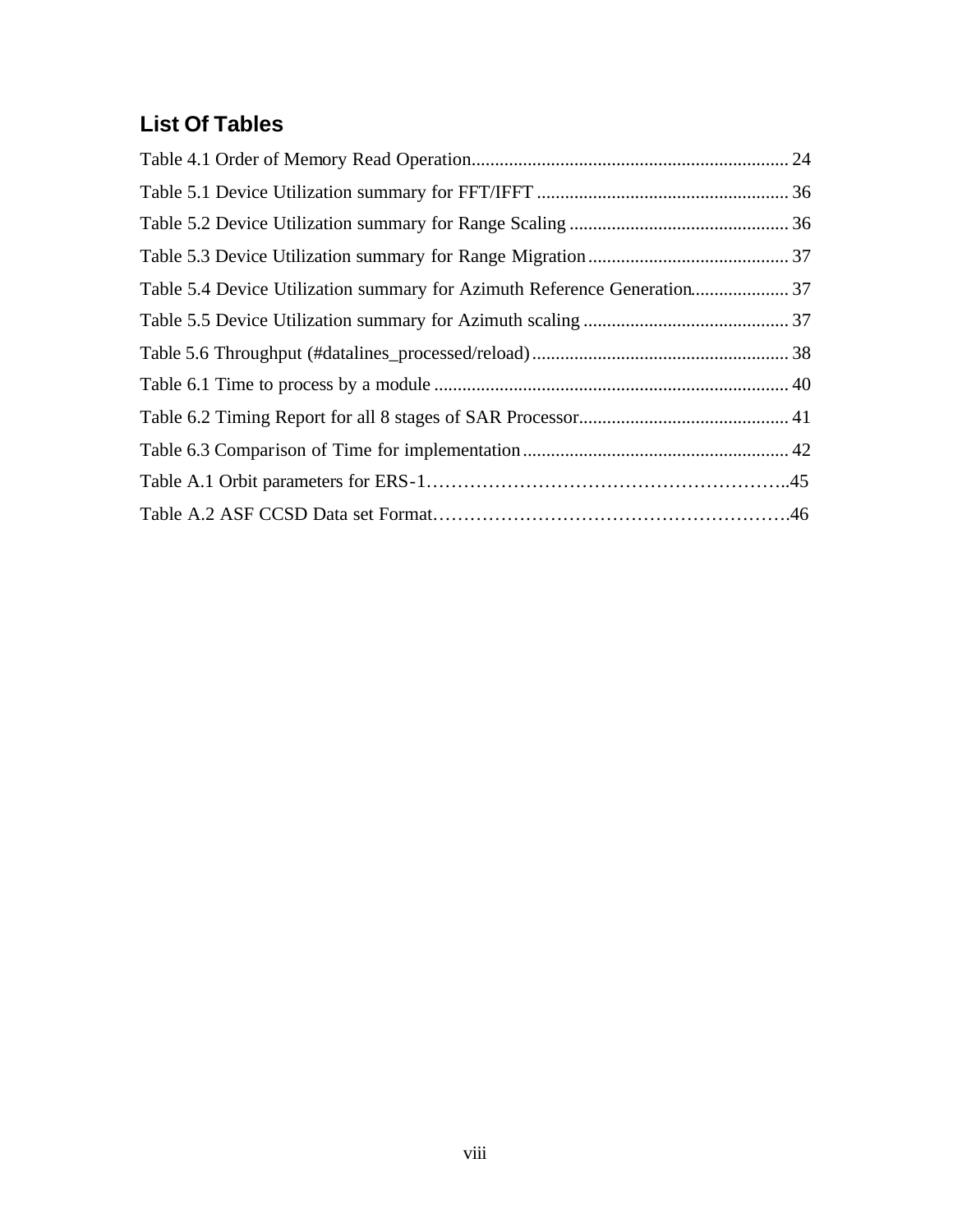## List Of Tables

Table 4.1 Order of Memory Read Operation .................................................................... 24

Table 5.1 Device Utilization summary for FFT/IFFT ...................................................... 36

Table 5.2 Device Utilization summary for Range Scaling ............................................... 36

Table 5.3 Device Utilization summary for Range Migration ........................................... 37

Table 5.4 Device Utilization summary for Azimuth Reference Generation ..................... 37

Table 5.5 Device Utilization summary for Azimuth scaling ............................................ 37

Table 5.6 Throughput (#datalines_processed/reload) ....................................................... 38

Table 6.1 Time to process by a module ........................................................................... 40

Table 6.2 Timing Report for all 8 stages of SAR Processor ............................................. 41

Table 6.3 Comparison of Time for implementation ......................................................... 42

Table A.1 Orbit parameters for ERS-1…………………………………………………..45

Table A.2 ASF CCSD Data set Format………………………………………………….46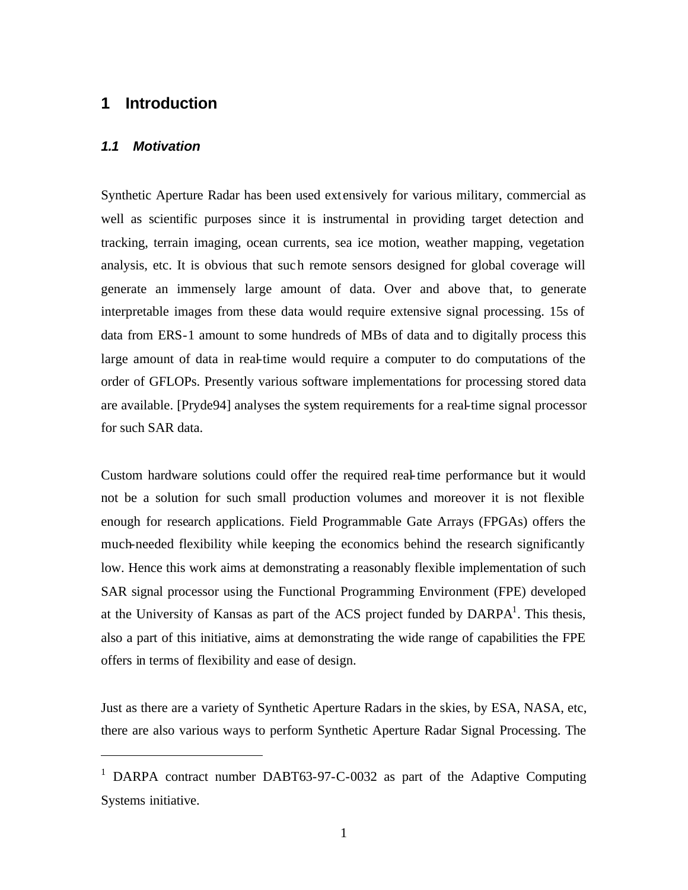# 1 Introduction

## *1.1 Motivation*

Synthetic Aperture Radar has been used extensively for various military, commercial as well as scientific purposes since it is instrumental in providing target detection and tracking, terrain imaging, ocean currents, sea ice motion, weather mapping, vegetation analysis, etc. It is obvious that such remote sensors designed for global coverage will generate an immensely large amount of data. Over and above that, to generate interpretable images from these data would require extensive signal processing. 15s of data from ERS-1 amount to some hundreds of MBs of data and to digitally process this large amount of data in real-time would require a computer to do computations of the order of GFLOPs. Presently various software implementations for processing stored data are available. [Pryde94] analyses the system requirements for a real-time signal processor for such SAR data.

Custom hardware solutions could offer the required real-time performance but it would not be a solution for such small production volumes and moreover it is not flexible enough for research applications. Field Programmable Gate Arrays (FPGAs) offers the much-needed flexibility while keeping the economics behind the research significantly low. Hence this work aims at demonstrating a reasonably flexible implementation of such SAR signal processor using the Functional Programming Environment (FPE) developed at the University of Kansas as part of the ACS project funded by DARPA[1]. This thesis, also a part of this initiative, aims at demonstrating the wide range of capabilities the FPE offers in terms of flexibility and ease of design.

Just as there are a variety of Synthetic Aperture Radars in the skies, by ESA, NASA, etc, there are also various ways to perform Synthetic Aperture Radar Signal Processing. The

[1] DARPA contract number DABT63-97-C-0032 as part of the Adaptive Computing Systems initiative.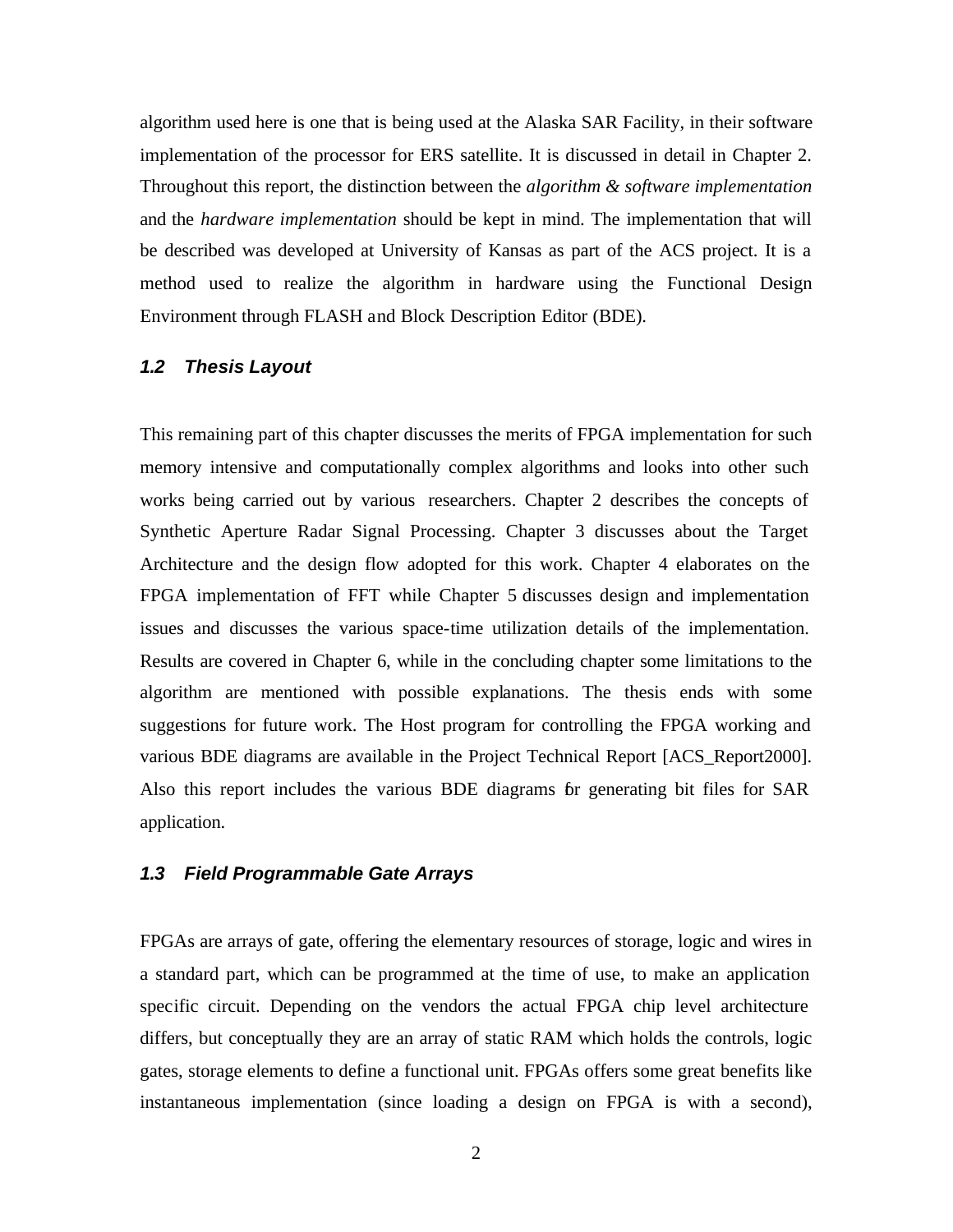algorithm used here is one that is being used at the Alaska SAR Facility, in their software implementation of the processor for ERS satellite. It is discussed in detail in Chapter 2. Throughout this report, the distinction between the *algorithm & software implementation* and the *hardware implementation* should be kept in mind. The implementation that will be described was developed at University of Kansas as part of the ACS project. It is a method used to realize the algorithm in hardware using the Functional Design Environment through FLASH and Block Description Editor (BDE).

### 1.2 Thesis Layout

This remaining part of this chapter discusses the merits of FPGA implementation for such memory intensive and computationally complex algorithms and looks into other such works being carried out by various researchers. Chapter 2 describes the concepts of Synthetic Aperture Radar Signal Processing. Chapter 3 discusses about the Target Architecture and the design flow adopted for this work. Chapter 4 elaborates on the FPGA implementation of FFT while Chapter 5 discusses design and implementation issues and discusses the various space-time utilization details of the implementation. Results are covered in Chapter 6, while in the concluding chapter some limitations to the algorithm are mentioned with possible explanations. The thesis ends with some suggestions for future work. The Host program for controlling the FPGA working and various BDE diagrams are available in the Project Technical Report [ACS_Report2000]. Also this report includes the various BDE diagrams for generating bit files for SAR application.

### 1.3 Field Programmable Gate Arrays

FPGAs are arrays of gate, offering the elementary resources of storage, logic and wires in a standard part, which can be programmed at the time of use, to make an application specific circuit. Depending on the vendors the actual FPGA chip level architecture differs, but conceptually they are an array of static RAM which holds the controls, logic gates, storage elements to define a functional unit. FPGAs offers some great benefits like instantaneous implementation (since loading a design on FPGA is with a second),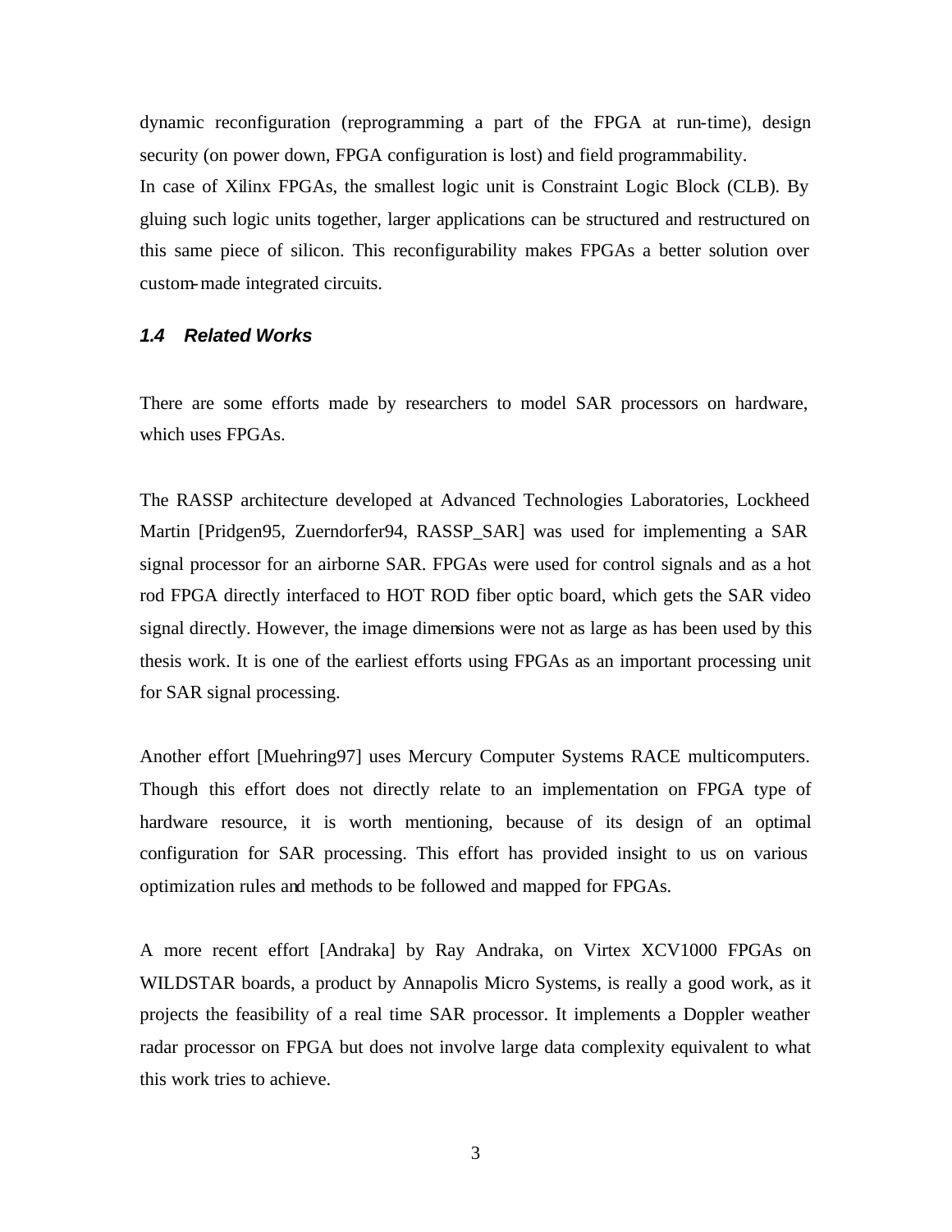dynamic reconfiguration (reprogramming a part of the FPGA at run-time), design security (on power down, FPGA configuration is lost) and field programmability.
In case of Xilinx FPGAs, the smallest logic unit is Constraint Logic Block (CLB). By gluing such logic units together, larger applications can be structured and restructured on this same piece of silicon. This reconfigurability makes FPGAs a better solution over custom-made integrated circuits.

### *1.4 Related Works*

There are some efforts made by researchers to model SAR processors on hardware, which uses FPGAs.

The RASSP architecture developed at Advanced Technologies Laboratories, Lockheed Martin [Pridgen95, Zuerndorfer94, RASSP_SAR] was used for implementing a SAR signal processor for an airborne SAR. FPGAs were used for control signals and as a hot rod FPGA directly interfaced to HOT ROD fiber optic board, which gets the SAR video signal directly. However, the image dimensions were not as large as has been used by this thesis work. It is one of the earliest efforts using FPGAs as an important processing unit for SAR signal processing.

Another effort [Muehring97] uses Mercury Computer Systems RACE multicomputers. Though this effort does not directly relate to an implementation on FPGA type of hardware resource, it is worth mentioning, because of its design of an optimal configuration for SAR processing. This effort has provided insight to us on various optimization rules and methods to be followed and mapped for FPGAs.

A more recent effort [Andraka] by Ray Andraka, on Virtex XCV1000 FPGAs on WILDSTAR boards, a product by Annapolis Micro Systems, is really a good work, as it projects the feasibility of a real time SAR processor. It implements a Doppler weather radar processor on FPGA but does not involve large data complexity equivalent to what this work tries to achieve.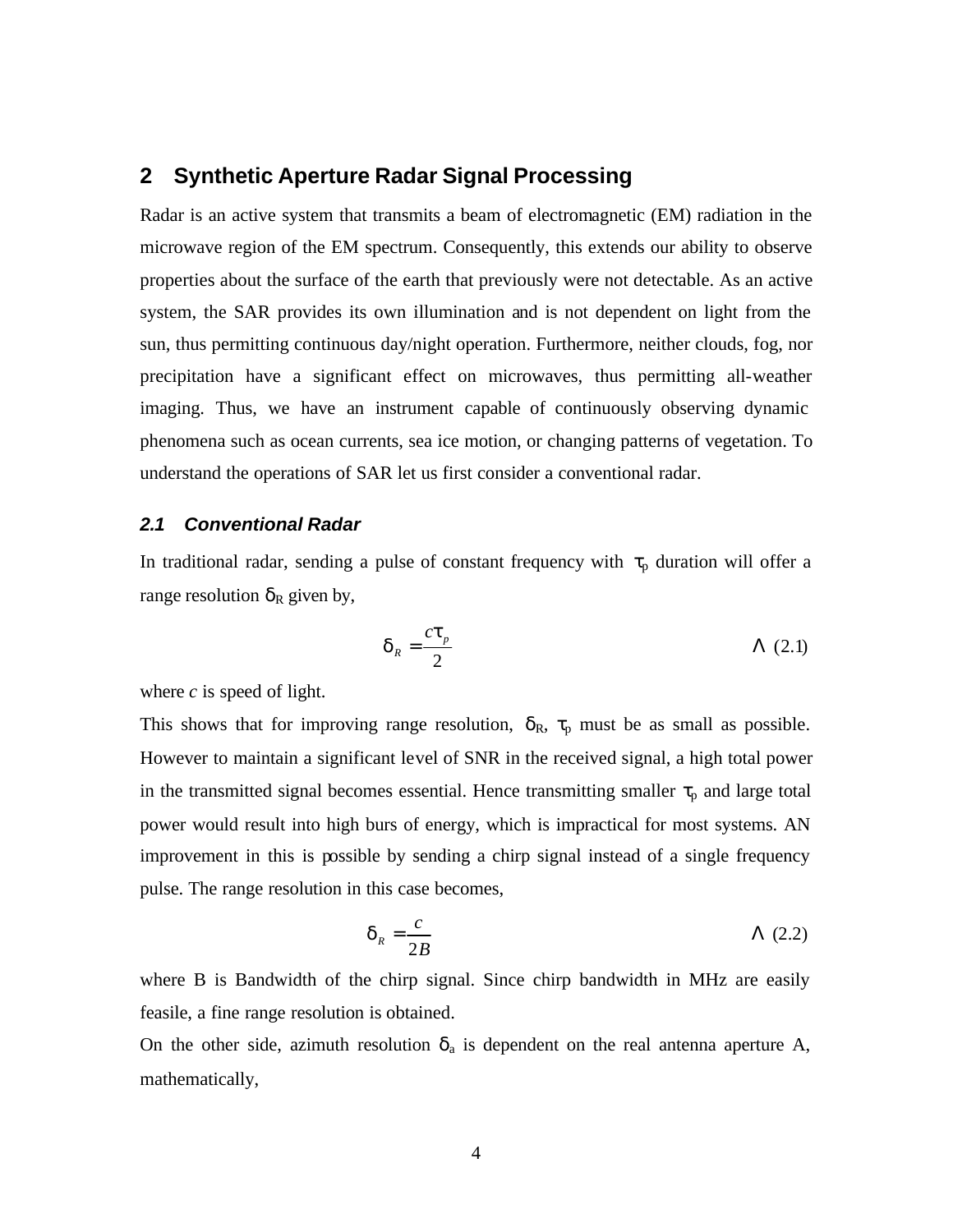# 2 Synthetic Aperture Radar Signal Processing

Radar is an active system that transmits a beam of electromagnetic (EM) radiation in the microwave region of the EM spectrum. Consequently, this extends our ability to observe properties about the surface of the earth that previously were not detectable. As an active system, the SAR provides its own illumination and is not dependent on light from the sun, thus permitting continuous day/night operation. Furthermore, neither clouds, fog, nor precipitation have a significant effect on microwaves, thus permitting all-weather imaging. Thus, we have an instrument capable of continuously observing dynamic phenomena such as ocean currents, sea ice motion, or changing patterns of vegetation. To understand the operations of SAR let us first consider a conventional radar.

## *2.1 Conventional Radar*

In traditional radar, sending a pulse of constant frequency with $\tau_p$ duration will offer a range resolution $\delta_R$ given by,

$$\delta_R = \frac{c\tau_p}{2} \qquad \Lambda \ (2.1)$$

where *c* is speed of light.

This shows that for improving range resolution, $\delta_R$, $\tau_p$ must be as small as possible. However to maintain a significant level of SNR in the received signal, a high total power in the transmitted signal becomes essential. Hence transmitting smaller $\tau_p$ and large total power would result into high burs of energy, which is impractical for most systems. AN improvement in this is possible by sending a chirp signal instead of a single frequency pulse. The range resolution in this case becomes,

$$\delta_R = \frac{c}{2B} \qquad \Lambda \ (2.2)$$

where B is Bandwidth of the chirp signal. Since chirp bandwidth in MHz are easily feasile, a fine range resolution is obtained.

On the other side, azimuth resolution $\delta_a$ is dependent on the real antenna aperture A, mathematically,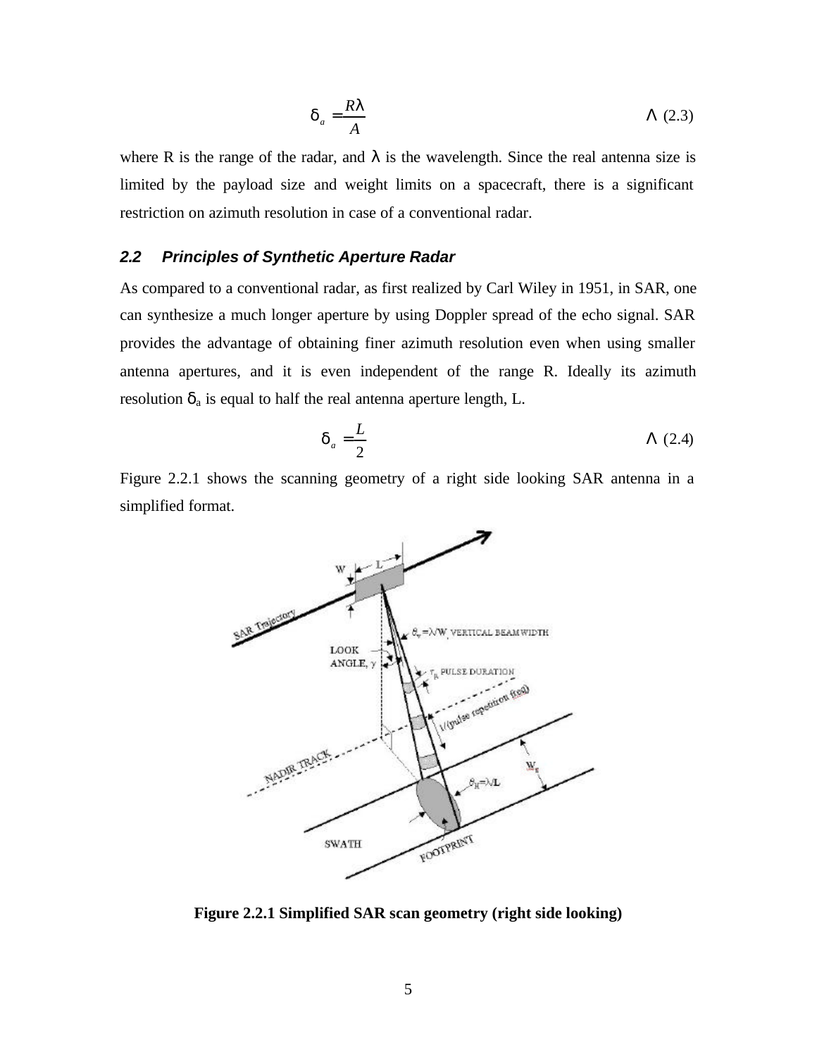$$\delta_a = \frac{R\lambda}{A} \qquad \Lambda \ (2.3)$$

where R is the range of the radar, and λ is the wavelength. Since the real antenna size is limited by the payload size and weight limits on a spacecraft, there is a significant restriction on azimuth resolution in case of a conventional radar.

### *2.2 Principles of Synthetic Aperture Radar*

As compared to a conventional radar, as first realized by Carl Wiley in 1951, in SAR, one can synthesize a much longer aperture by using Doppler spread of the echo signal. SAR provides the advantage of obtaining finer azimuth resolution even when using smaller antenna apertures, and it is even independent of the range R. Ideally its azimuth resolution $\delta_a$ is equal to half the real antenna aperture length, L.

$$\delta_a = \frac{L}{2} \qquad \Lambda \ (2.4)$$

Figure 2.2.1 shows the scanning geometry of a right side looking SAR antenna in a simplified format.

**Figure 2.2.1 Simplified SAR scan geometry (right side looking)**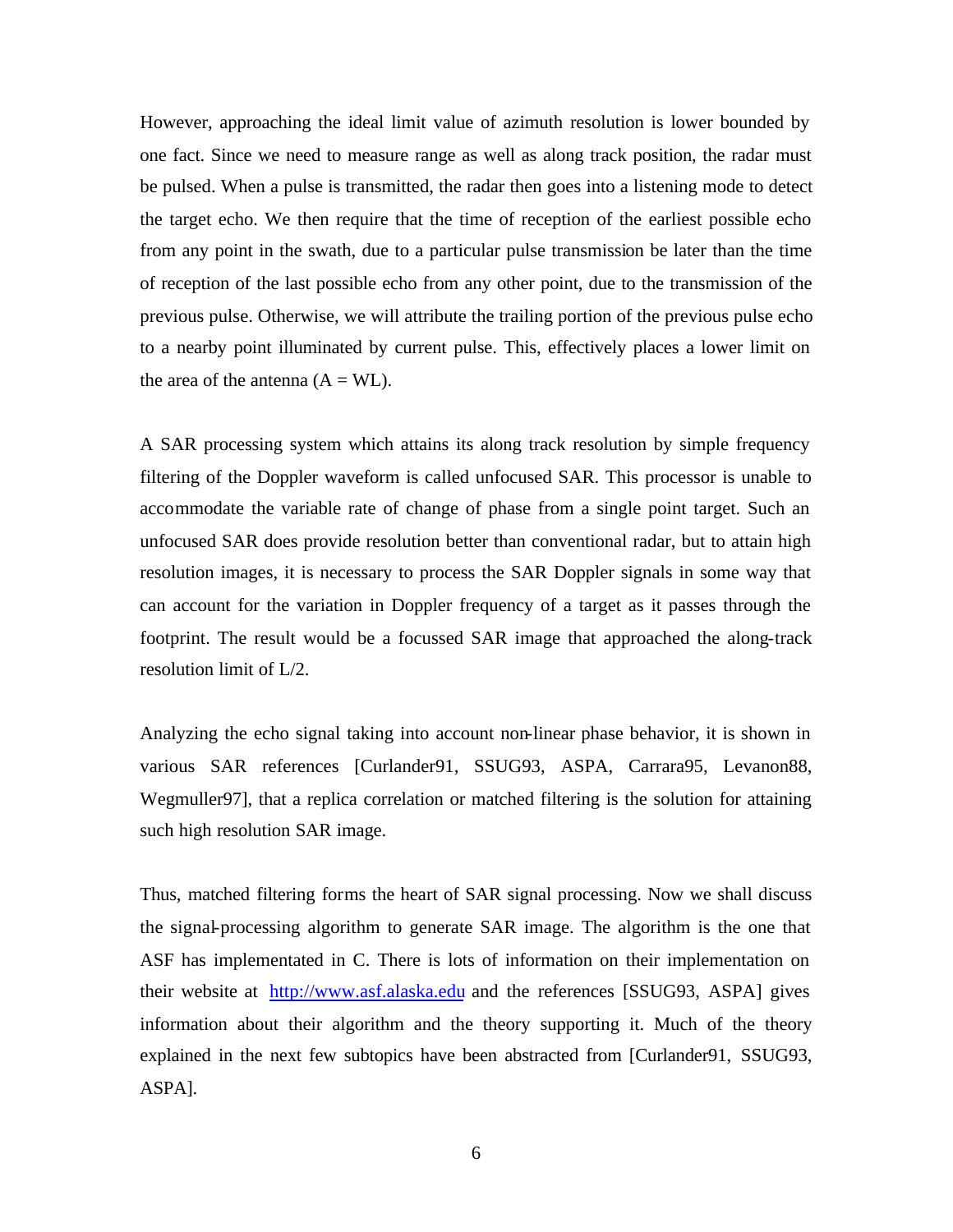However, approaching the ideal limit value of azimuth resolution is lower bounded by one fact. Since we need to measure range as well as along track position, the radar must be pulsed. When a pulse is transmitted, the radar then goes into a listening mode to detect the target echo. We then require that the time of reception of the earliest possible echo from any point in the swath, due to a particular pulse transmission be later than the time of reception of the last possible echo from any other point, due to the transmission of the previous pulse. Otherwise, we will attribute the trailing portion of the previous pulse echo to a nearby point illuminated by current pulse. This, effectively places a lower limit on the area of the antenna ($A = WL$).

A SAR processing system which attains its along track resolution by simple frequency filtering of the Doppler waveform is called unfocused SAR. This processor is unable to accommodate the variable rate of change of phase from a single point target. Such an unfocused SAR does provide resolution better than conventional radar, but to attain high resolution images, it is necessary to process the SAR Doppler signals in some way that can account for the variation in Doppler frequency of a target as it passes through the footprint. The result would be a focussed SAR image that approached the along-track resolution limit of $L/2$.

Analyzing the echo signal taking into account non-linear phase behavior, it is shown in various SAR references [Curlander91, SSUG93, ASPA, Carrara95, Levanon88, Wegmuller97], that a replica correlation or matched filtering is the solution for attaining such high resolution SAR image.

Thus, matched filtering forms the heart of SAR signal processing. Now we shall discuss the signal-processing algorithm to generate SAR image. The algorithm is the one that ASF has implementated in C. There is lots of information on their implementation on their website at http://www.asf.alaska.edu and the references [SSUG93, ASPA] gives information about their algorithm and the theory supporting it. Much of the theory explained in the next few subtopics have been abstracted from [Curlander91, SSUG93, ASPA].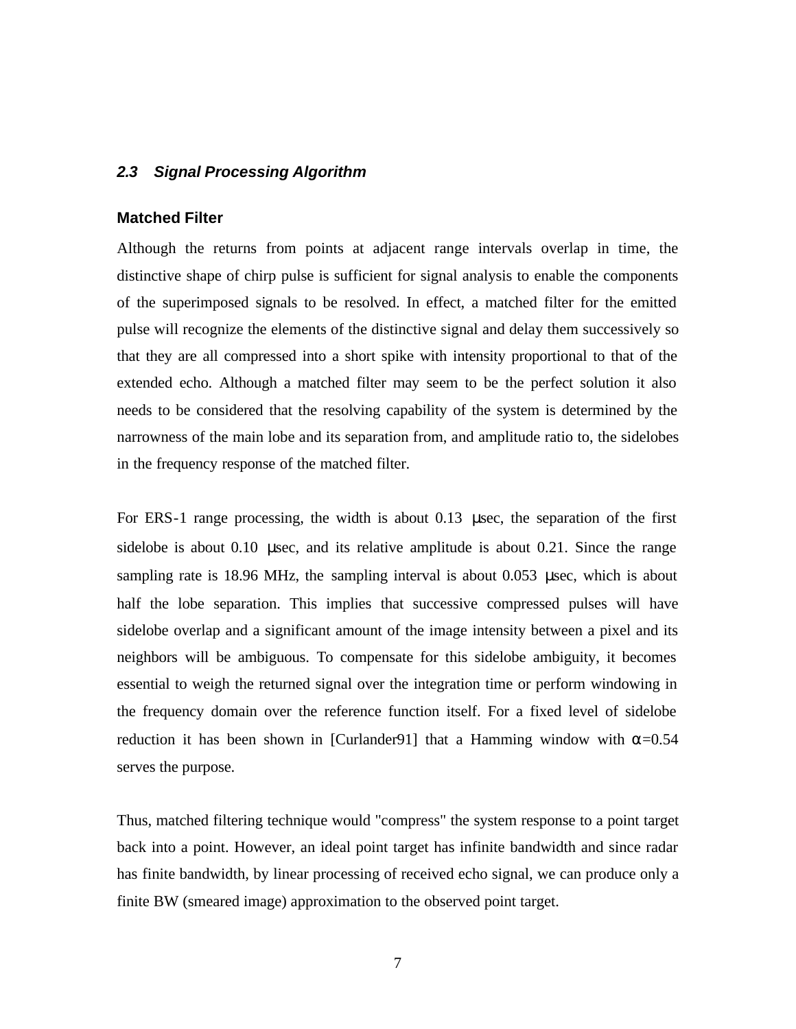## *2.3 Signal Processing Algorithm*

### Matched Filter

Although the returns from points at adjacent range intervals overlap in time, the distinctive shape of chirp pulse is sufficient for signal analysis to enable the components of the superimposed signals to be resolved. In effect, a matched filter for the emitted pulse will recognize the elements of the distinctive signal and delay them successively so that they are all compressed into a short spike with intensity proportional to that of the extended echo. Although a matched filter may seem to be the perfect solution it also needs to be considered that the resolving capability of the system is determined by the narrowness of the main lobe and its separation from, and amplitude ratio to, the sidelobes in the frequency response of the matched filter.

For ERS-1 range processing, the width is about 0.13 μsec, the separation of the first sidelobe is about 0.10 μsec, and its relative amplitude is about 0.21. Since the range sampling rate is 18.96 MHz, the sampling interval is about 0.053 μsec, which is about half the lobe separation. This implies that successive compressed pulses will have sidelobe overlap and a significant amount of the image intensity between a pixel and its neighbors will be ambiguous. To compensate for this sidelobe ambiguity, it becomes essential to weigh the returned signal over the integration time or perform windowing in the frequency domain over the reference function itself. For a fixed level of sidelobe reduction it has been shown in [Curlander91] that a Hamming window with $\alpha=0.54$ serves the purpose.

Thus, matched filtering technique would "compress" the system response to a point target back into a point. However, an ideal point target has infinite bandwidth and since radar has finite bandwidth, by linear processing of received echo signal, we can produce only a finite BW (smeared image) approximation to the observed point target.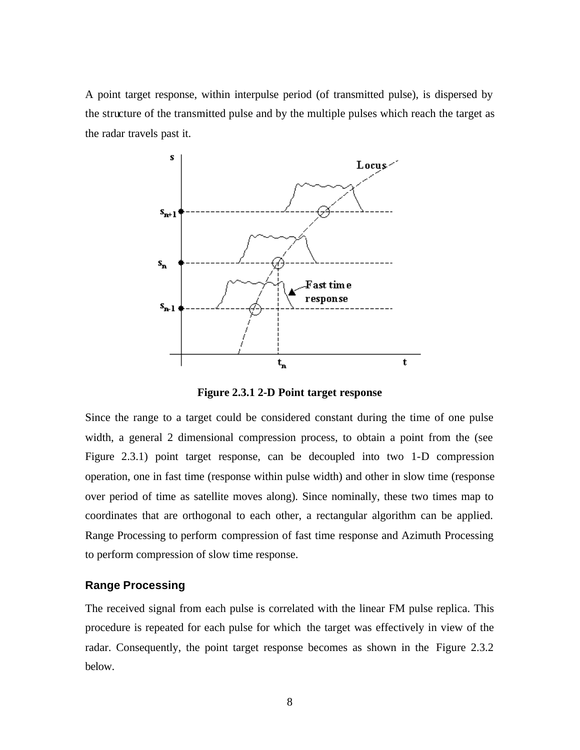A point target response, within interpulse period (of transmitted pulse), is dispersed by the structure of the transmitted pulse and by the multiple pulses which reach the target as the radar travels past it.

**Figure 2.3.1 2-D Point target response**

Since the range to a target could be considered constant during the time of one pulse width, a general 2 dimensional compression process, to obtain a point from the (see Figure 2.3.1) point target response, can be decoupled into two 1-D compression operation, one in fast time (response within pulse width) and other in slow time (response over period of time as satellite moves along). Since nominally, these two times map to coordinates that are orthogonal to each other, a rectangular algorithm can be applied. Range Processing to perform compression of fast time response and Azimuth Processing to perform compression of slow time response.

### Range Processing

The received signal from each pulse is correlated with the linear FM pulse replica. This procedure is repeated for each pulse for which the target was effectively in view of the radar. Consequently, the point target response becomes as shown in the Figure 2.3.2 below.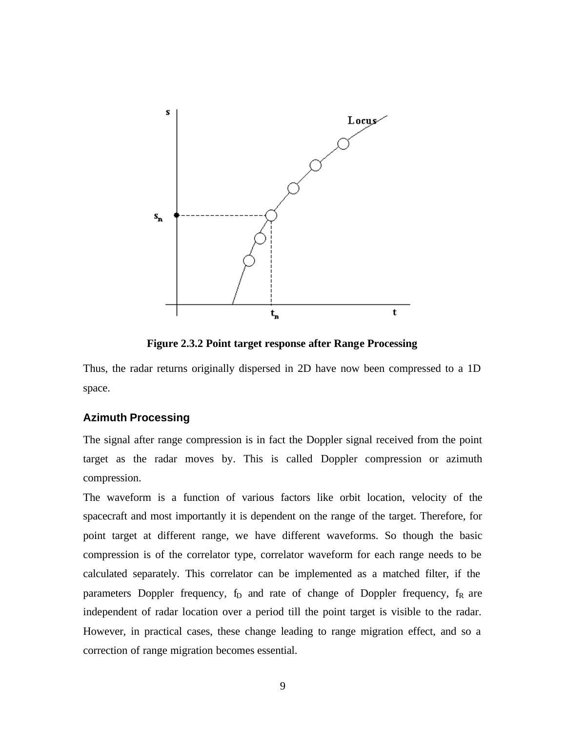**Figure 2.3.2 Point target response after Range Processing**

Thus, the radar returns originally dispersed in 2D have now been compressed to a 1D space.

### Azimuth Processing

The signal after range compression is in fact the Doppler signal received from the point target as the radar moves by. This is called Doppler compression or azimuth compression.

The waveform is a function of various factors like orbit location, velocity of the spacecraft and most importantly it is dependent on the range of the target. Therefore, for point target at different range, we have different waveforms. So though the basic compression is of the correlator type, correlator waveform for each range needs to be calculated separately. This correlator can be implemented as a matched filter, if the parameters Doppler frequency, $f_D$ and rate of change of Doppler frequency, $f_R$ are independent of radar location over a period till the point target is visible to the radar. However, in practical cases, these change leading to range migration effect, and so a correction of range migration becomes essential.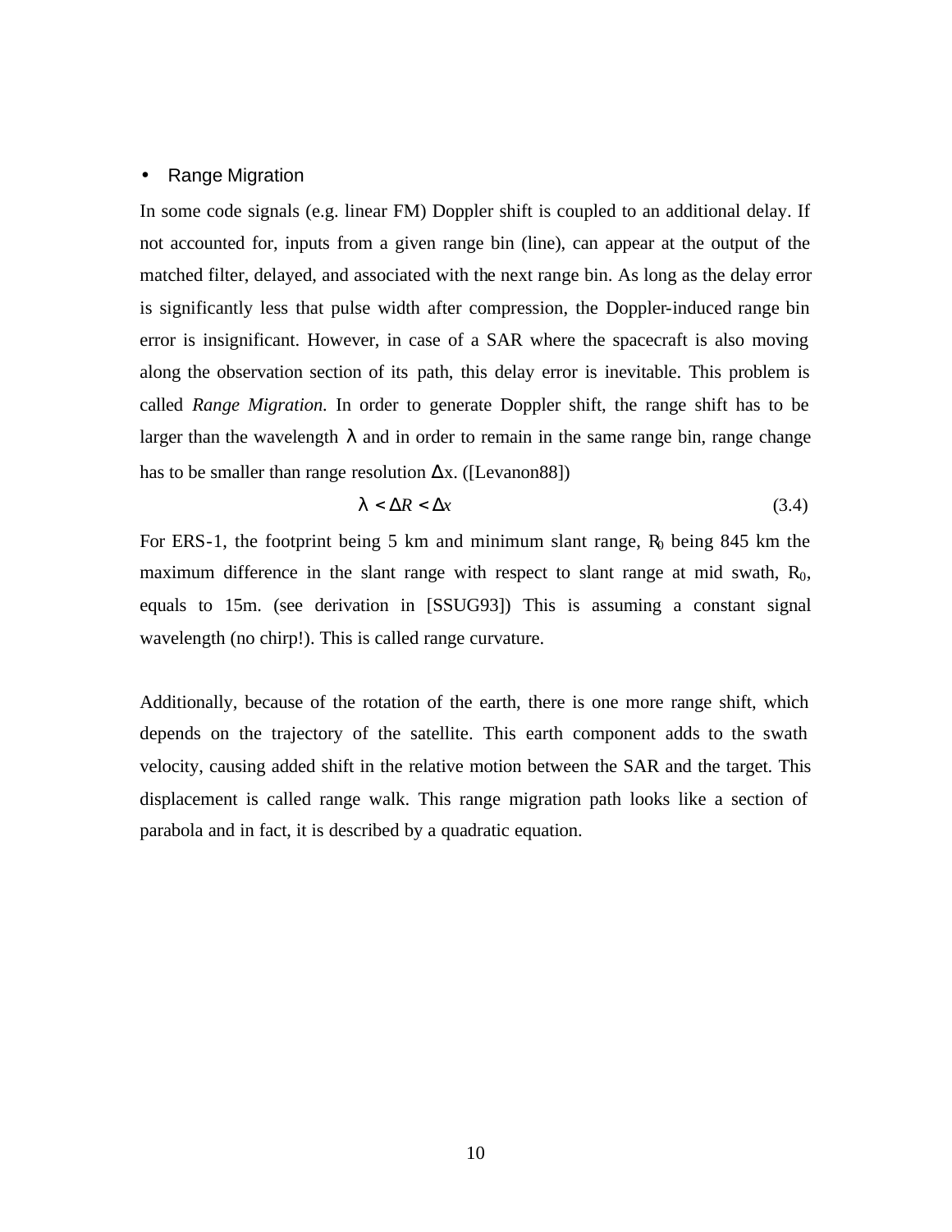- Range Migration

In some code signals (e.g. linear FM) Doppler shift is coupled to an additional delay. If not accounted for, inputs from a given range bin (line), can appear at the output of the matched filter, delayed, and associated with the next range bin. As long as the delay error is significantly less that pulse width after compression, the Doppler-induced range bin error is insignificant. However, in case of a SAR where the spacecraft is also moving along the observation section of its path, this delay error is inevitable. This problem is called *Range Migration*. In order to generate Doppler shift, the range shift has to be larger than the wavelength $\lambda$ and in order to remain in the same range bin, range change has to be smaller than range resolution $\Delta x$. ([Levanon88])

$$\lambda < \Delta R < \Delta x \tag{3.4}$$

For ERS-1, the footprint being 5 km and minimum slant range, $R_0$ being 845 km the maximum difference in the slant range with respect to slant range at mid swath, $R_0$, equals to 15m. (see derivation in [SSUG93]) This is assuming a constant signal wavelength (no chirp!). This is called range curvature.

Additionally, because of the rotation of the earth, there is one more range shift, which depends on the trajectory of the satellite. This earth component adds to the swath velocity, causing added shift in the relative motion between the SAR and the target. This displacement is called range walk. This range migration path looks like a section of parabola and in fact, it is described by a quadratic equation.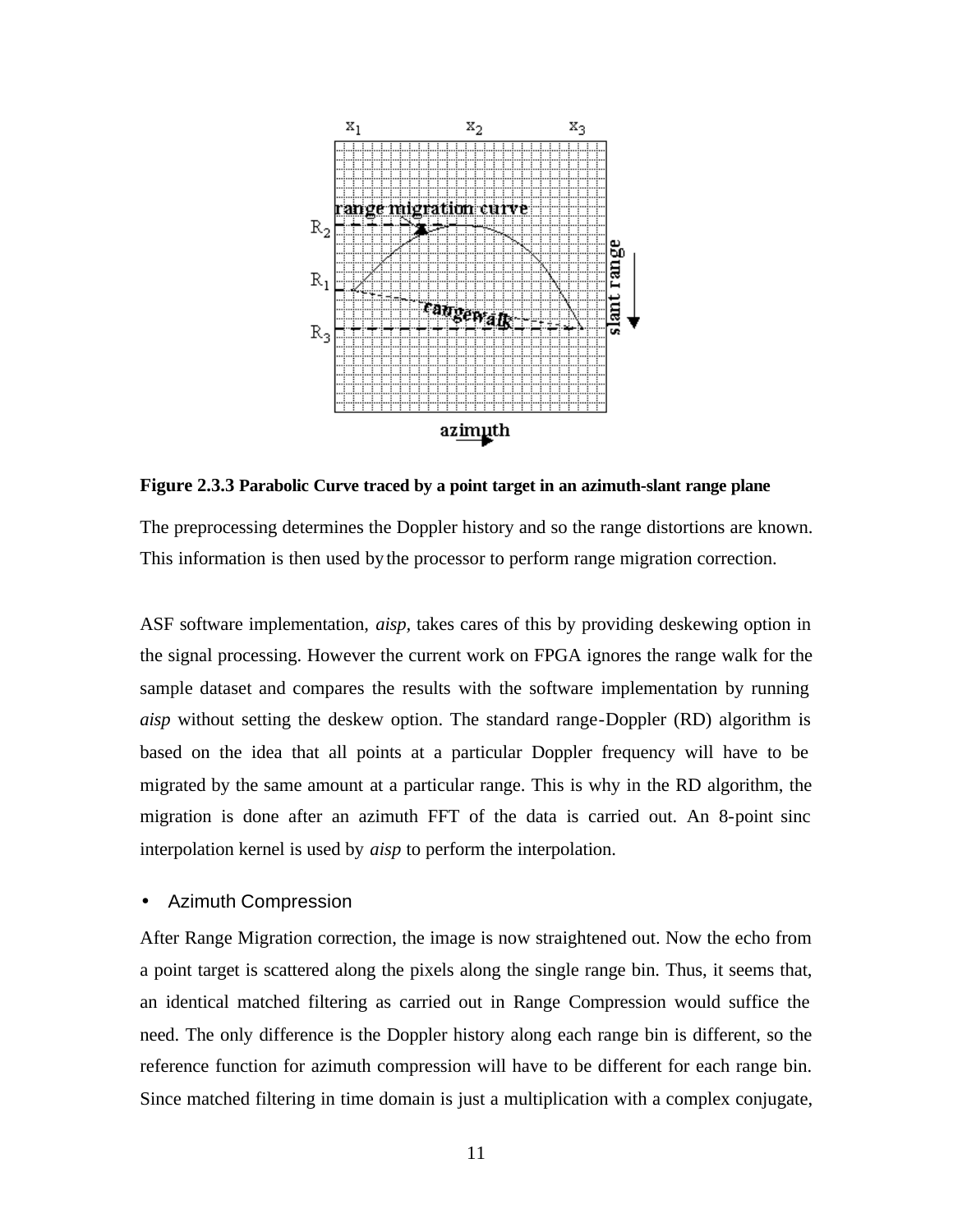**Figure 2.3.3** **Parabolic Curve traced by a point target in an azimuth-slant range plane**

The preprocessing determines the Doppler history and so the range distortions are known. This information is then used by the processor to perform range migration correction.

ASF software implementation, *aisp*, takes cares of this by providing deskewing option in the signal processing. However the current work on FPGA ignores the range walk for the sample dataset and compares the results with the software implementation by running *aisp* without setting the deskew option. The standard range-Doppler (RD) algorithm is based on the idea that all points at a particular Doppler frequency will have to be migrated by the same amount at a particular range. This is why in the RD algorithm, the migration is done after an azimuth FFT of the data is carried out. An 8-point sinc interpolation kernel is used by *aisp* to perform the interpolation.

- Azimuth Compression

After Range Migration correction, the image is now straightened out. Now the echo from a point target is scattered along the pixels along the single range bin. Thus, it seems that, an identical matched filtering as carried out in Range Compression would suffice the need. The only difference is the Doppler history along each range bin is different, so the reference function for azimuth compression will have to be different for each range bin. Since matched filtering in time domain is just a multiplication with a complex conjugate,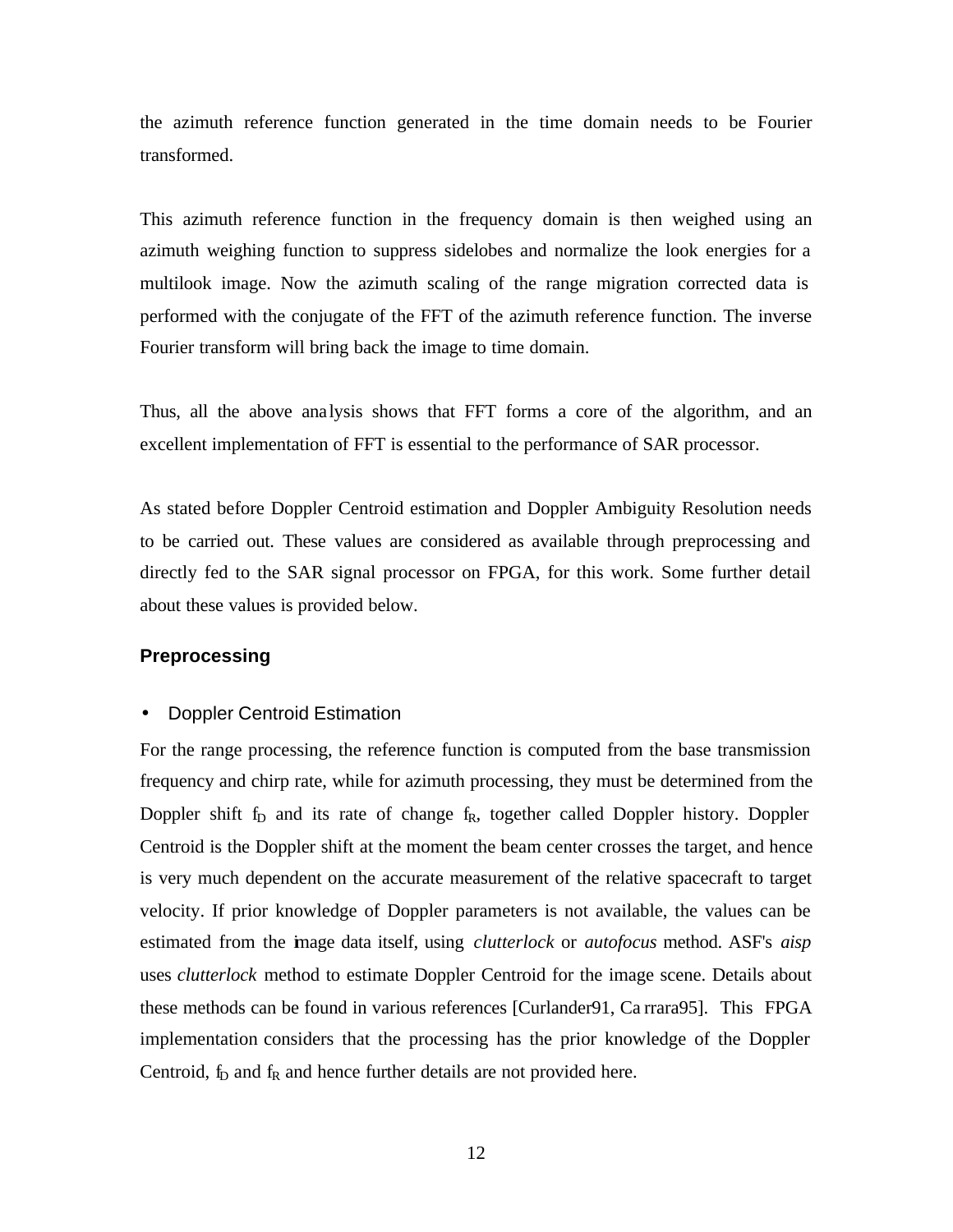the azimuth reference function generated in the time domain needs to be Fourier transformed.

This azimuth reference function in the frequency domain is then weighed using an azimuth weighing function to suppress sidelobes and normalize the look energies for a multilook image. Now the azimuth scaling of the range migration corrected data is performed with the conjugate of the FFT of the azimuth reference function. The inverse Fourier transform will bring back the image to time domain.

Thus, all the above analysis shows that FFT forms a core of the algorithm, and an excellent implementation of FFT is essential to the performance of SAR processor.

As stated before Doppler Centroid estimation and Doppler Ambiguity Resolution needs to be carried out. These values are considered as available through preprocessing and directly fed to the SAR signal processor on FPGA, for this work. Some further detail about these values is provided below.

### Preprocessing

- Doppler Centroid Estimation

For the range processing, the reference function is computed from the base transmission frequency and chirp rate, while for azimuth processing, they must be determined from the Doppler shift $f_D$ and its rate of change $f_R$, together called Doppler history. Doppler Centroid is the Doppler shift at the moment the beam center crosses the target, and hence is very much dependent on the accurate measurement of the relative spacecraft to target velocity. If prior knowledge of Doppler parameters is not available, the values can be estimated from the image data itself, using *clutterlock* or *autofocus* method. ASF's *aisp* uses *clutterlock* method to estimate Doppler Centroid for the image scene. Details about these methods can be found in various references [Curlander91, Carrara95]. This FPGA implementation considers that the processing has the prior knowledge of the Doppler Centroid, $f_D$ and $f_R$ and hence further details are not provided here.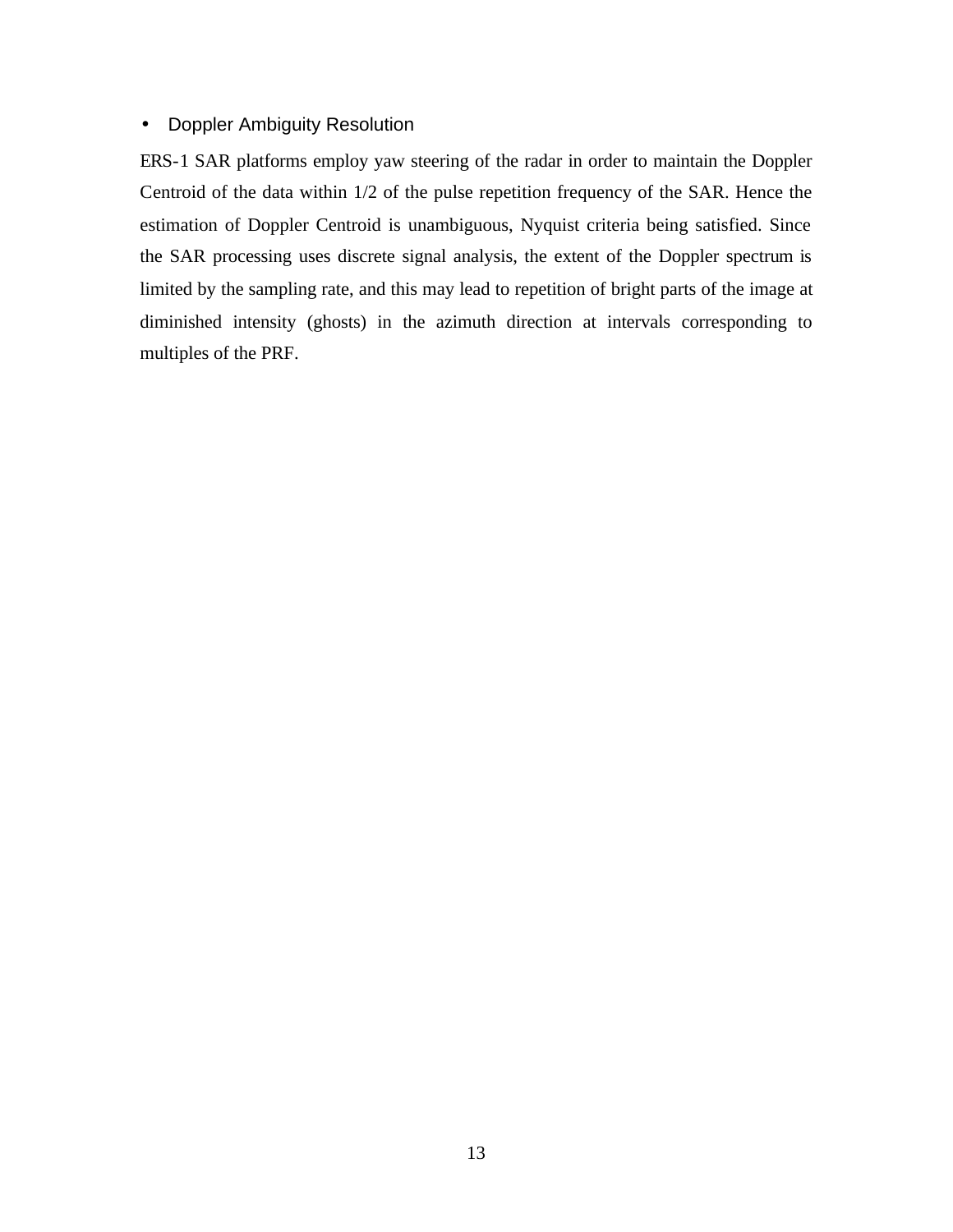- Doppler Ambiguity Resolution

ERS-1 SAR platforms employ yaw steering of the radar in order to maintain the Doppler Centroid of the data within 1/2 of the pulse repetition frequency of the SAR. Hence the estimation of Doppler Centroid is unambiguous, Nyquist criteria being satisfied. Since the SAR processing uses discrete signal analysis, the extent of the Doppler spectrum is limited by the sampling rate, and this may lead to repetition of bright parts of the image at diminished intensity (ghosts) in the azimuth direction at intervals corresponding to multiples of the PRF.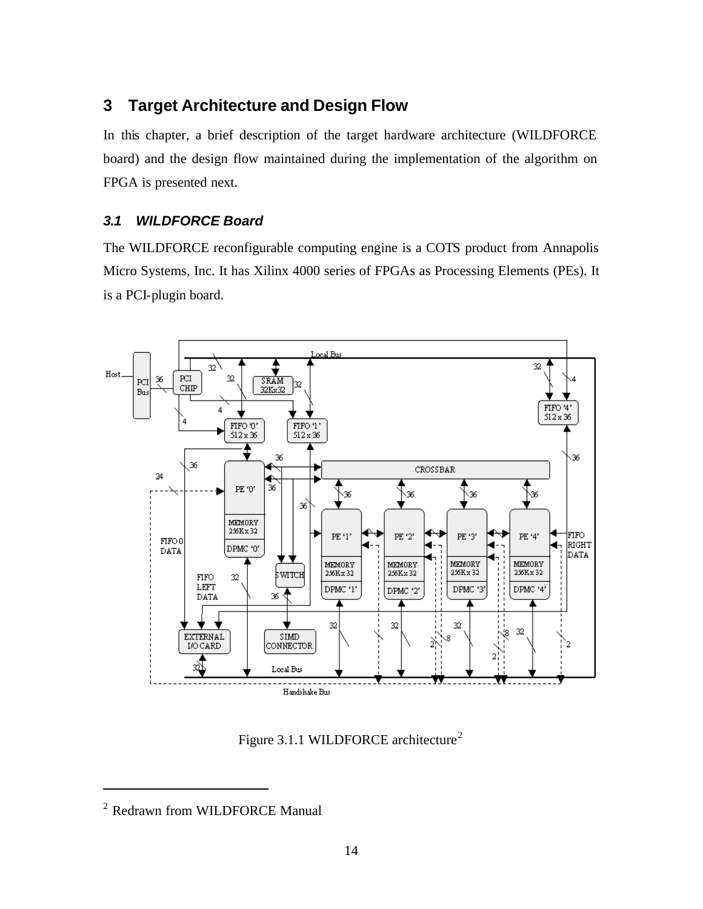## 3 Target Architecture and Design Flow

In this chapter, a brief description of the target hardware architecture (WILDFORCE board) and the design flow maintained during the implementation of the algorithm on FPGA is presented next.

### 3.1 WILDFORCE Board

The WILDFORCE reconfigurable computing engine is a COTS product from Annapolis Micro Systems, Inc. It has Xilinx 4000 series of FPGAs as Processing Elements (PEs). It is a PCI-plugin board.

Figure 3.1.1 WILDFORCE architecture[2]

[2] Redrawn from WILDFORCE Manual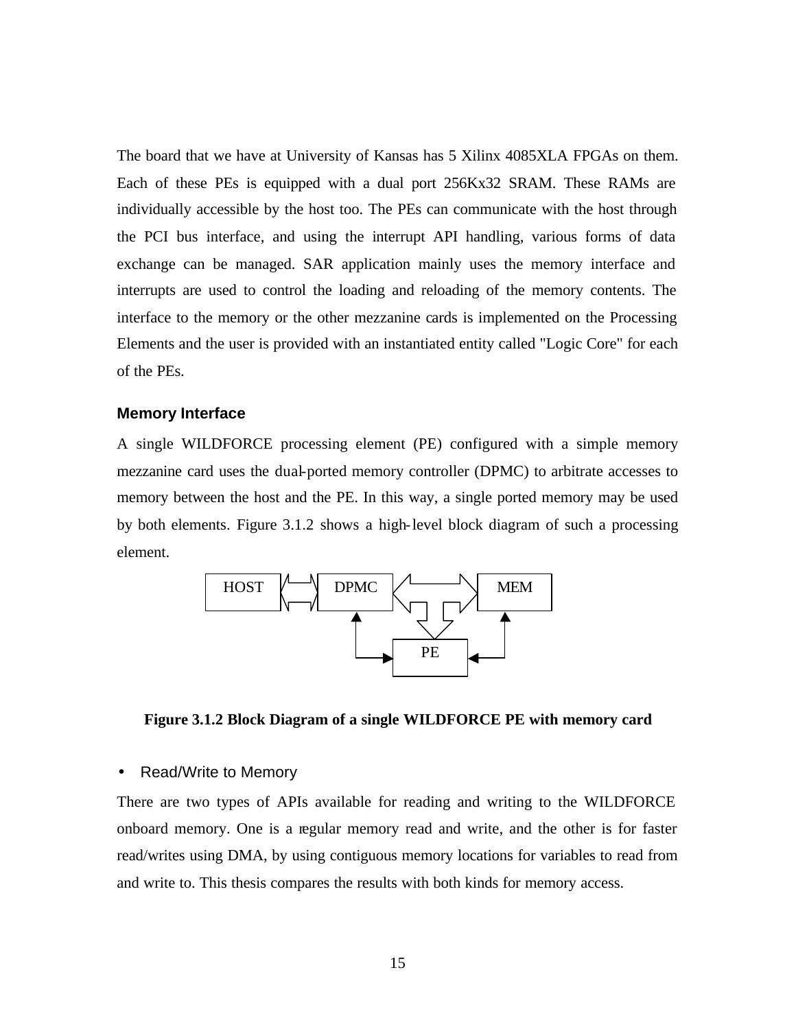The board that we have at University of Kansas has 5 Xilinx 4085XLA FPGAs on them. Each of these PEs is equipped with a dual port 256Kx32 SRAM. These RAMs are individually accessible by the host too. The PEs can communicate with the host through the PCI bus interface, and using the interrupt API handling, various forms of data exchange can be managed. SAR application mainly uses the memory interface and interrupts are used to control the loading and reloading of the memory contents. The interface to the memory or the other mezzanine cards is implemented on the Processing Elements and the user is provided with an instantiated entity called "Logic Core" for each of the PEs.

### Memory Interface

A single WILDFORCE processing element (PE) configured with a simple memory mezzanine card uses the dual-ported memory controller (DPMC) to arbitrate accesses to memory between the host and the PE. In this way, a single ported memory may be used by both elements. Figure 3.1.2 shows a high-level block diagram of such a processing element.

HOST DPMC MEM PE

**Figure 3.1.2 Block Diagram of a single WILDFORCE PE with memory card**

- Read/Write to Memory

There are two types of APIs available for reading and writing to the WILDFORCE onboard memory. One is a regular memory read and write, and the other is for faster read/writes using DMA, by using contiguous memory locations for variables to read from and write to. This thesis compares the results with both kinds for memory access.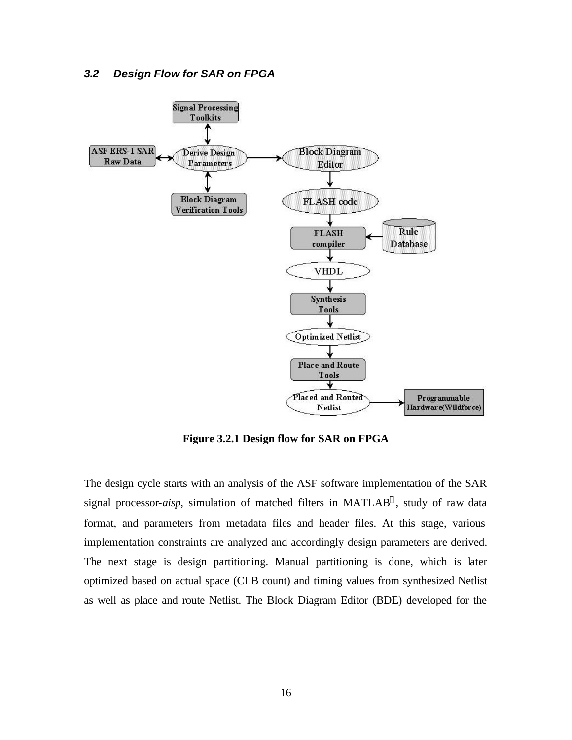### 3.2 Design Flow for SAR on FPGA

Figure 3.2.1 Design flow for SAR on FPGA

The design cycle starts with an analysis of the ASF software implementation of the SAR signal processor-*aisp*, simulation of matched filters in MATLAB, study of raw data format, and parameters from metadata files and header files. At this stage, various implementation constraints are analyzed and accordingly design parameters are derived. The next stage is design partitioning. Manual partitioning is done, which is later optimized based on actual space (CLB count) and timing values from synthesized Netlist as well as place and route Netlist. The Block Diagram Editor (BDE) developed for the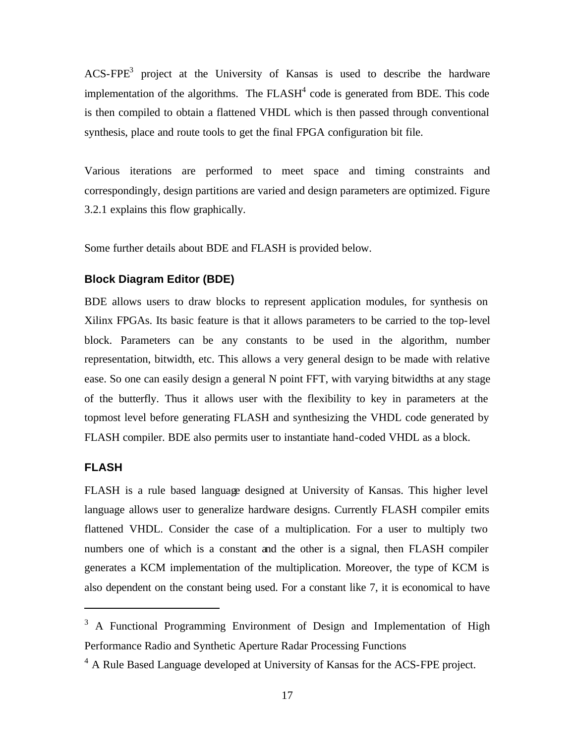ACS-FPE[3] project at the University of Kansas is used to describe the hardware implementation of the algorithms. The FLASH[4] code is generated from BDE. This code is then compiled to obtain a flattened VHDL which is then passed through conventional synthesis, place and route tools to get the final FPGA configuration bit file.

Various iterations are performed to meet space and timing constraints and correspondingly, design partitions are varied and design parameters are optimized. Figure 3.2.1 explains this flow graphically.

Some further details about BDE and FLASH is provided below.

### Block Diagram Editor (BDE)

BDE allows users to draw blocks to represent application modules, for synthesis on Xilinx FPGAs. Its basic feature is that it allows parameters to be carried to the top-level block. Parameters can be any constants to be used in the algorithm, number representation, bitwidth, etc. This allows a very general design to be made with relative ease. So one can easily design a general N point FFT, with varying bitwidths at any stage of the butterfly. Thus it allows user with the flexibility to key in parameters at the topmost level before generating FLASH and synthesizing the VHDL code generated by FLASH compiler. BDE also permits user to instantiate hand-coded VHDL as a block.

### FLASH

FLASH is a rule based language designed at University of Kansas. This higher level language allows user to generalize hardware designs. Currently FLASH compiler emits flattened VHDL. Consider the case of a multiplication. For a user to multiply two numbers one of which is a constant and the other is a signal, then FLASH compiler generates a KCM implementation of the multiplication. Moreover, the type of KCM is also dependent on the constant being used. For a constant like 7, it is economical to have

---

[3] A Functional Programming Environment of Design and Implementation of High Performance Radio and Synthetic Aperture Radar Processing Functions

[4] A Rule Based Language developed at University of Kansas for the ACS-FPE project.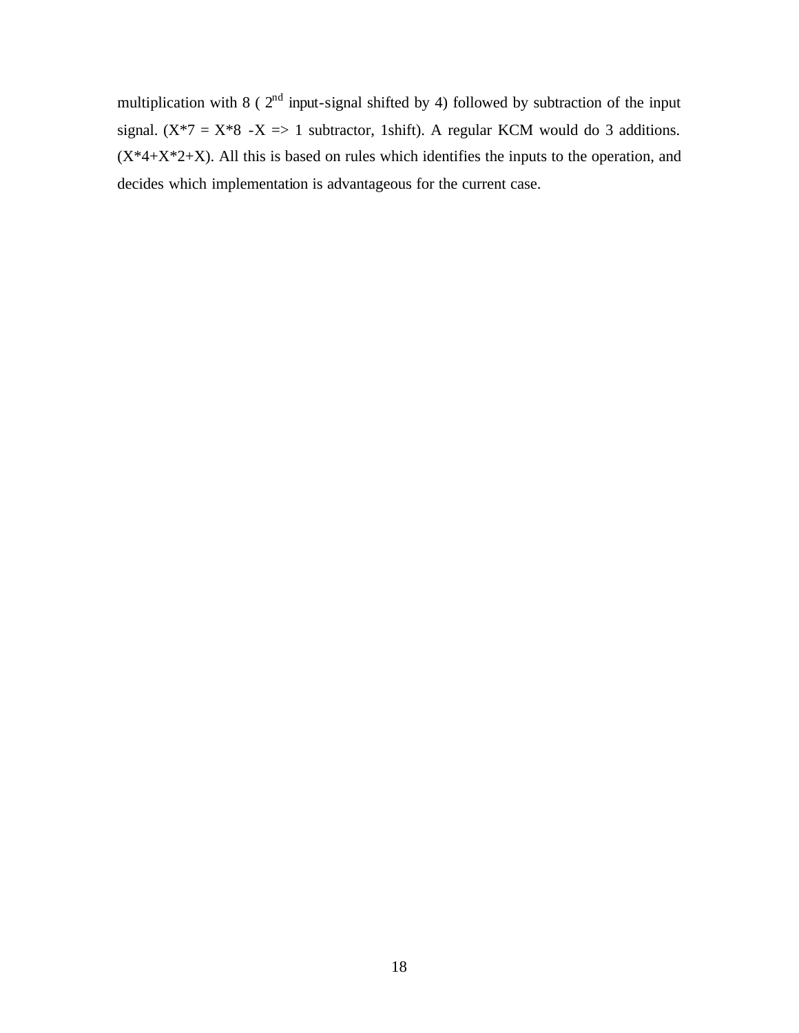multiplication with 8 ( $2^{nd}$ input-signal shifted by 4) followed by subtraction of the input signal. (X*7 = X*8 -X => 1 subtractor, 1shift). A regular KCM would do 3 additions. (X*4+X*2+X). All this is based on rules which identifies the inputs to the operation, and decides which implementation is advantageous for the current case.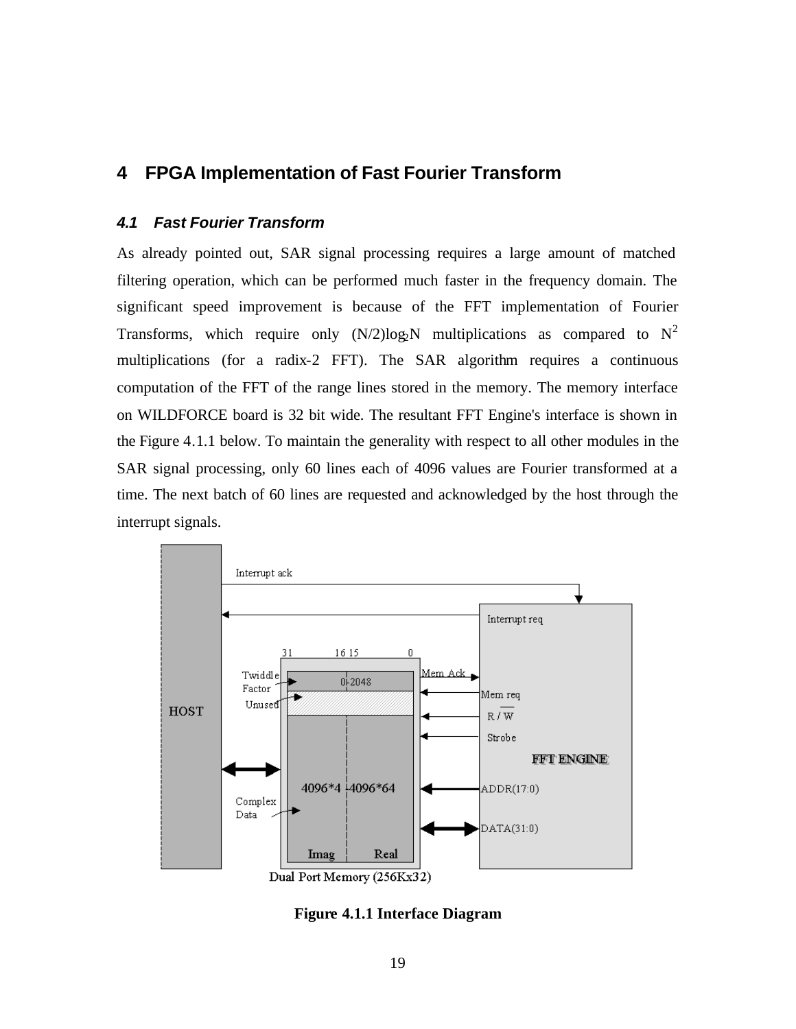# 4 FPGA Implementation of Fast Fourier Transform

## *4.1 Fast Fourier Transform*

As already pointed out, SAR signal processing requires a large amount of matched filtering operation, which can be performed much faster in the frequency domain. The significant speed improvement is because of the FFT implementation of Fourier Transforms, which require only $(N/2)\log_2 N$ multiplications as compared to $N^2$ multiplications (for a radix-2 FFT). The SAR algorithm requires a continuous computation of the FFT of the range lines stored in the memory. The memory interface on WILDFORCE board is 32 bit wide. The resultant FFT Engine's interface is shown in the Figure 4.1.1 below. To maintain the generality with respect to all other modules in the SAR signal processing, only 60 lines each of 4096 values are Fourier transformed at a time. The next batch of 60 lines are requested and acknowledged by the host through the interrupt signals.

**Figure 4.1.1 Interface Diagram**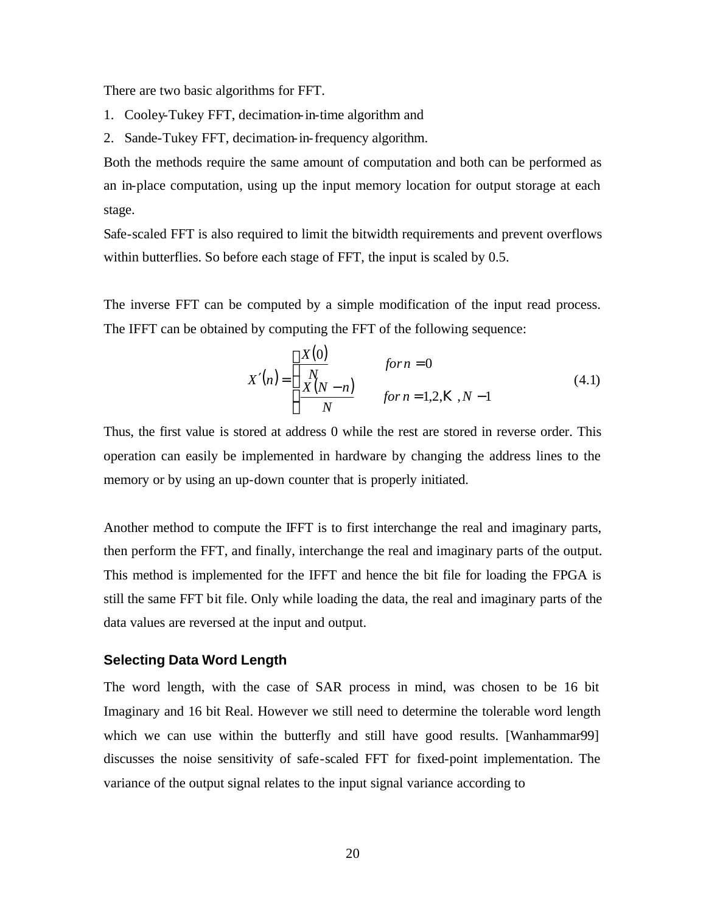There are two basic algorithms for FFT.

1. Cooley-Tukey FFT, decimation-in-time algorithm and
2. Sande-Tukey FFT, decimation-in-frequency algorithm.

Both the methods require the same amount of computation and both can be performed as an in-place computation, using up the input memory location for output storage at each stage.

Safe-scaled FFT is also required to limit the bitwidth requirements and prevent overflows within butterflies. So before each stage of FFT, the input is scaled by 0.5.

The inverse FFT can be computed by a simple modification of the input read process. The IFFT can be obtained by computing the FFT of the following sequence:

$$X'(n) = \begin{cases} \dfrac{X(0)}{N} & \text{for } n = 0 \\ \dfrac{X(N-n)}{N} & \text{for } n = 1,2,\ldots,N-1 \end{cases} \tag{4.1}$$

Thus, the first value is stored at address 0 while the rest are stored in reverse order. This operation can easily be implemented in hardware by changing the address lines to the memory or by using an up-down counter that is properly initiated.

Another method to compute the IFFT is to first interchange the real and imaginary parts, then perform the FFT, and finally, interchange the real and imaginary parts of the output. This method is implemented for the IFFT and hence the bit file for loading the FPGA is still the same FFT bit file. Only while loading the data, the real and imaginary parts of the data values are reversed at the input and output.

### Selecting Data Word Length

The word length, with the case of SAR process in mind, was chosen to be 16 bit Imaginary and 16 bit Real. However we still need to determine the tolerable word length which we can use within the butterfly and still have good results. [Wanhammar99] discusses the noise sensitivity of safe-scaled FFT for fixed-point implementation. The variance of the output signal relates to the input signal variance according to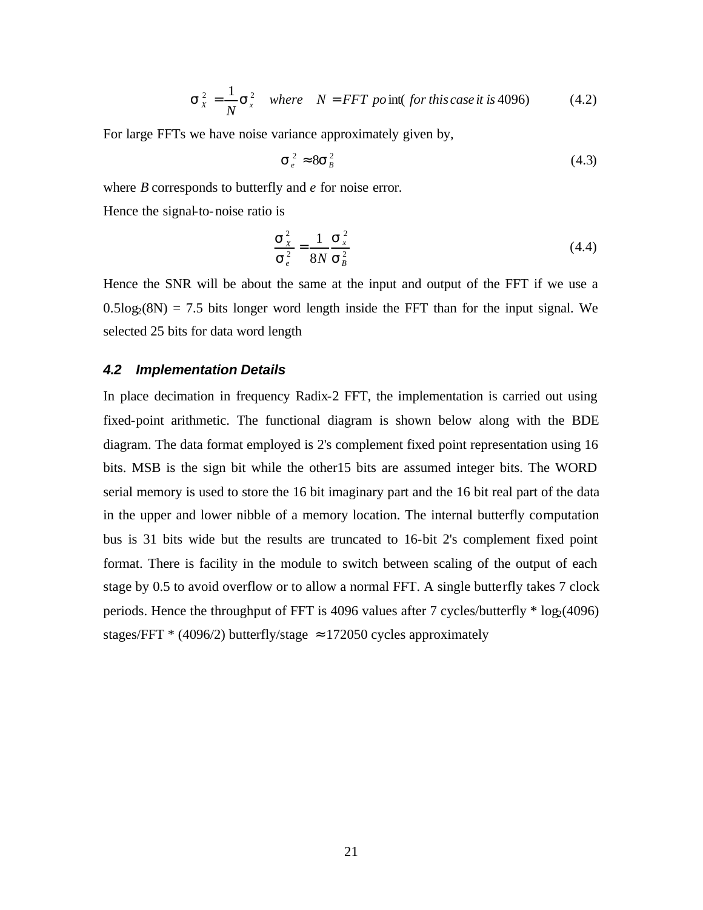$$\sigma_X^2 = \frac{1}{N}\sigma_x^2 \quad \textit{where} \quad N = FFT\ po\text{int}(\textit{ for this case it is } 4096) \tag{4.2}$$

For large FFTs we have noise variance approximately given by,

$$\sigma_e^2 \approx 8\sigma_B^2 \tag{4.3}$$

where *B* corresponds to butterfly and *e* for noise error.

Hence the signal-to-noise ratio is

$$\frac{\sigma_X^2}{\sigma_e^2} = \frac{1}{8N}\frac{\sigma_x^2}{\sigma_B^2} \tag{4.4}$$

Hence the SNR will be about the same at the input and output of the FFT if we use a $0.5\log_2(8N) = 7.5$ bits longer word length inside the FFT than for the input signal. We selected 25 bits for data word length

### 4.2 Implementation Details

In place decimation in frequency Radix-2 FFT, the implementation is carried out using fixed-point arithmetic. The functional diagram is shown below along with the BDE diagram. The data format employed is 2's complement fixed point representation using 16 bits. MSB is the sign bit while the other15 bits are assumed integer bits. The WORD serial memory is used to store the 16 bit imaginary part and the 16 bit real part of the data in the upper and lower nibble of a memory location. The internal butterfly computation bus is 31 bits wide but the results are truncated to 16-bit 2's complement fixed point format. There is facility in the module to switch between scaling of the output of each stage by 0.5 to avoid overflow or to allow a normal FFT. A single butterfly takes 7 clock periods. Hence the throughput of FFT is 4096 values after 7 cycles/butterfly * $\log_2(4096)$ stages/FFT * (4096/2) butterfly/stage $\approx$ 172050 cycles approximately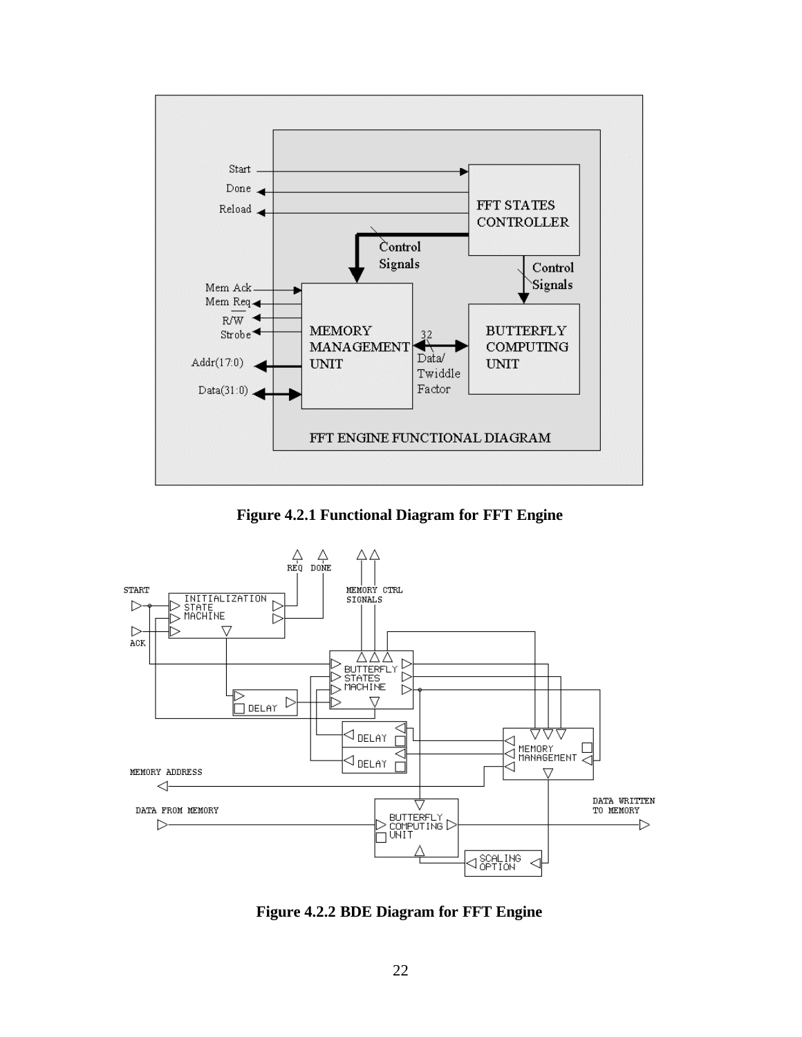**Figure 4.2.1 Functional Diagram for FFT Engine**

**Figure 4.2.2 BDE Diagram for FFT Engine**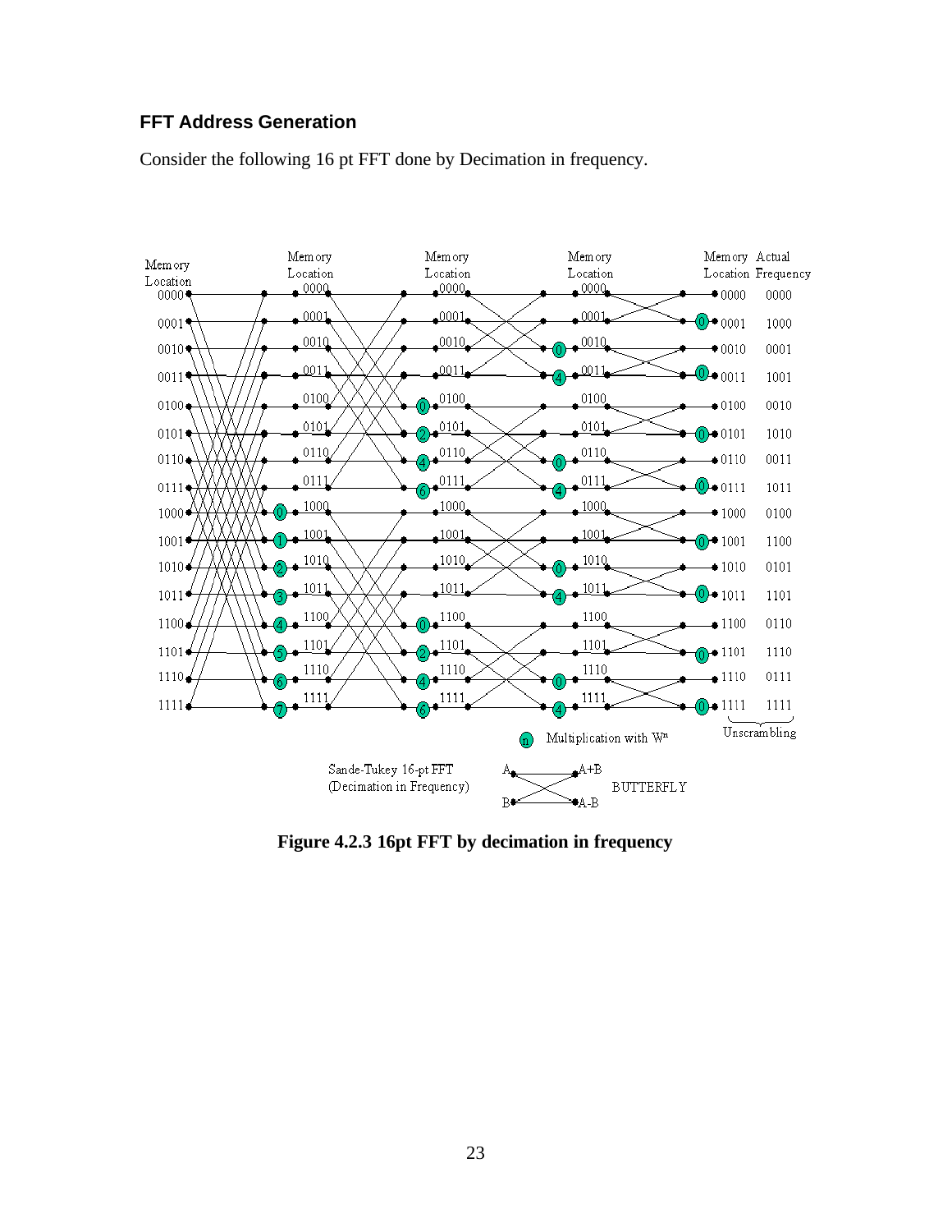### FFT Address Generation

Consider the following 16 pt FFT done by Decimation in frequency.

**Figure 4.2.3 16pt FFT by decimation in frequency**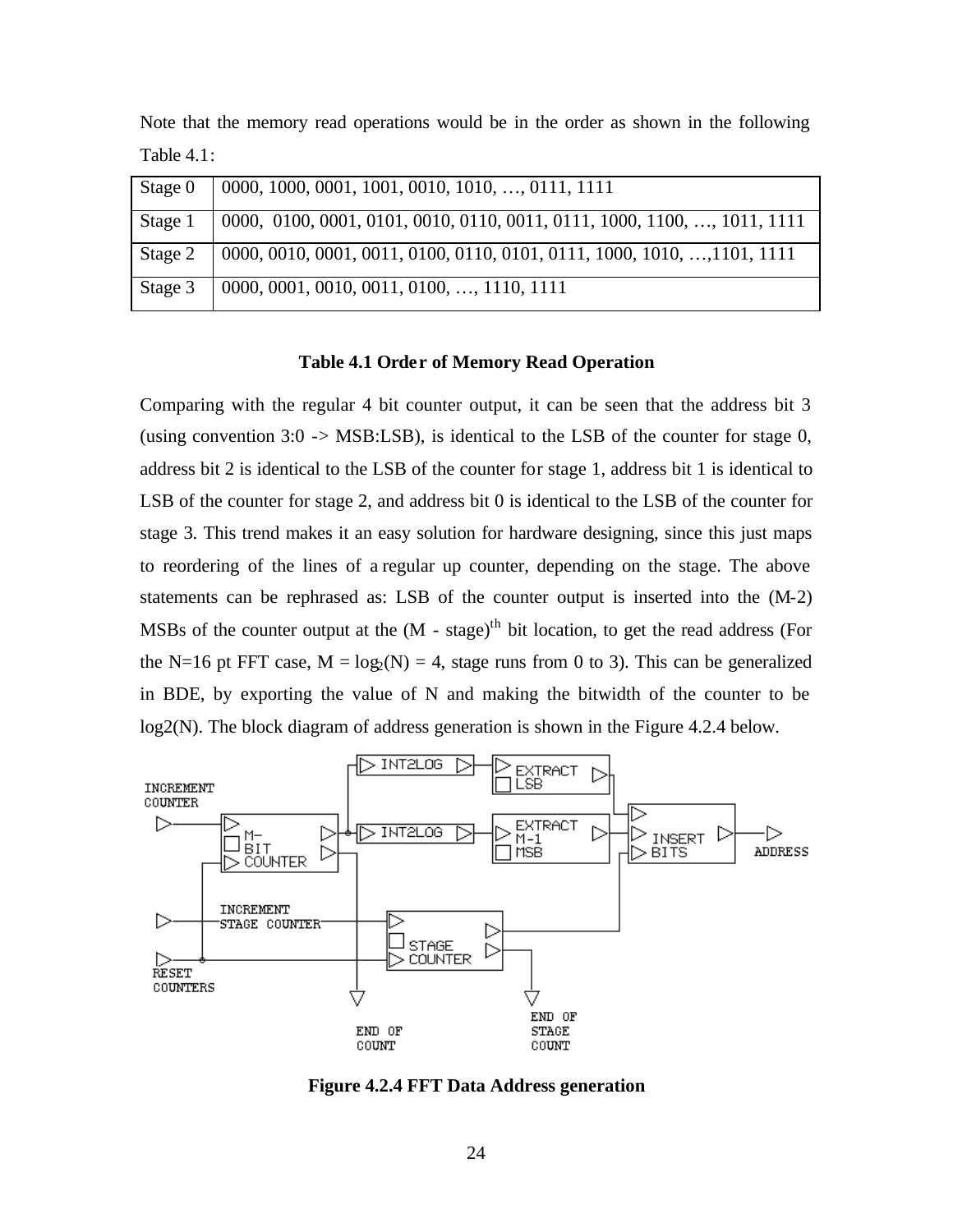Note that the memory read operations would be in the order as shown in the following Table 4.1:

| Stage 0 | 0000, 1000, 0001, 1001, 0010, 1010, …, 0111, 1111 |
|---|---|
| Stage 1 | 0000, 0100, 0001, 0101, 0010, 0110, 0011, 0111, 1000, 1100, …, 1011, 1111 |
| Stage 2 | 0000, 0010, 0001, 0011, 0100, 0110, 0101, 0111, 1000, 1010, …,1101, 1111 |
| Stage 3 | 0000, 0001, 0010, 0011, 0100, …, 1110, 1111 |

**Table 4.1 Order of Memory Read Operation**

Comparing with the regular 4 bit counter output, it can be seen that the address bit 3 (using convention 3:0 -> MSB:LSB), is identical to the LSB of the counter for stage 0, address bit 2 is identical to the LSB of the counter for stage 1, address bit 1 is identical to LSB of the counter for stage 2, and address bit 0 is identical to the LSB of the counter for stage 3. This trend makes it an easy solution for hardware designing, since this just maps to reordering of the lines of a regular up counter, depending on the stage. The above statements can be rephrased as: LSB of the counter output is inserted into the (M-2) MSBs of the counter output at the (M - stage)$^{th}$ bit location, to get the read address (For the N=16 pt FFT case, $M = \log_2(N) = 4$, stage runs from 0 to 3). This can be generalized in BDE, by exporting the value of N and making the bitwidth of the counter to be log2(N). The block diagram of address generation is shown in the Figure 4.2.4 below.

**Figure 4.2.4 FFT Data Address generation**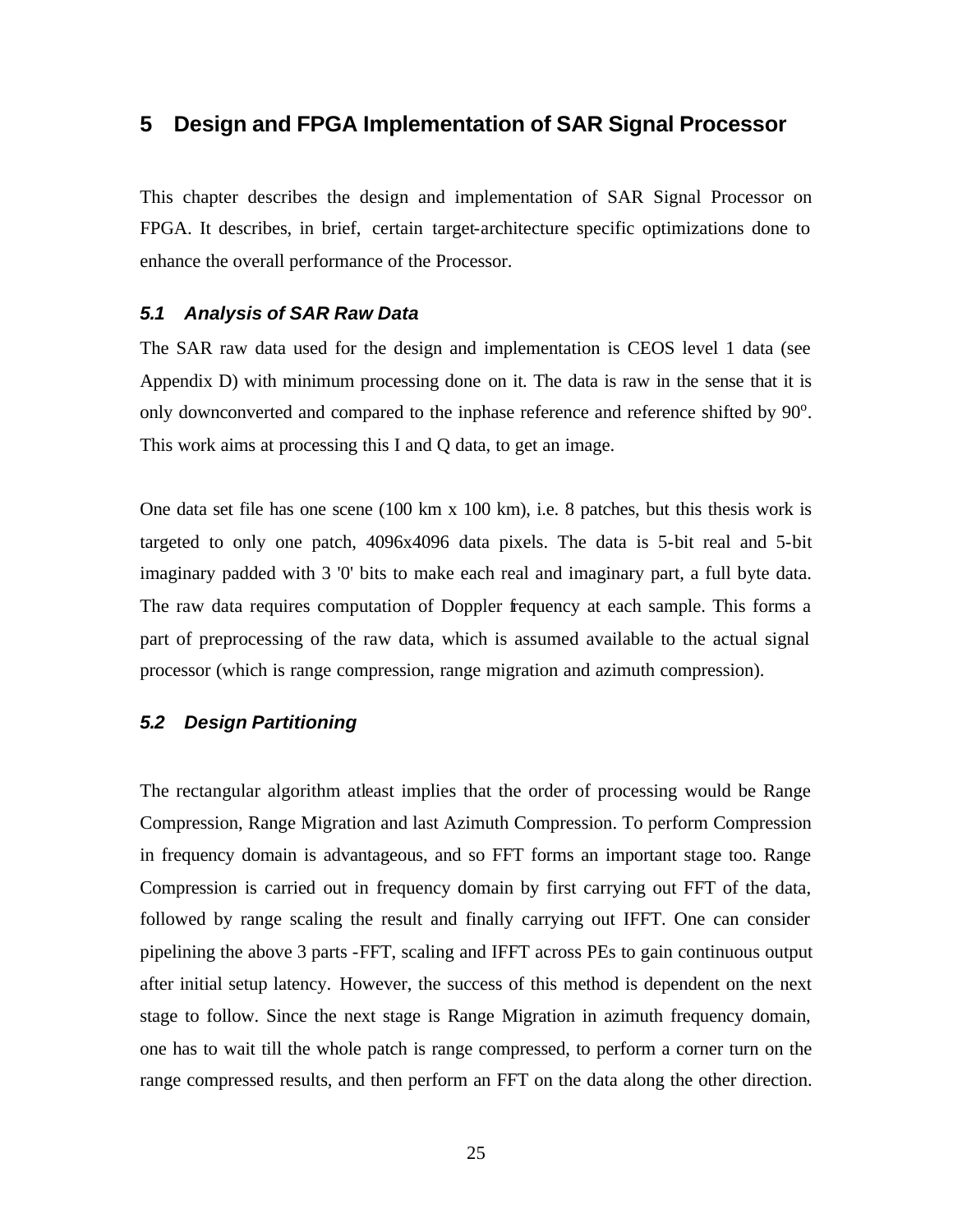# 5 Design and FPGA Implementation of SAR Signal Processor

This chapter describes the design and implementation of SAR Signal Processor on FPGA. It describes, in brief, certain target-architecture specific optimizations done to enhance the overall performance of the Processor.

### 5.1 Analysis of SAR Raw Data

The SAR raw data used for the design and implementation is CEOS level 1 data (see Appendix D) with minimum processing done on it. The data is raw in the sense that it is only downconverted and compared to the inphase reference and reference shifted by $90^o$. This work aims at processing this I and Q data, to get an image.

One data set file has one scene (100 km x 100 km), i.e. 8 patches, but this thesis work is targeted to only one patch, 4096x4096 data pixels. The data is 5-bit real and 5-bit imaginary padded with 3 '0' bits to make each real and imaginary part, a full byte data. The raw data requires computation of Doppler frequency at each sample. This forms a part of preprocessing of the raw data, which is assumed available to the actual signal processor (which is range compression, range migration and azimuth compression).

### 5.2 Design Partitioning

The rectangular algorithm atleast implies that the order of processing would be Range Compression, Range Migration and last Azimuth Compression. To perform Compression in frequency domain is advantageous, and so FFT forms an important stage too. Range Compression is carried out in frequency domain by first carrying out FFT of the data, followed by range scaling the result and finally carrying out IFFT. One can consider pipelining the above 3 parts -FFT, scaling and IFFT across PEs to gain continuous output after initial setup latency. However, the success of this method is dependent on the next stage to follow. Since the next stage is Range Migration in azimuth frequency domain, one has to wait till the whole patch is range compressed, to perform a corner turn on the range compressed results, and then perform an FFT on the data along the other direction.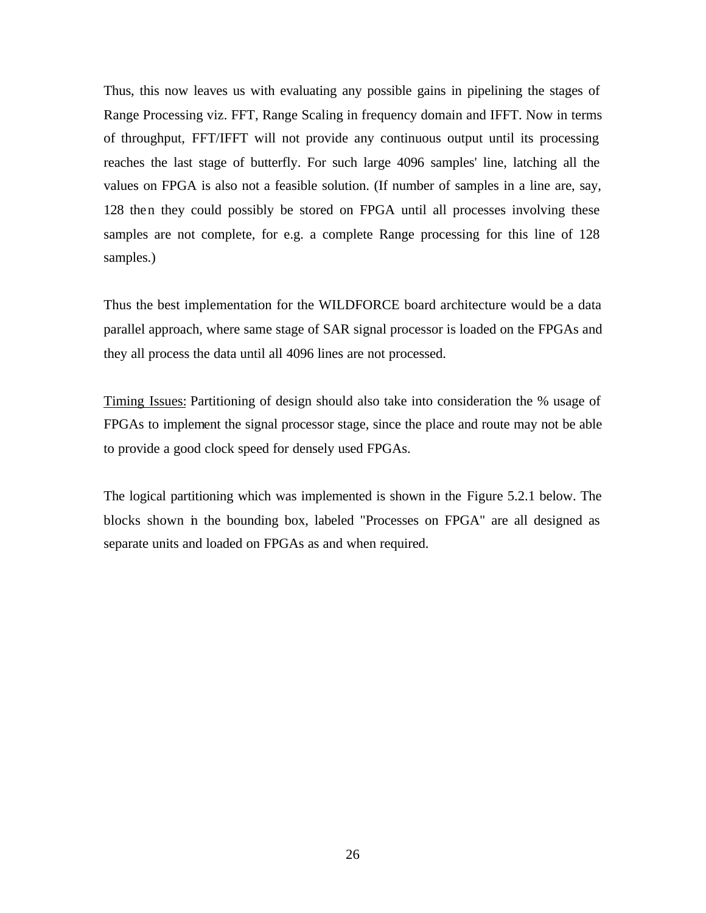Thus, this now leaves us with evaluating any possible gains in pipelining the stages of Range Processing viz. FFT, Range Scaling in frequency domain and IFFT. Now in terms of throughput, FFT/IFFT will not provide any continuous output until its processing reaches the last stage of butterfly. For such large 4096 samples' line, latching all the values on FPGA is also not a feasible solution. (If number of samples in a line are, say, 128 then they could possibly be stored on FPGA until all processes involving these samples are not complete, for e.g. a complete Range processing for this line of 128 samples.)

Thus the best implementation for the WILDFORCE board architecture would be a data parallel approach, where same stage of SAR signal processor is loaded on the FPGAs and they all process the data until all 4096 lines are not processed.

Timing Issues: Partitioning of design should also take into consideration the % usage of FPGAs to implement the signal processor stage, since the place and route may not be able to provide a good clock speed for densely used FPGAs.

The logical partitioning which was implemented is shown in the Figure 5.2.1 below. The blocks shown in the bounding box, labeled "Processes on FPGA" are all designed as separate units and loaded on FPGAs as and when required.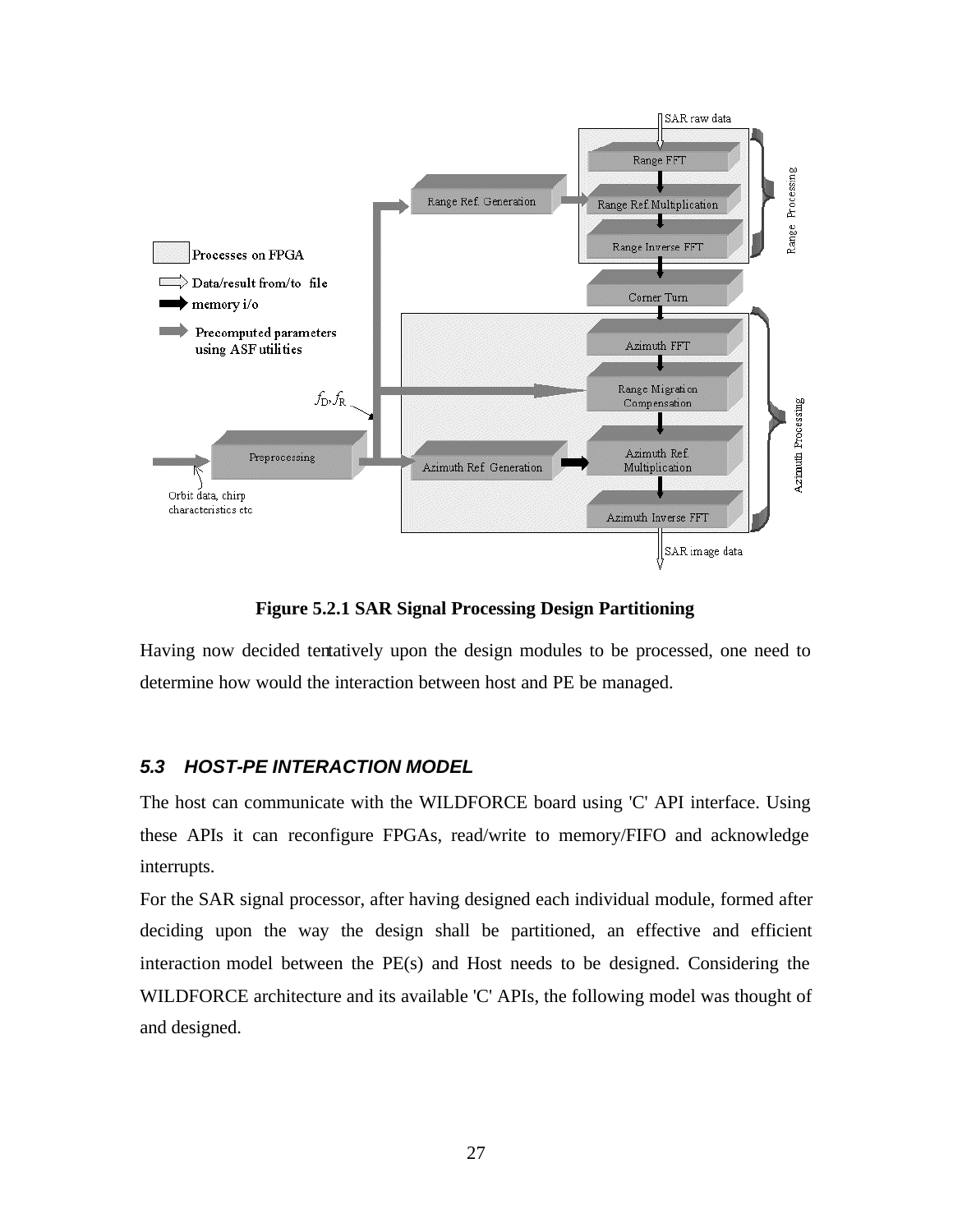**Figure 5.2.1 SAR Signal Processing Design Partitioning**

Having now decided tentatively upon the design modules to be processed, one need to determine how would the interaction between host and PE be managed.

### *5.3 HOST-PE INTERACTION MODEL*

The host can communicate with the WILDFORCE board using 'C' API interface. Using these APIs it can reconfigure FPGAs, read/write to memory/FIFO and acknowledge interrupts.

For the SAR signal processor, after having designed each individual module, formed after deciding upon the way the design shall be partitioned, an effective and efficient interaction model between the PE(s) and Host needs to be designed. Considering the WILDFORCE architecture and its available 'C' APIs, the following model was thought of and designed.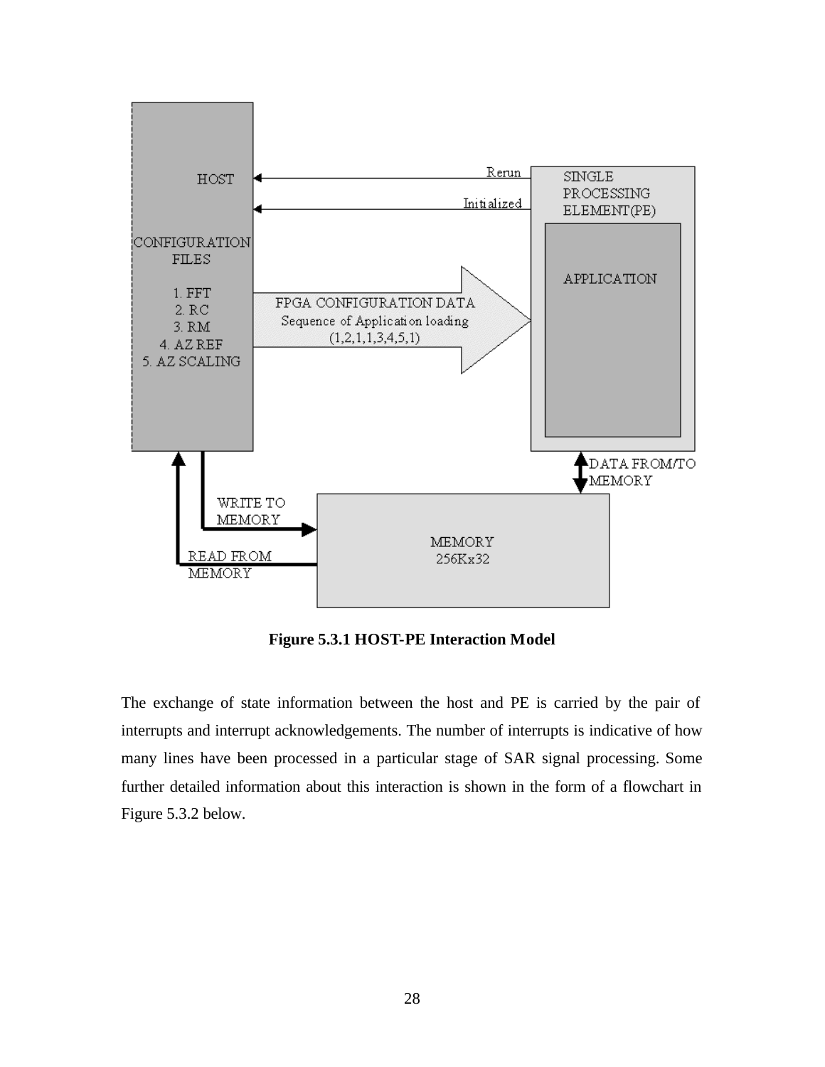**Figure 5.3.1 HOST-PE Interaction Model**

The exchange of state information between the host and PE is carried by the pair of interrupts and interrupt acknowledgements. The number of interrupts is indicative of how many lines have been processed in a particular stage of SAR signal processing. Some further detailed information about this interaction is shown in the form of a flowchart in Figure 5.3.2 below.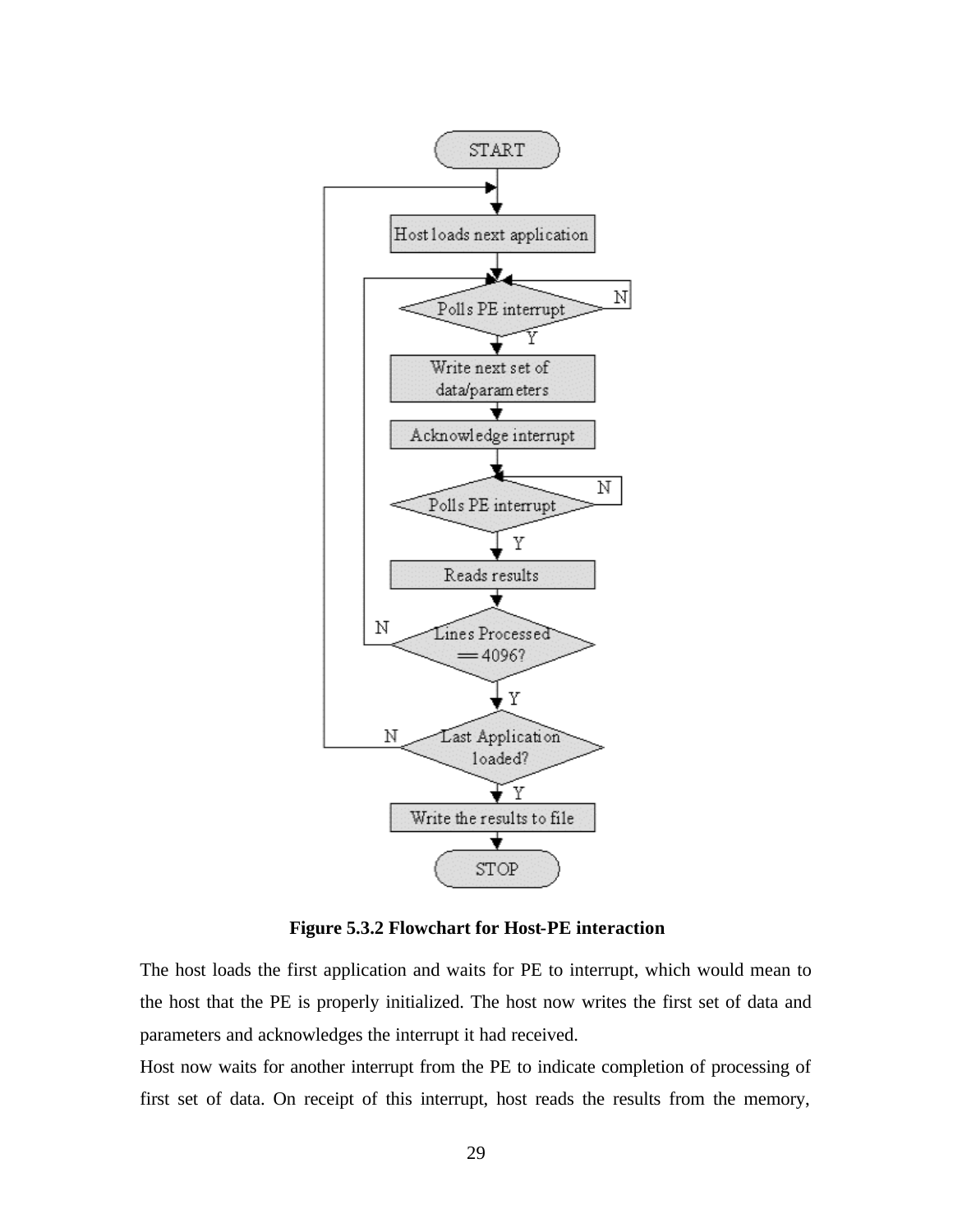**Figure 5.3.2 Flowchart for Host-PE interaction**

The host loads the first application and waits for PE to interrupt, which would mean to the host that the PE is properly initialized. The host now writes the first set of data and parameters and acknowledges the interrupt it had received.

Host now waits for another interrupt from the PE to indicate completion of processing of first set of data. On receipt of this interrupt, host reads the results from the memory,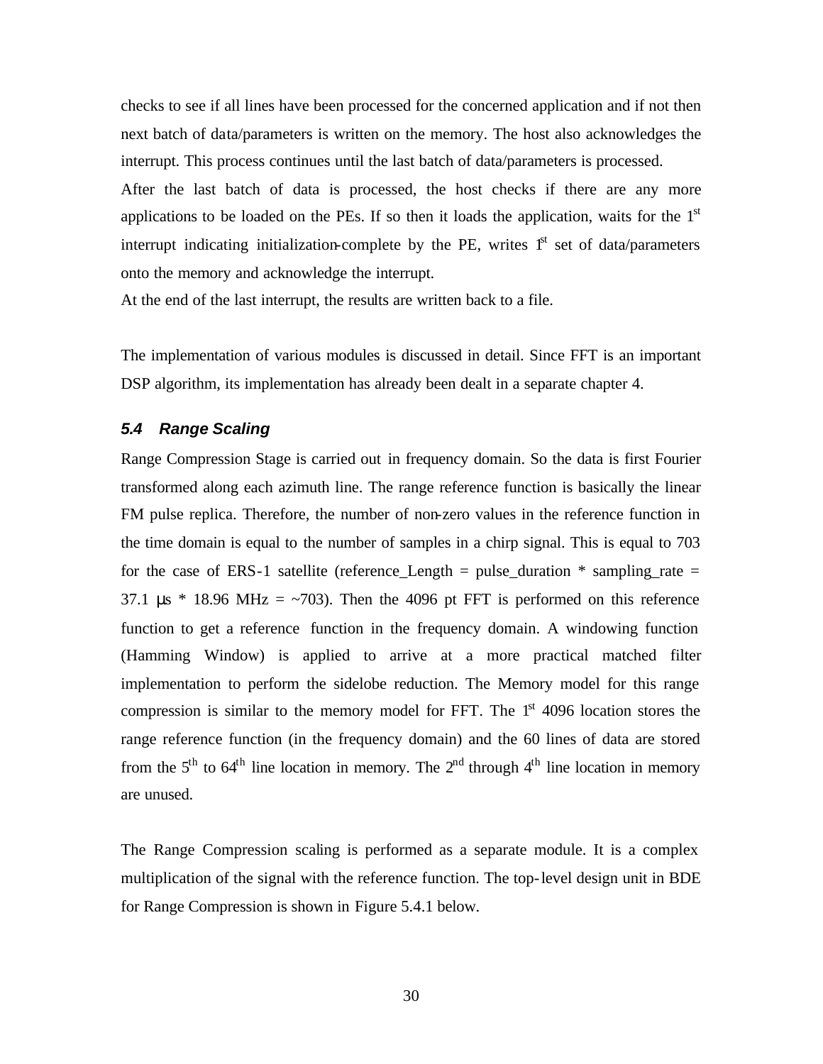checks to see if all lines have been processed for the concerned application and if not then next batch of data/parameters is written on the memory. The host also acknowledges the interrupt. This process continues until the last batch of data/parameters is processed.

After the last batch of data is processed, the host checks if there are any more applications to be loaded on the PEs. If so then it loads the application, waits for the $1^{st}$ interrupt indicating initialization-complete by the PE, writes $1^{st}$ set of data/parameters onto the memory and acknowledge the interrupt.

At the end of the last interrupt, the results are written back to a file.

The implementation of various modules is discussed in detail. Since FFT is an important DSP algorithm, its implementation has already been dealt in a separate chapter 4.

### *5.4 Range Scaling*

Range Compression Stage is carried out in frequency domain. So the data is first Fourier transformed along each azimuth line. The range reference function is basically the linear FM pulse replica. Therefore, the number of non-zero values in the reference function in the time domain is equal to the number of samples in a chirp signal. This is equal to 703 for the case of ERS-1 satellite (reference_Length = pulse_duration * sampling_rate = 37.1 μs * 18.96 MHz = ~703). Then the 4096 pt FFT is performed on this reference function to get a reference function in the frequency domain. A windowing function (Hamming Window) is applied to arrive at a more practical matched filter implementation to perform the sidelobe reduction. The Memory model for this range compression is similar to the memory model for FFT. The $1^{st}$ 4096 location stores the range reference function (in the frequency domain) and the 60 lines of data are stored from the $5^{th}$ to $64^{th}$ line location in memory. The $2^{nd}$ through $4^{th}$ line location in memory are unused.

The Range Compression scaling is performed as a separate module. It is a complex multiplication of the signal with the reference function. The top-level design unit in BDE for Range Compression is shown in Figure 5.4.1 below.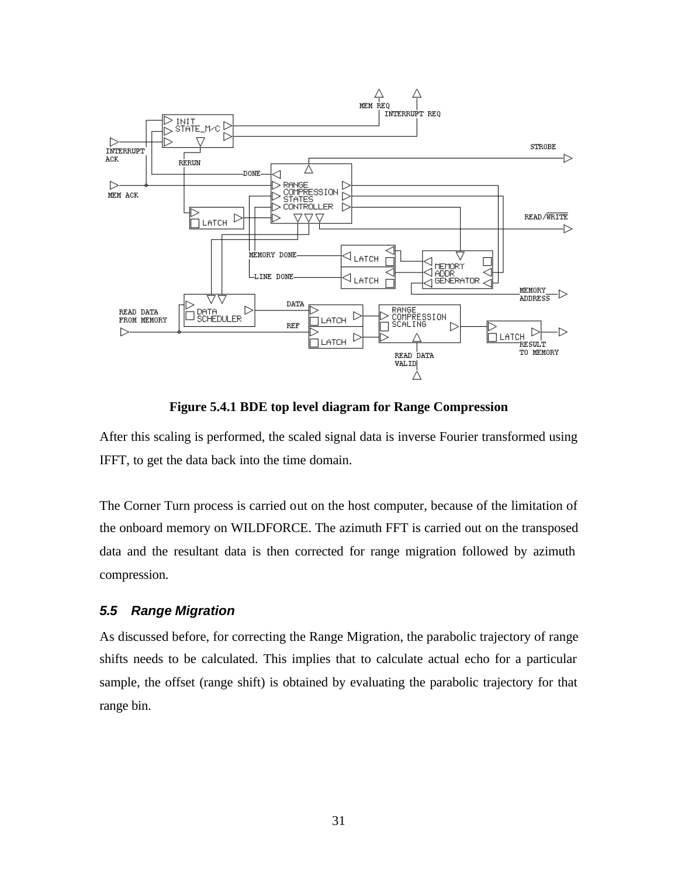**Figure 5.4.1 BDE top level diagram for Range Compression**

After this scaling is performed, the scaled signal data is inverse Fourier transformed using IFFT, to get the data back into the time domain.

The Corner Turn process is carried out on the host computer, because of the limitation of the onboard memory on WILDFORCE. The azimuth FFT is carried out on the transposed data and the resultant data is then corrected for range migration followed by azimuth compression.

### *5.5 Range Migration*

As discussed before, for correcting the Range Migration, the parabolic trajectory of range shifts needs to be calculated. This implies that to calculate actual echo for a particular sample, the offset (range shift) is obtained by evaluating the parabolic trajectory for that range bin.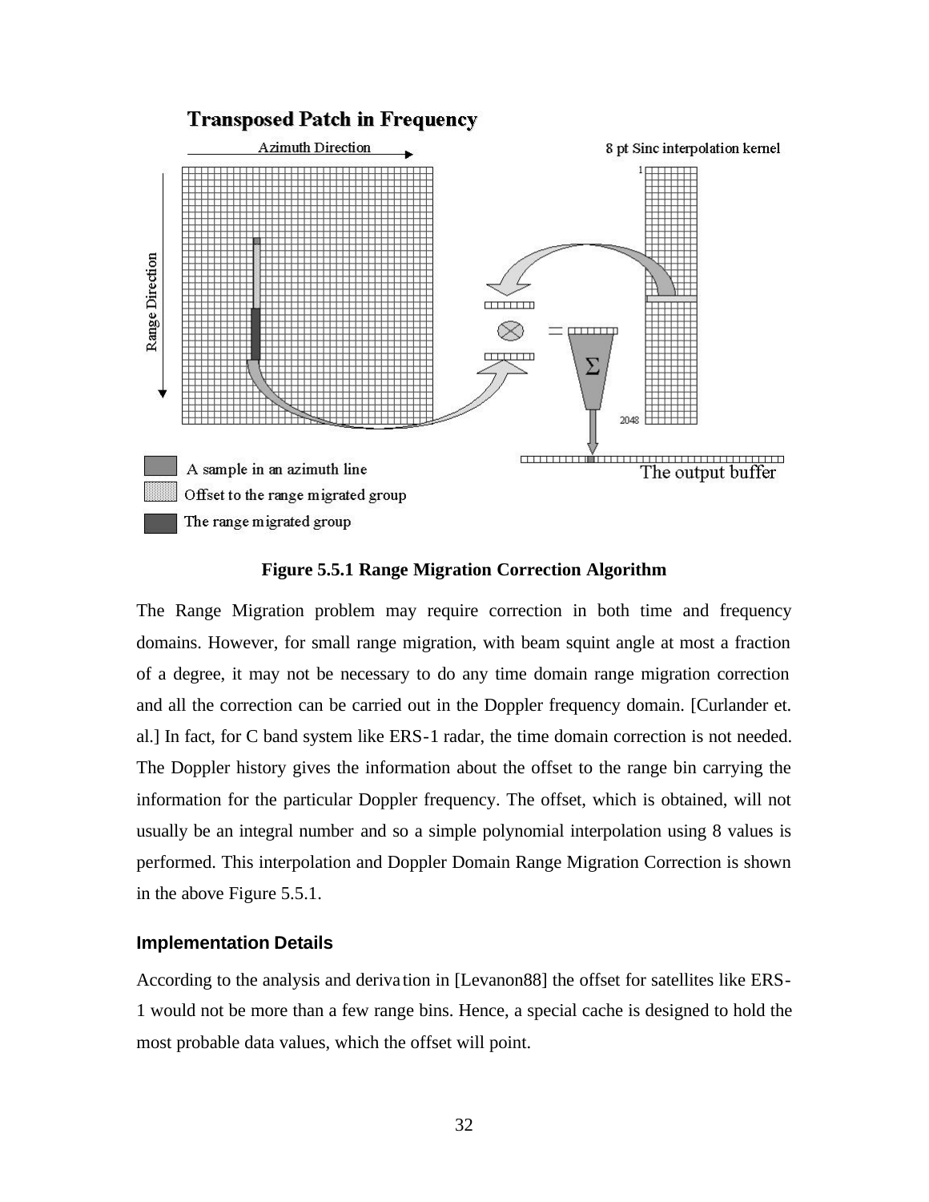**Figure 5.5.1 Range Migration Correction Algorithm**

The Range Migration problem may require correction in both time and frequency domains. However, for small range migration, with beam squint angle at most a fraction of a degree, it may not be necessary to do any time domain range migration correction and all the correction can be carried out in the Doppler frequency domain. [Curlander et. al.] In fact, for C band system like ERS-1 radar, the time domain correction is not needed. The Doppler history gives the information about the offset to the range bin carrying the information for the particular Doppler frequency. The offset, which is obtained, will not usually be an integral number and so a simple polynomial interpolation using 8 values is performed. This interpolation and Doppler Domain Range Migration Correction is shown in the above Figure 5.5.1.

### Implementation Details

According to the analysis and derivation in [Levanon88] the offset for satellites like ERS-1 would not be more than a few range bins. Hence, a special cache is designed to hold the most probable data values, which the offset will point.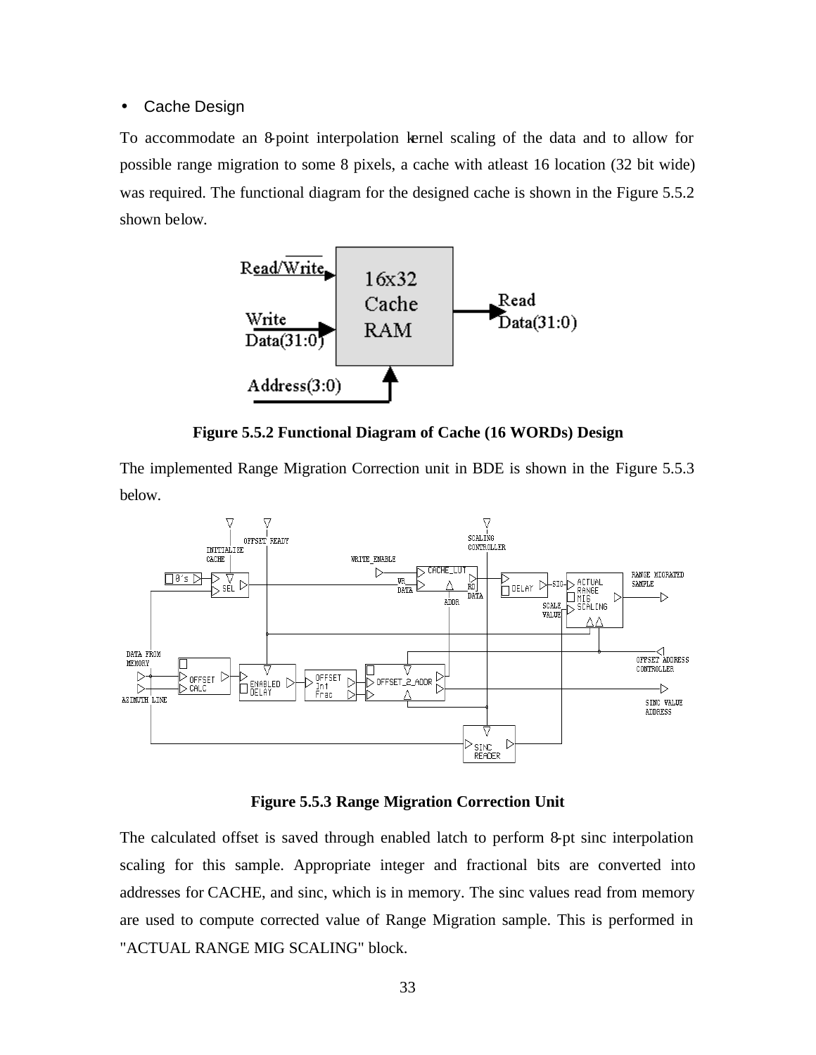- Cache Design

To accommodate an 8-point interpolation kernel scaling of the data and to allow for possible range migration to some 8 pixels, a cache with atleast 16 location (32 bit wide) was required. The functional diagram for the designed cache is shown in the Figure 5.5.2 shown below.

**Figure 5.5.2 Functional Diagram of Cache (16 WORDs) Design**

The implemented Range Migration Correction unit in BDE is shown in the Figure 5.5.3 below.

**Figure 5.5.3 Range Migration Correction Unit**

The calculated offset is saved through enabled latch to perform 8-pt sinc interpolation scaling for this sample. Appropriate integer and fractional bits are converted into addresses for CACHE, and sinc, which is in memory. The sinc values read from memory are used to compute corrected value of Range Migration sample. This is performed in "ACTUAL RANGE MIG SCALING" block.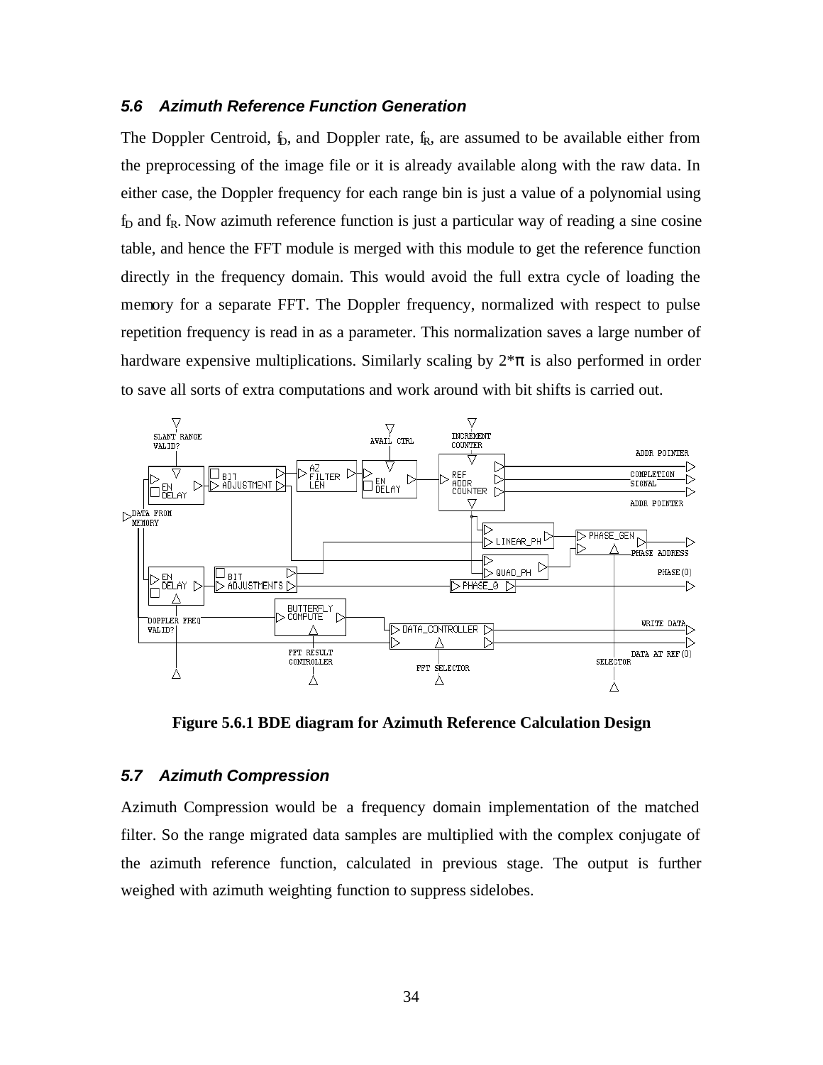### *5.6 Azimuth Reference Function Generation*

The Doppler Centroid, $f_D$, and Doppler rate, $f_R$, are assumed to be available either from the preprocessing of the image file or it is already available along with the raw data. In either case, the Doppler frequency for each range bin is just a value of a polynomial using $f_D$ and $f_R$. Now azimuth reference function is just a particular way of reading a sine cosine table, and hence the FFT module is merged with this module to get the reference function directly in the frequency domain. This would avoid the full extra cycle of loading the memory for a separate FFT. The Doppler frequency, normalized with respect to pulse repetition frequency is read in as a parameter. This normalization saves a large number of hardware expensive multiplications. Similarly scaling by $2*\pi$ is also performed in order to save all sorts of extra computations and work around with bit shifts is carried out.

**Figure 5.6.1 BDE diagram for Azimuth Reference Calculation Design**

### *5.7 Azimuth Compression*

Azimuth Compression would be a frequency domain implementation of the matched filter. So the range migrated data samples are multiplied with the complex conjugate of the azimuth reference function, calculated in previous stage. The output is further weighed with azimuth weighting function to suppress sidelobes.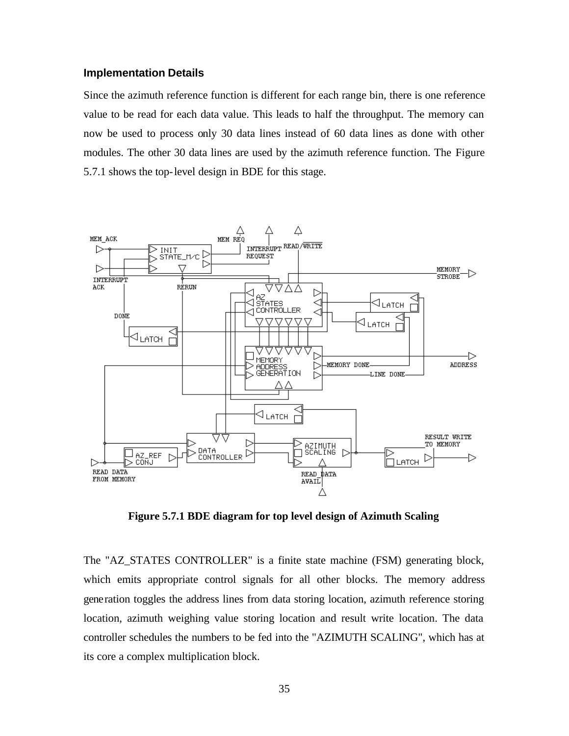### Implementation Details

Since the azimuth reference function is different for each range bin, there is one reference value to be read for each data value. This leads to half the throughput. The memory can now be used to process only 30 data lines instead of 60 data lines as done with other modules. The other 30 data lines are used by the azimuth reference function. The Figure 5.7.1 shows the top-level design in BDE for this stage.

**Figure 5.7.1 BDE diagram for top level design of Azimuth Scaling**

The "AZ_STATES CONTROLLER" is a finite state machine (FSM) generating block, which emits appropriate control signals for all other blocks. The memory address generation toggles the address lines from data storing location, azimuth reference storing location, azimuth weighing value storing location and result write location. The data controller schedules the numbers to be fed into the "AZIMUTH SCALING", which has at its core a complex multiplication block.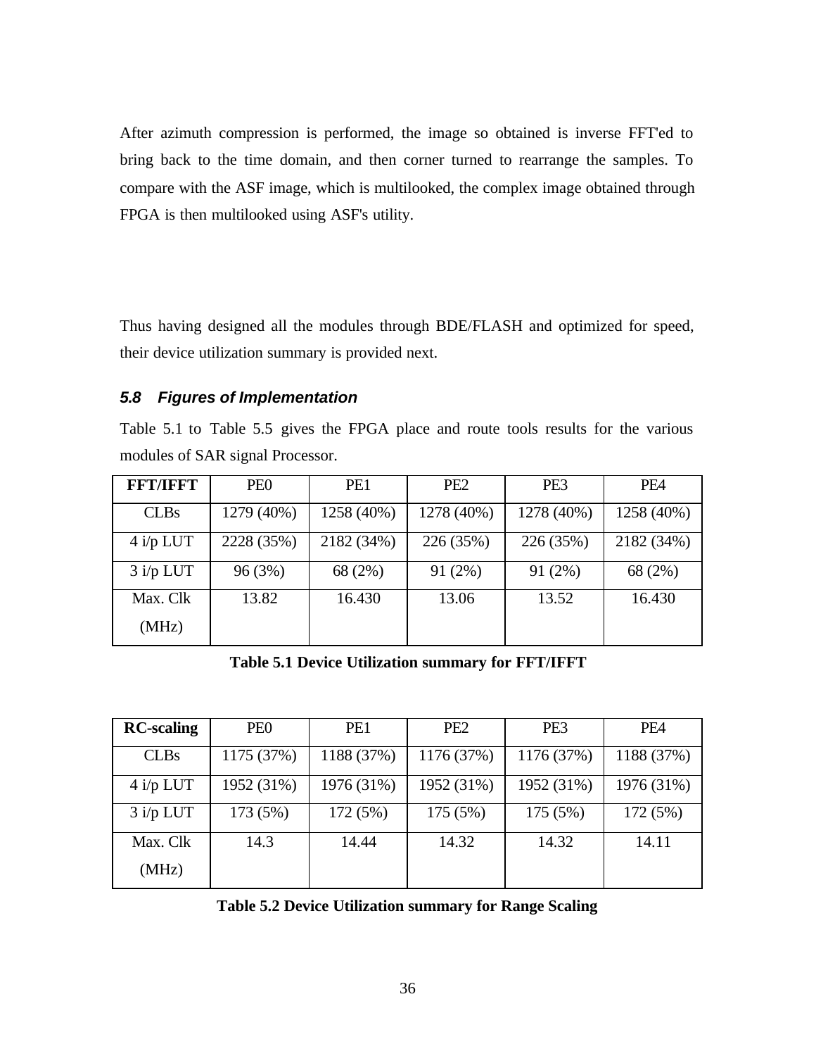After azimuth compression is performed, the image so obtained is inverse FFT'ed to bring back to the time domain, and then corner turned to rearrange the samples. To compare with the ASF image, which is multilooked, the complex image obtained through FPGA is then multilooked using ASF's utility.

Thus having designed all the modules through BDE/FLASH and optimized for speed, their device utilization summary is provided next.

### *5.8 Figures of Implementation*

Table 5.1 to Table 5.5 gives the FPGA place and route tools results for the various modules of SAR signal Processor.

| **FFT/IFFT** | PE0 | PE1 | PE2 | PE3 | PE4 |
|---|---|---|---|---|---|
| CLBs | 1279 (40%) | 1258 (40%) | 1278 (40%) | 1278 (40%) | 1258 (40%) |
| 4 i/p LUT | 2228 (35%) | 2182 (34%) | 226 (35%) | 226 (35%) | 2182 (34%) |
| 3 i/p LUT | 96 (3%) | 68 (2%) | 91 (2%) | 91 (2%) | 68 (2%) |
| Max. Clk (MHz) | 13.82 | 16.430 | 13.06 | 13.52 | 16.430 |

**Table 5.1 Device Utilization summary for FFT/IFFT**

| **RC-scaling** | PE0 | PE1 | PE2 | PE3 | PE4 |
|---|---|---|---|---|---|
| CLBs | 1175 (37%) | 1188 (37%) | 1176 (37%) | 1176 (37%) | 1188 (37%) |
| 4 i/p LUT | 1952 (31%) | 1976 (31%) | 1952 (31%) | 1952 (31%) | 1976 (31%) |
| 3 i/p LUT | 173 (5%) | 172 (5%) | 175 (5%) | 175 (5%) | 172 (5%) |
| Max. Clk (MHz) | 14.3 | 14.44 | 14.32 | 14.32 | 14.11 |

**Table 5.2 Device Utilization summary for Range Scaling**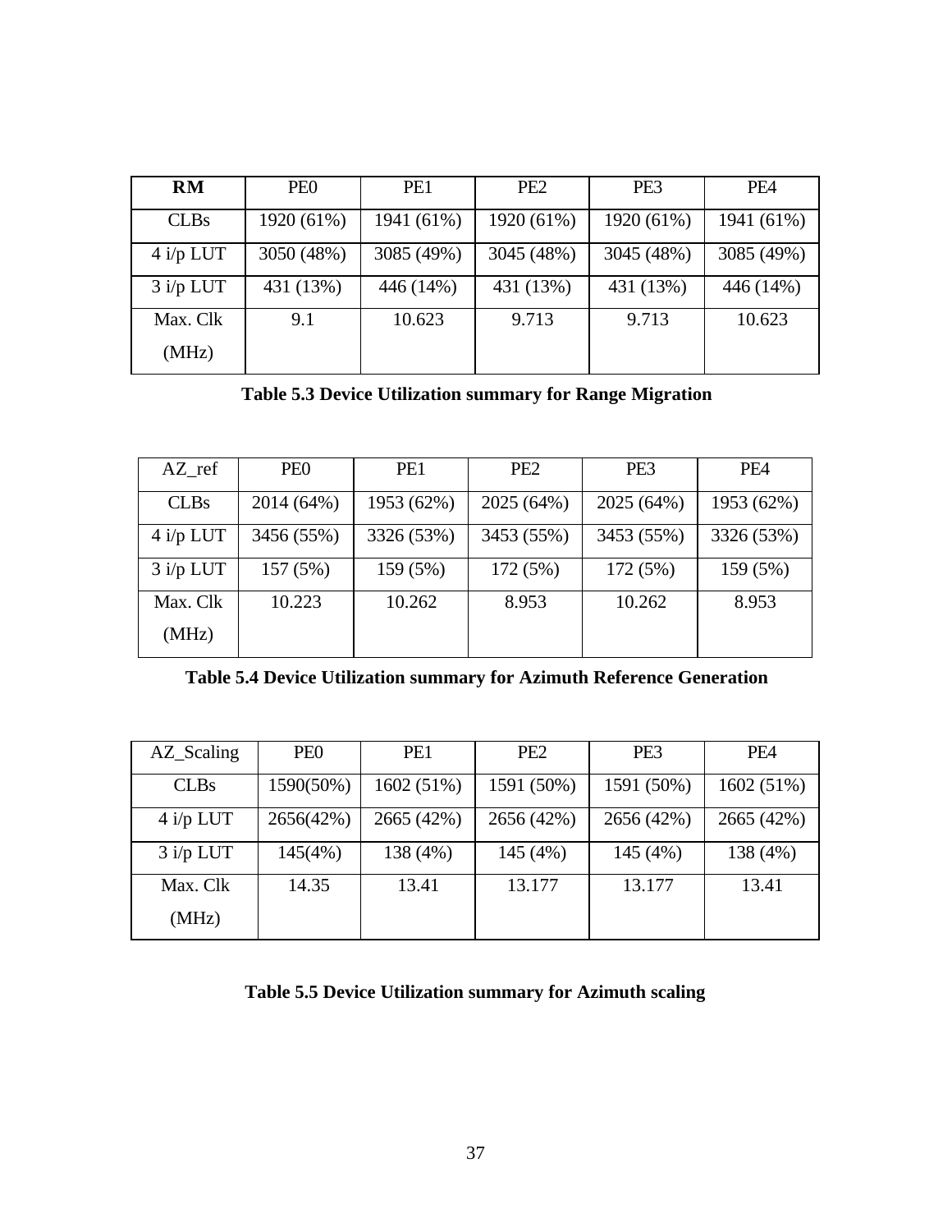| **RM** | PE0 | PE1 | PE2 | PE3 | PE4 |
|---|---|---|---|---|---|
| CLBs | 1920 (61%) | 1941 (61%) | 1920 (61%) | 1920 (61%) | 1941 (61%) |
| 4 i/p LUT | 3050 (48%) | 3085 (49%) | 3045 (48%) | 3045 (48%) | 3085 (49%) |
| 3 i/p LUT | 431 (13%) | 446 (14%) | 431 (13%) | 431 (13%) | 446 (14%) |
| Max. Clk (MHz) | 9.1 | 10.623 | 9.713 | 9.713 | 10.623 |

**Table 5.3 Device Utilization summary for Range Migration**

| AZ_ref | PE0 | PE1 | PE2 | PE3 | PE4 |
|---|---|---|---|---|---|
| CLBs | 2014 (64%) | 1953 (62%) | 2025 (64%) | 2025 (64%) | 1953 (62%) |
| 4 i/p LUT | 3456 (55%) | 3326 (53%) | 3453 (55%) | 3453 (55%) | 3326 (53%) |
| 3 i/p LUT | 157 (5%) | 159 (5%) | 172 (5%) | 172 (5%) | 159 (5%) |
| Max. Clk (MHz) | 10.223 | 10.262 | 8.953 | 10.262 | 8.953 |

**Table 5.4 Device Utilization summary for Azimuth Reference Generation**

| AZ_Scaling | PE0 | PE1 | PE2 | PE3 | PE4 |
|---|---|---|---|---|---|
| CLBs | 1590(50%) | 1602 (51%) | 1591 (50%) | 1591 (50%) | 1602 (51%) |
| 4 i/p LUT | 2656(42%) | 2665 (42%) | 2656 (42%) | 2656 (42%) | 2665 (42%) |
| 3 i/p LUT | 145(4%) | 138 (4%) | 145 (4%) | 145 (4%) | 138 (4%) |
| Max. Clk (MHz) | 14.35 | 13.41 | 13.177 | 13.177 | 13.41 |

**Table 5.5 Device Utilization summary for Azimuth scaling**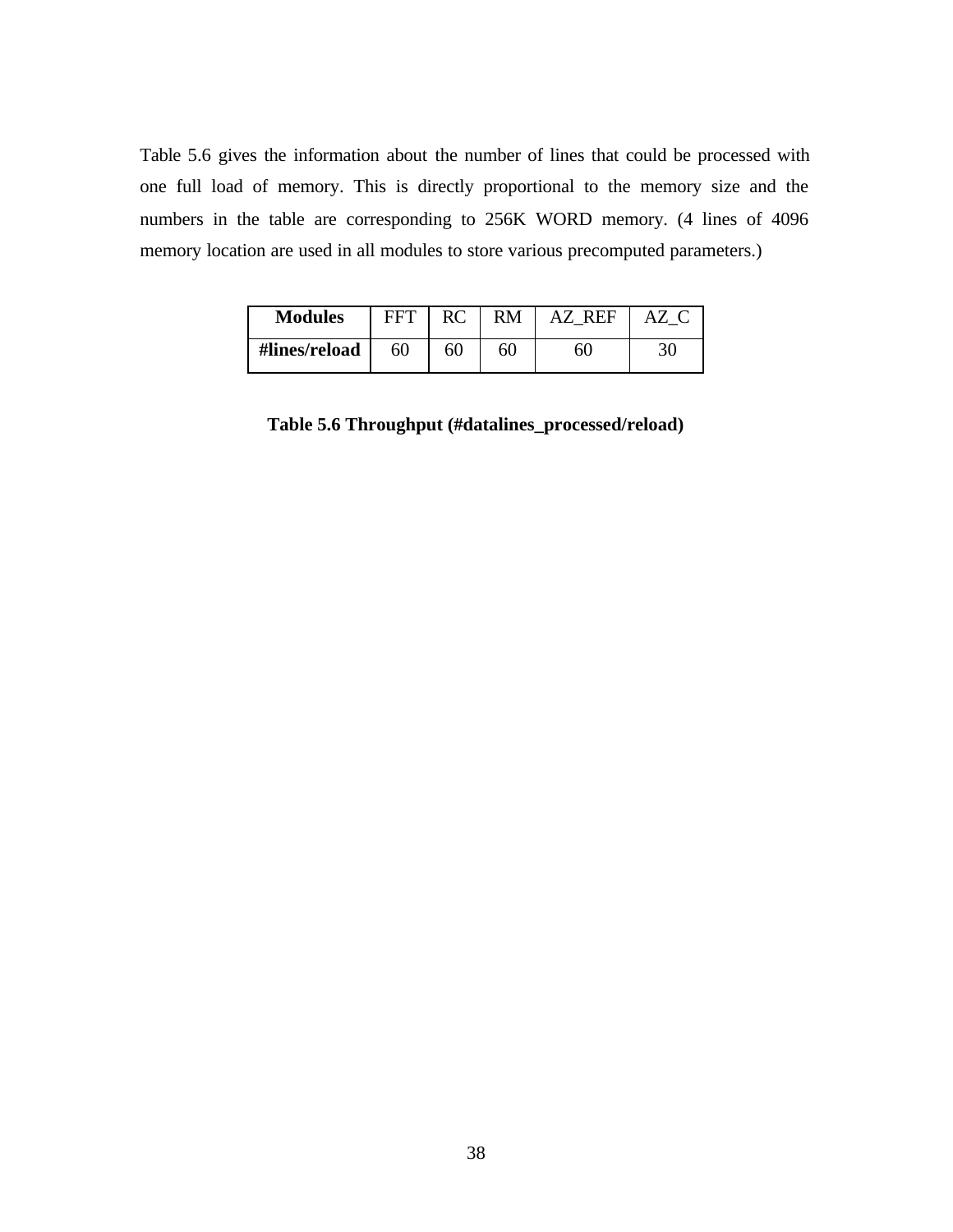Table 5.6 gives the information about the number of lines that could be processed with one full load of memory. This is directly proportional to the memory size and the numbers in the table are corresponding to 256K WORD memory. (4 lines of 4096 memory location are used in all modules to store various precomputed parameters.)

| **Modules** | FFT | RC | RM | AZ_REF | AZ_C |
|---|---|---|---|---|---|
| **#lines/reload** | 60 | 60 | 60 | 60 | 30 |

**Table 5.6 Throughput (#datalines_processed/reload)**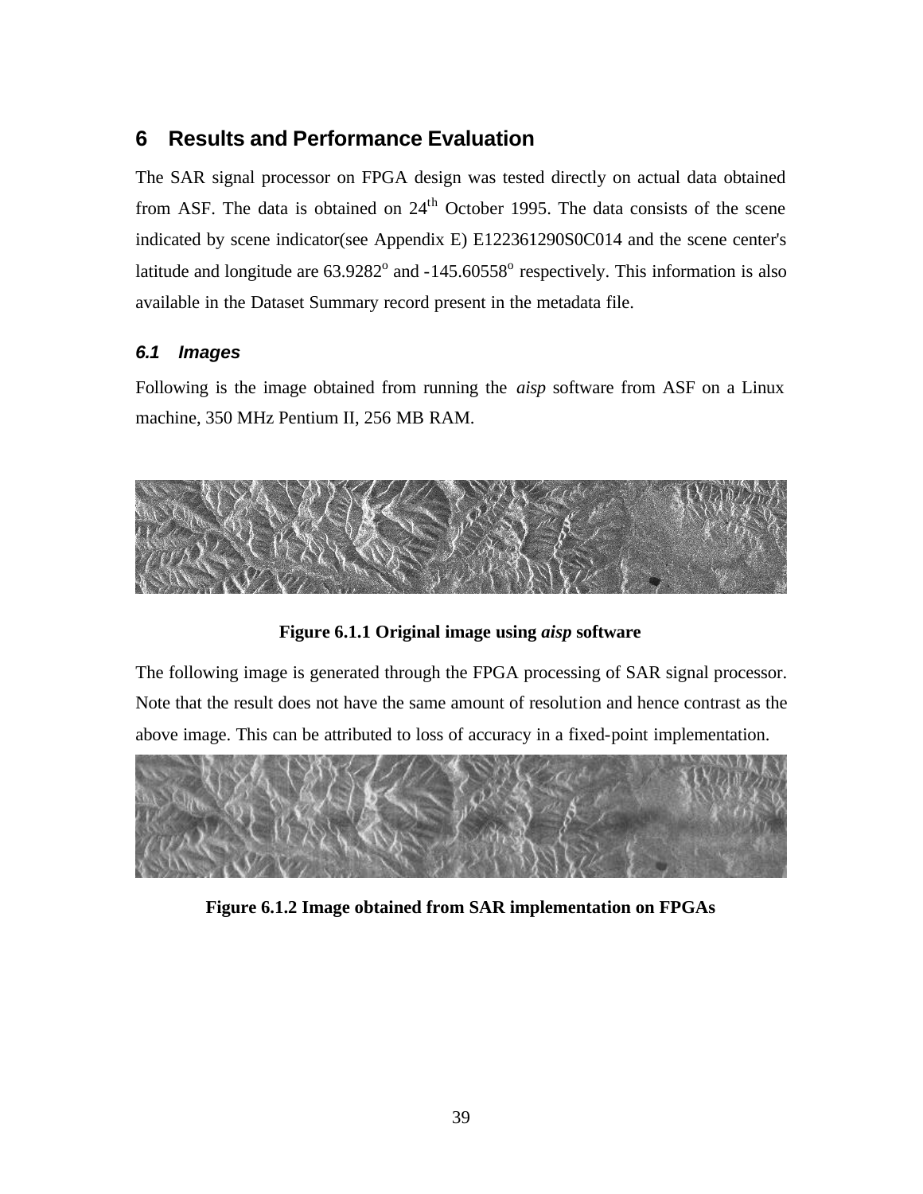## 6 Results and Performance Evaluation

The SAR signal processor on FPGA design was tested directly on actual data obtained from ASF. The data is obtained on 24$^{th}$ October 1995. The data consists of the scene indicated by scene indicator(see Appendix E) E122361290S0C014 and the scene center's latitude and longitude are 63.9282$^{o}$ and -145.60558$^{o}$ respectively. This information is also available in the Dataset Summary record present in the metadata file.

### *6.1 Images*

Following is the image obtained from running the *aisp* software from ASF on a Linux machine, 350 MHz Pentium II, 256 MB RAM.

**Figure 6.1.1 Original image using *aisp* software**

The following image is generated through the FPGA processing of SAR signal processor. Note that the result does not have the same amount of resolution and hence contrast as the above image. This can be attributed to loss of accuracy in a fixed-point implementation.

**Figure 6.1.2 Image obtained from SAR implementation on FPGAs**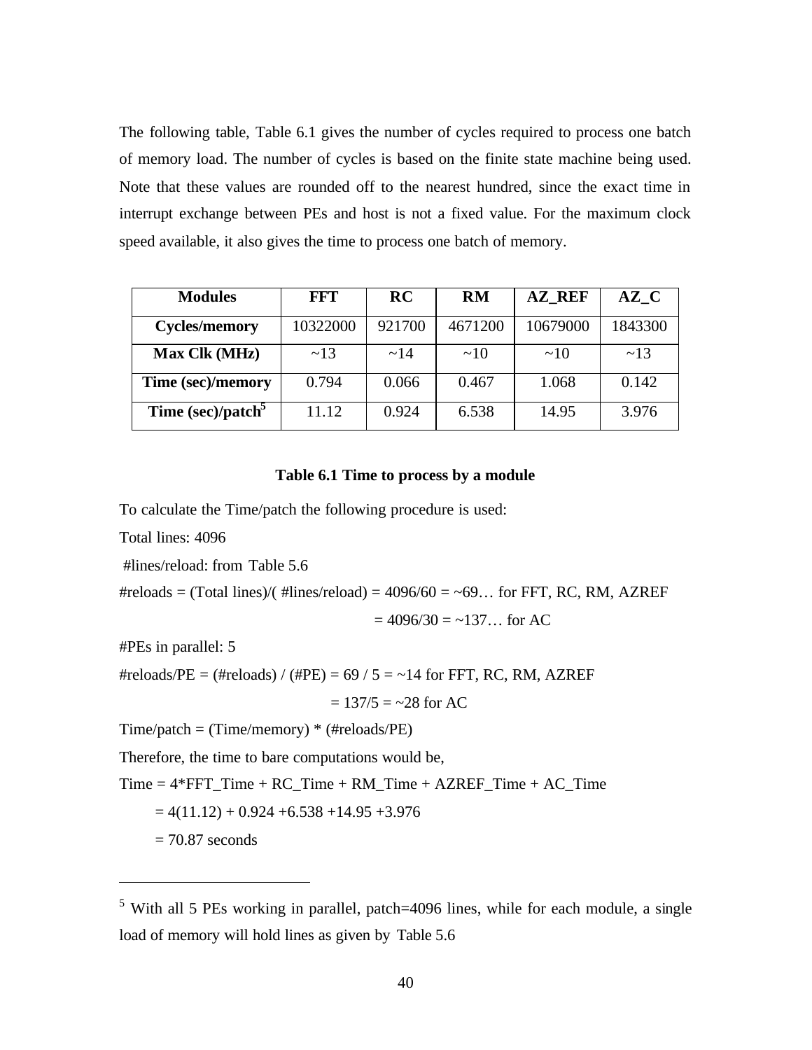The following table, Table 6.1 gives the number of cycles required to process one batch of memory load. The number of cycles is based on the finite state machine being used. Note that these values are rounded off to the nearest hundred, since the exact time in interrupt exchange between PEs and host is not a fixed value. For the maximum clock speed available, it also gives the time to process one batch of memory.

| Modules | FFT | RC | RM | AZ_REF | AZ_C |
|---|---|---|---|---|---|
| Cycles/memory | 10322000 | 921700 | 4671200 | 10679000 | 1843300 |
| Max Clk (MHz) | ~13 | ~14 | ~10 | ~10 | ~13 |
| Time (sec)/memory | 0.794 | 0.066 | 0.467 | 1.068 | 0.142 |
| Time (sec)/patch[5] | 11.12 | 0.924 | 6.538 | 14.95 | 3.976 |

**Table 6.1 Time to process by a module**

To calculate the Time/patch the following procedure is used:

Total lines: 4096

#lines/reload: from Table 5.6

#reloads = (Total lines)/( #lines/reload) = 4096/60 = ~69… for FFT, RC, RM, AZREF

= 4096/30 = ~137… for AC

#PEs in parallel: 5

#reloads/PE = (#reloads) / (#PE) = 69 / 5 = ~14 for FFT, RC, RM, AZREF

= 137/5 = ~28 for AC

Time/patch = (Time/memory) * (#reloads/PE)

Therefore, the time to bare computations would be,

Time = 4*FFT_Time + RC_Time + RM_Time + AZREF_Time + AC_Time

= 4(11.12) + 0.924 +6.538 +14.95 +3.976

= 70.87 seconds

---

[5] With all 5 PEs working in parallel, patch=4096 lines, while for each module, a single load of memory will hold lines as given by Table 5.6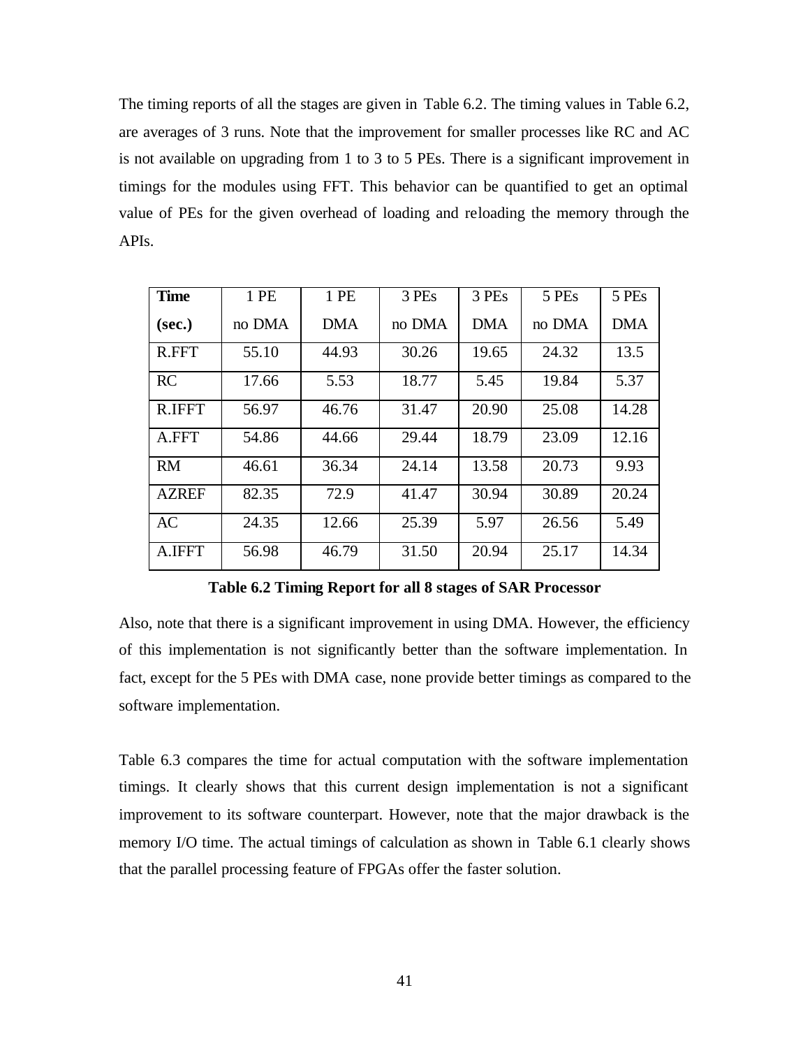The timing reports of all the stages are given in Table 6.2. The timing values in Table 6.2, are averages of 3 runs. Note that the improvement for smaller processes like RC and AC is not available on upgrading from 1 to 3 to 5 PEs. There is a significant improvement in timings for the modules using FFT. This behavior can be quantified to get an optimal value of PEs for the given overhead of loading and reloading the memory through the APIs.

| **Time (sec.)** | 1 PE no DMA | 1 PE DMA | 3 PEs no DMA | 3 PEs DMA | 5 PEs no DMA | 5 PEs DMA |
|---|---|---|---|---|---|---|
| R.FFT | 55.10 | 44.93 | 30.26 | 19.65 | 24.32 | 13.5 |
| RC | 17.66 | 5.53 | 18.77 | 5.45 | 19.84 | 5.37 |
| R.IFFT | 56.97 | 46.76 | 31.47 | 20.90 | 25.08 | 14.28 |
| A.FFT | 54.86 | 44.66 | 29.44 | 18.79 | 23.09 | 12.16 |
| RM | 46.61 | 36.34 | 24.14 | 13.58 | 20.73 | 9.93 |
| AZREF | 82.35 | 72.9 | 41.47 | 30.94 | 30.89 | 20.24 |
| AC | 24.35 | 12.66 | 25.39 | 5.97 | 26.56 | 5.49 |
| A.IFFT | 56.98 | 46.79 | 31.50 | 20.94 | 25.17 | 14.34 |

**Table 6.2 Timing Report for all 8 stages of SAR Processor**

Also, note that there is a significant improvement in using DMA. However, the efficiency of this implementation is not significantly better than the software implementation. In fact, except for the 5 PEs with DMA case, none provide better timings as compared to the software implementation.

Table 6.3 compares the time for actual computation with the software implementation timings. It clearly shows that this current design implementation is not a significant improvement to its software counterpart. However, note that the major drawback is the memory I/O time. The actual timings of calculation as shown in Table 6.1 clearly shows that the parallel processing feature of FPGAs offer the faster solution.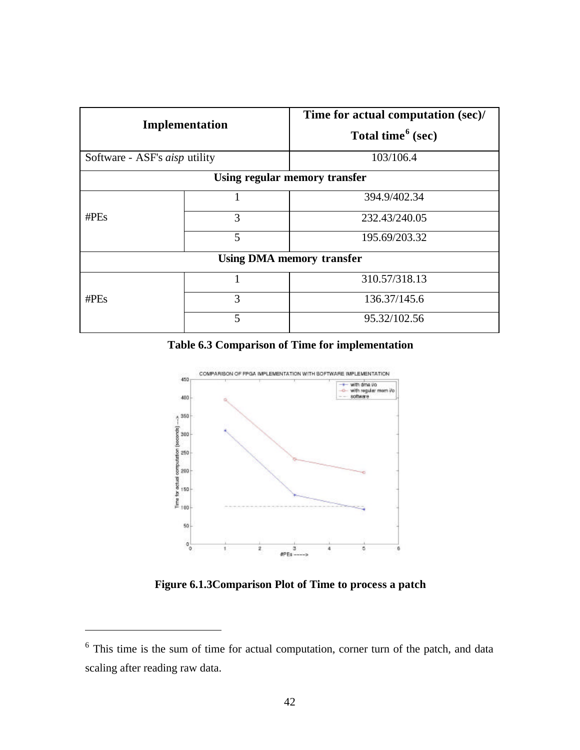| Implementation | | Time for actual computation (sec)/ Total time[6] (sec) |
|---|---|---|
| Software - ASF's *aisp* utility | | 103/106.4 |
| **Using regular memory transfer** | | |
| #PEs | 1 | 394.9/402.34 |
| | 3 | 232.43/240.05 |
| | 5 | 195.69/203.32 |
| **Using DMA memory transfer** | | |
| #PEs | 1 | 310.57/318.13 |
| | 3 | 136.37/145.6 |
| | 5 | 95.32/102.56 |

**Table 6.3 Comparison of Time for implementation**

**Figure 6.1.3Comparison Plot of Time to process a patch**

[6] This time is the sum of time for actual computation, corner turn of the patch, and data scaling after reading raw data.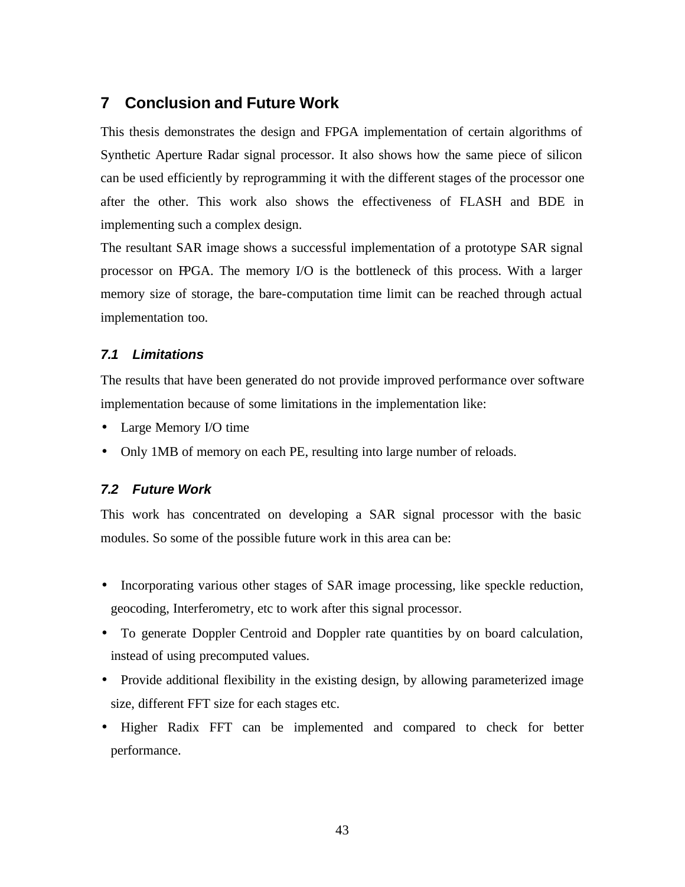# 7 Conclusion and Future Work

This thesis demonstrates the design and FPGA implementation of certain algorithms of Synthetic Aperture Radar signal processor. It also shows how the same piece of silicon can be used efficiently by reprogramming it with the different stages of the processor one after the other. This work also shows the effectiveness of FLASH and BDE in implementing such a complex design.

The resultant SAR image shows a successful implementation of a prototype SAR signal processor on FPGA. The memory I/O is the bottleneck of this process. With a larger memory size of storage, the bare-computation time limit can be reached through actual implementation too.

## 7.1 Limitations

The results that have been generated do not provide improved performance over software implementation because of some limitations in the implementation like:

- Large Memory I/O time
- Only 1MB of memory on each PE, resulting into large number of reloads.

## 7.2 Future Work

This work has concentrated on developing a SAR signal processor with the basic modules. So some of the possible future work in this area can be:

- Incorporating various other stages of SAR image processing, like speckle reduction, geocoding, Interferometry, etc to work after this signal processor.
- To generate Doppler Centroid and Doppler rate quantities by on board calculation, instead of using precomputed values.
- Provide additional flexibility in the existing design, by allowing parameterized image size, different FFT size for each stages etc.
- Higher Radix FFT can be implemented and compared to check for better performance.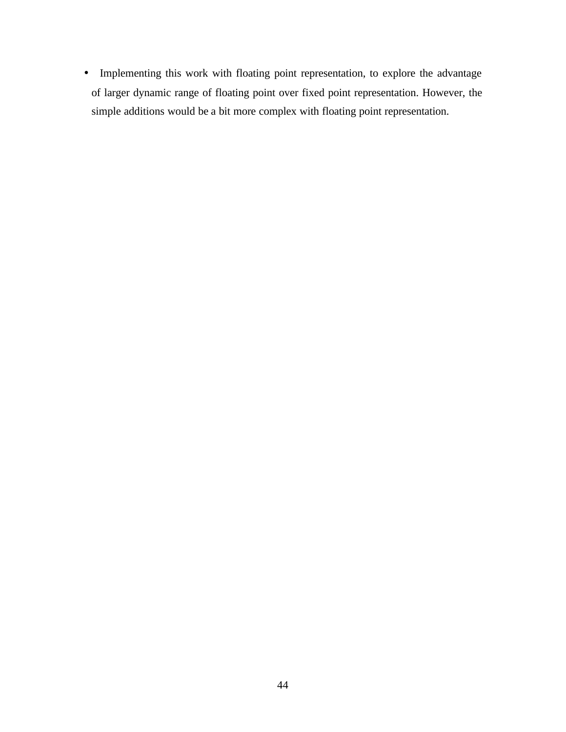- Implementing this work with floating point representation, to explore the advantage of larger dynamic range of floating point over fixed point representation. However, the simple additions would be a bit more complex with floating point representation.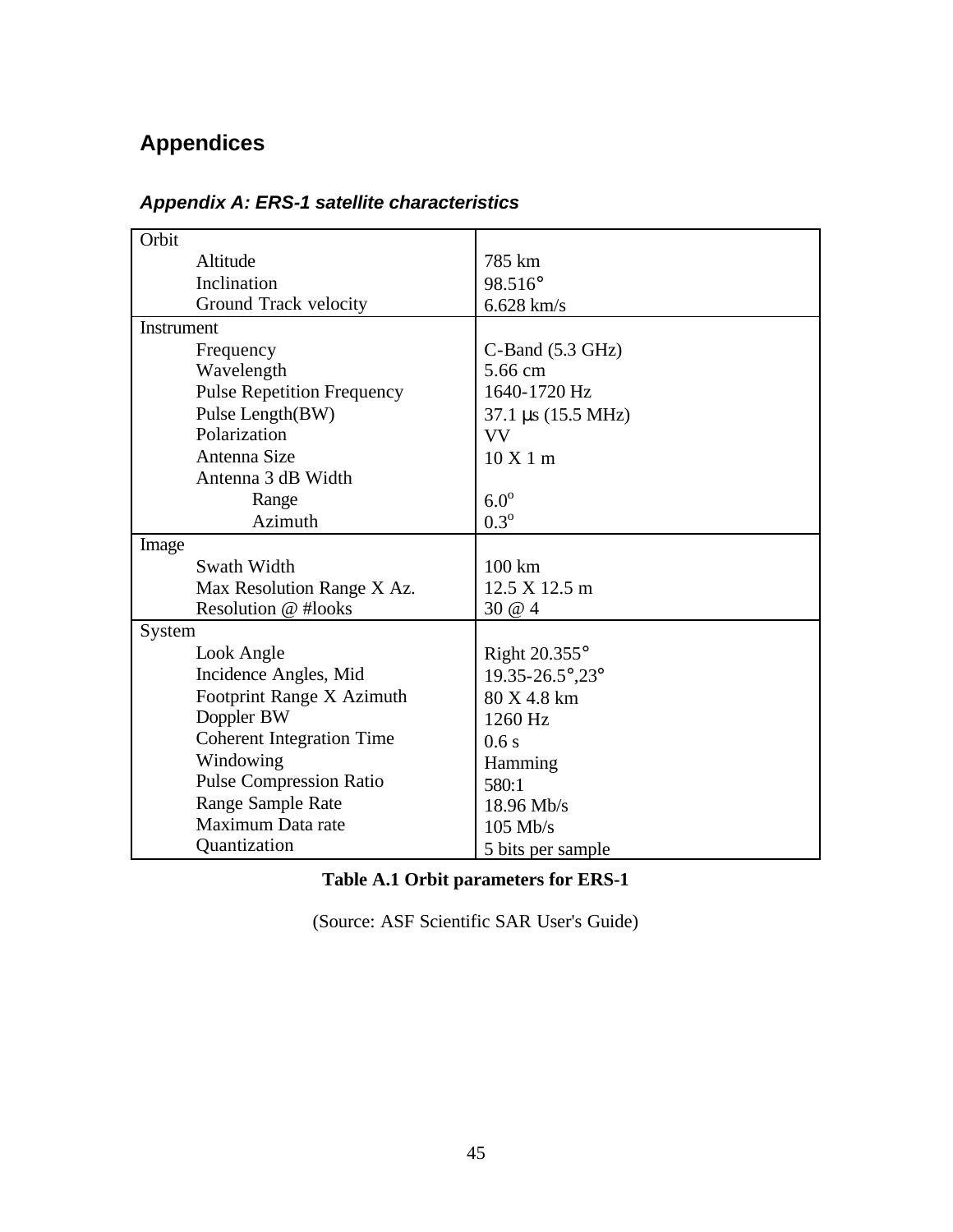# Appendices

## *Appendix A: ERS-1 satellite characteristics*

| Parameter | Value |
|---|---|
| **Orbit** | |
| Altitude | 785 km |
| Inclination | 98.516° |
| Ground Track velocity | 6.628 km/s |
| **Instrument** | |
| Frequency | C-Band (5.3 GHz) |
| Wavelength | 5.66 cm |
| Pulse Repetition Frequency | 1640-1720 Hz |
| Pulse Length(BW) | 37.1 μs (15.5 MHz) |
| Polarization | VV |
| Antenna Size | 10 X 1 m |
| Antenna 3 dB Width | |
| Range | 6.0° |
| Azimuth | 0.3° |
| **Image** | |
| Swath Width | 100 km |
| Max Resolution Range X Az. | 12.5 X 12.5 m |
| Resolution @ #looks | 30 @ 4 |
| **System** | |
| Look Angle | Right 20.355° |
| Incidence Angles, Mid | 19.35-26.5°,23° |
| Footprint Range X Azimuth | 80 X 4.8 km |
| Doppler BW | 1260 Hz |
| Coherent Integration Time | 0.6 s |
| Windowing | Hamming |
| Pulse Compression Ratio | 580:1 |
| Range Sample Rate | 18.96 Mb/s |
| Maximum Data rate | 105 Mb/s |
| Quantization | 5 bits per sample |

**Table A.1 Orbit parameters for ERS-1**

(Source: ASF Scientific SAR User's Guide)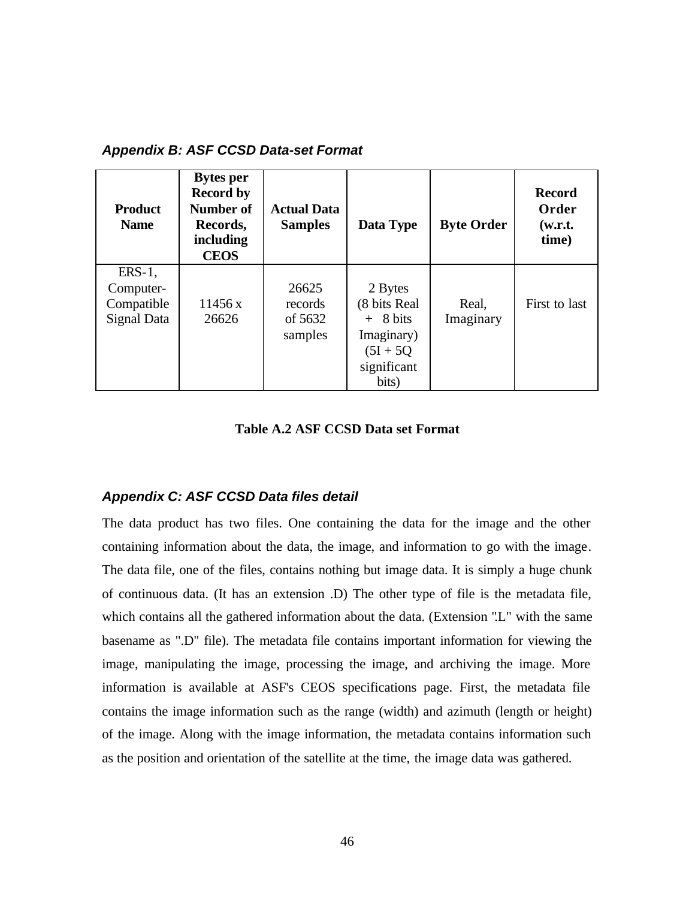### *Appendix B: ASF CCSD Data-set Format*

| Product Name | Bytes per Record by Number of Records, including CEOS | Actual Data Samples | Data Type | Byte Order | Record Order (w.r.t. time) |
|---|---|---|---|---|---|
| ERS-1, Computer-Compatible Signal Data | 11456 x 26626 | 26625 records of 5632 samples | 2 Bytes (8 bits Real + 8 bits Imaginary) (5I + 5Q significant bits) | Real, Imaginary | First to last |

**Table A.2 ASF CCSD Data set Format**

### *Appendix C: ASF CCSD Data files detail*

The data product has two files. One containing the data for the image and the other containing information about the data, the image, and information to go with the image. The data file, one of the files, contains nothing but image data. It is simply a huge chunk of continuous data. (It has an extension .D) The other type of file is the metadata file, which contains all the gathered information about the data. (Extension ".L" with the same basename as ".D" file). The metadata file contains important information for viewing the image, manipulating the image, processing the image, and archiving the image. More information is available at ASF's CEOS specifications page. First, the metadata file contains the image information such as the range (width) and azimuth (length or height) of the image. Along with the image information, the metadata contains information such as the position and orientation of the satellite at the time, the image data was gathered.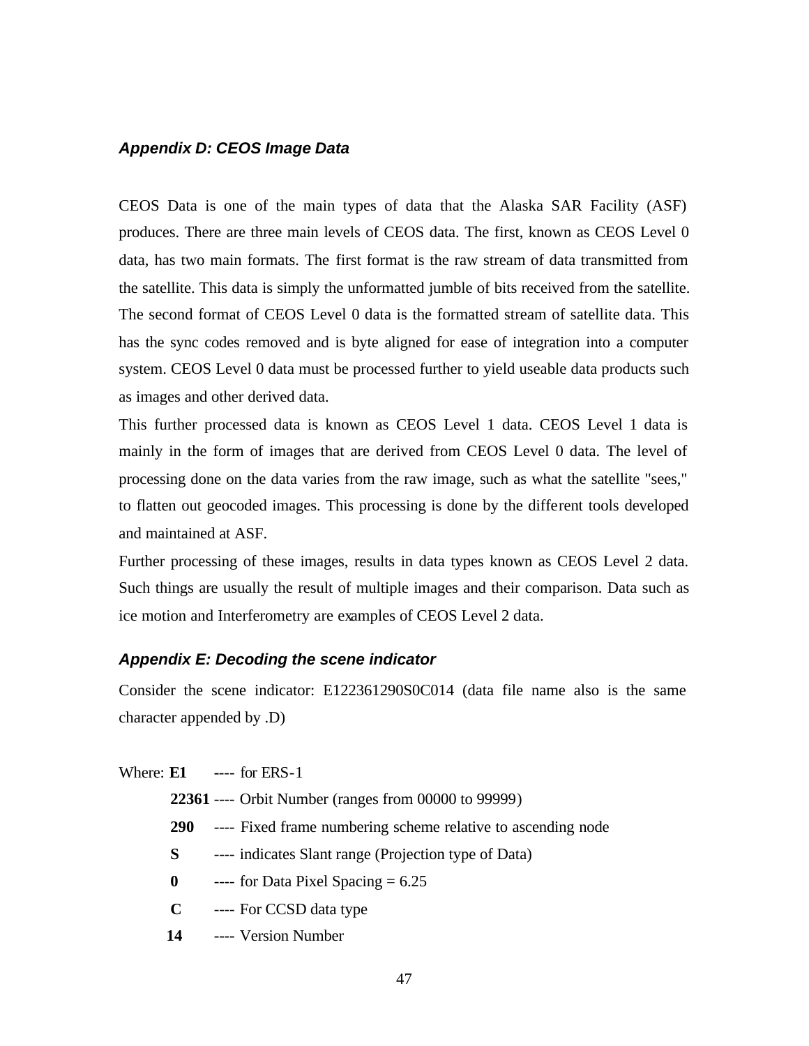### *Appendix D: CEOS Image Data*

CEOS Data is one of the main types of data that the Alaska SAR Facility (ASF) produces. There are three main levels of CEOS data. The first, known as CEOS Level 0 data, has two main formats. The first format is the raw stream of data transmitted from the satellite. This data is simply the unformatted jumble of bits received from the satellite. The second format of CEOS Level 0 data is the formatted stream of satellite data. This has the sync codes removed and is byte aligned for ease of integration into a computer system. CEOS Level 0 data must be processed further to yield useable data products such as images and other derived data.

This further processed data is known as CEOS Level 1 data. CEOS Level 1 data is mainly in the form of images that are derived from CEOS Level 0 data. The level of processing done on the data varies from the raw image, such as what the satellite "sees," to flatten out geocoded images. This processing is done by the different tools developed and maintained at ASF.

Further processing of these images, results in data types known as CEOS Level 2 data. Such things are usually the result of multiple images and their comparison. Data such as ice motion and Interferometry are examples of CEOS Level 2 data.

### *Appendix E: Decoding the scene indicator*

Consider the scene indicator: E122361290S0C014 (data file name also is the same character appended by .D)

Where: **E1** ---- for ERS-1

**22361** ---- Orbit Number (ranges from 00000 to 99999)

**290** ---- Fixed frame numbering scheme relative to ascending node

**S** ---- indicates Slant range (Projection type of Data)

**0** ---- for Data Pixel Spacing = 6.25

**C** ---- For CCSD data type

**14** ---- Version Number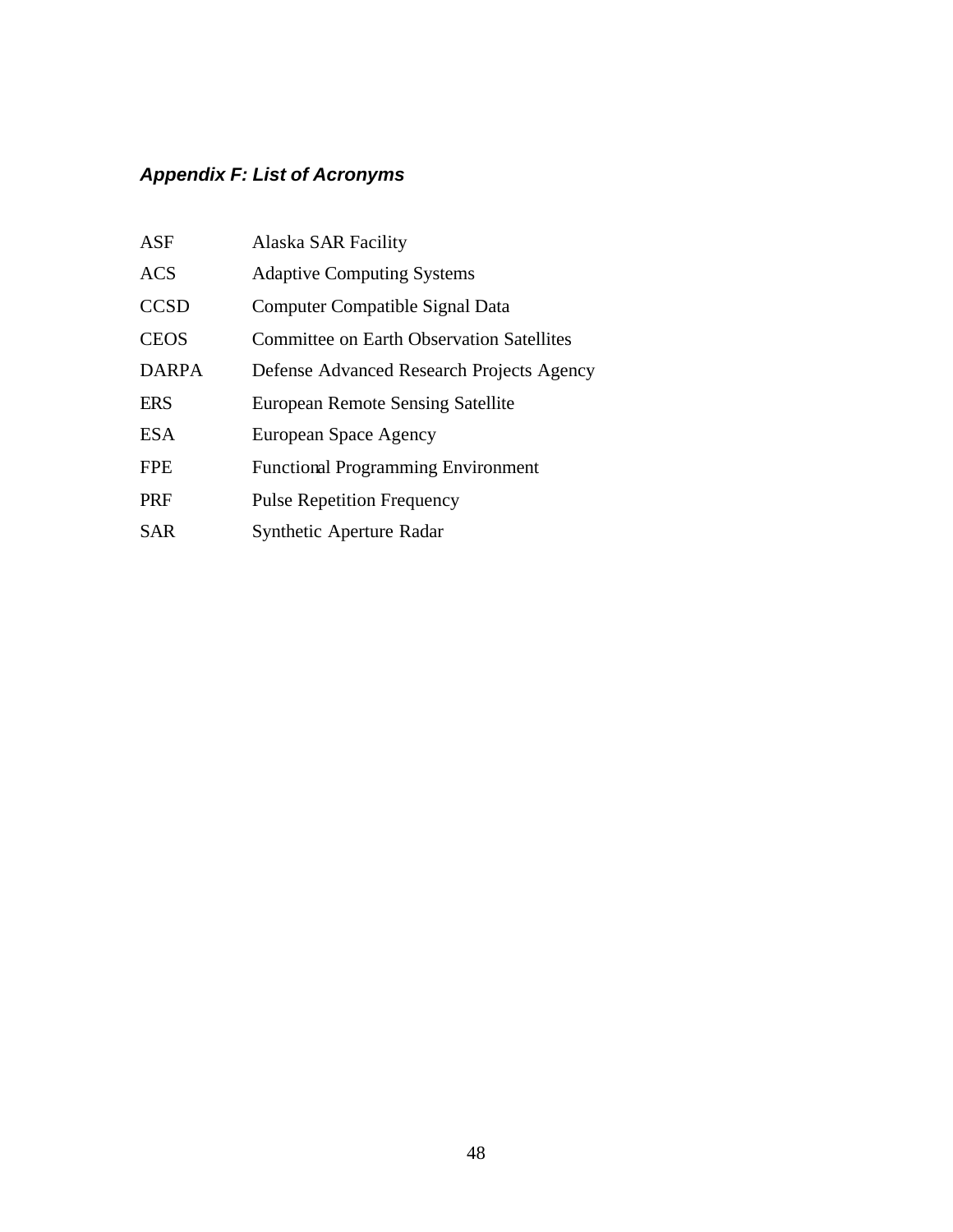## *Appendix F: List of Acronyms*

| | |
|---|---|
| ASF | Alaska SAR Facility |
| ACS | Adaptive Computing Systems |
| CCSD | Computer Compatible Signal Data |
| CEOS | Committee on Earth Observation Satellites |
| DARPA | Defense Advanced Research Projects Agency |
| ERS | European Remote Sensing Satellite |
| ESA | European Space Agency |
| FPE | Functional Programming Environment |
| PRF | Pulse Repetition Frequency |
| SAR | Synthetic Aperture Radar |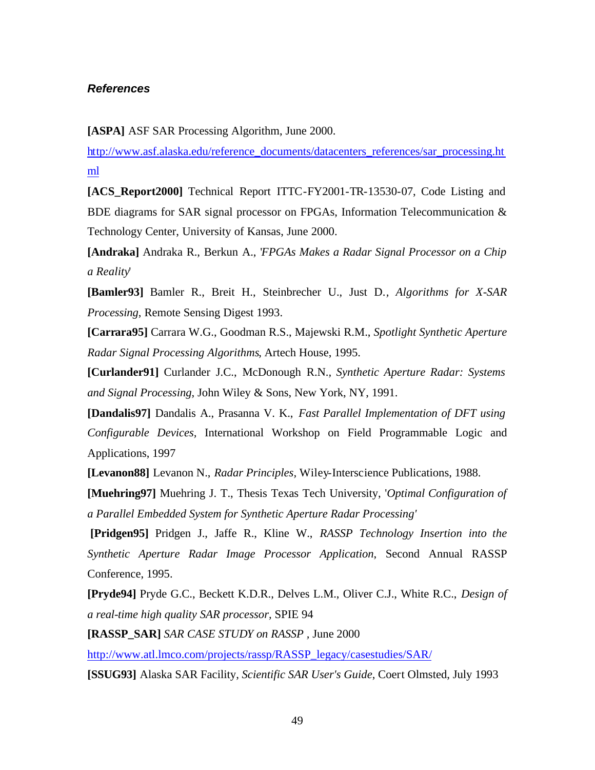### *References*

**[ASPA]** ASF SAR Processing Algorithm, June 2000. http://www.asf.alaska.edu/reference_documents/datacenters_references/sar_processing.html

**[ACS_Report2000]** Technical Report ITTC-FY2001-TR-13530-07, Code Listing and BDE diagrams for SAR signal processor on FPGAs, Information Telecommunication & Technology Center, University of Kansas, June 2000.

**[Andraka]** Andraka R., Berkun A., '*FPGAs Makes a Radar Signal Processor on a Chip a Reality*'

**[Bamler93]** Bamler R., Breit H., Steinbrecher U., Just D., *Algorithms for X-SAR Processing*, Remote Sensing Digest 1993.

**[Carrara95]** Carrara W.G., Goodman R.S., Majewski R.M., *Spotlight Synthetic Aperture Radar Signal Processing Algorithms*, Artech House, 1995.

**[Curlander91]** Curlander J.C., McDonough R.N., *Synthetic Aperture Radar: Systems and Signal Processing*, John Wiley & Sons, New York, NY, 1991.

**[Dandalis97]** Dandalis A., Prasanna V. K., *Fast Parallel Implementation of DFT using Configurable Devices*, International Workshop on Field Programmable Logic and Applications, 1997

**[Levanon88]** Levanon N., *Radar Principles*, Wiley-Interscience Publications, 1988.

**[Muehring97]** Muehring J. T., Thesis Texas Tech University, '*Optimal Configuration of a Parallel Embedded System for Synthetic Aperture Radar Processing'*

**[Pridgen95]** Pridgen J., Jaffe R., Kline W., *RASSP Technology Insertion into the Synthetic Aperture Radar Image Processor Application*, Second Annual RASSP Conference, 1995.

**[Pryde94]** Pryde G.C., Beckett K.D.R., Delves L.M., Oliver C.J., White R.C., *Design of a real-time high quality SAR processor*, SPIE 94

**[RASSP_SAR]** *SAR CASE STUDY on RASSP* , June 2000 http://www.atl.lmco.com/projects/rassp/RASSP_legacy/casestudies/SAR/

**[SSUG93]** Alaska SAR Facility, *Scientific SAR User's Guide*, Coert Olmsted, July 1993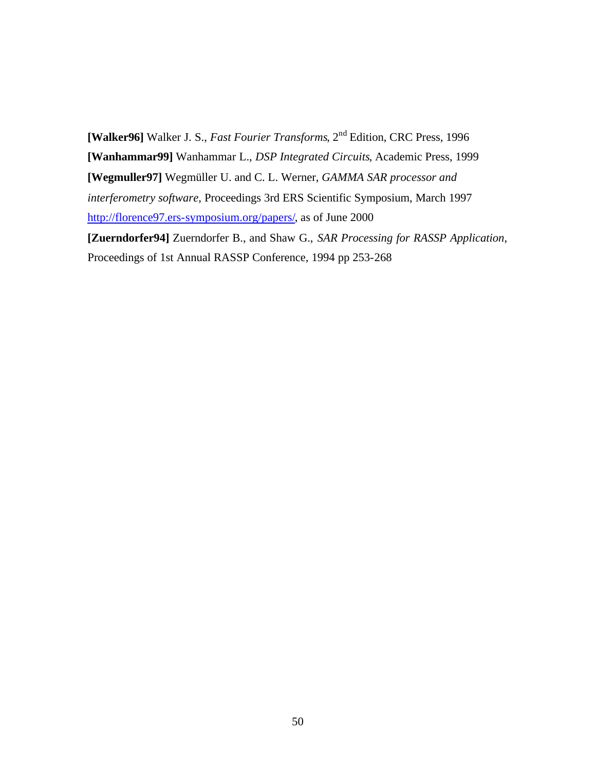**[Walker96]** Walker J. S., *Fast Fourier Transforms*, 2nd Edition, CRC Press, 1996

**[Wanhammar99]** Wanhammar L., *DSP Integrated Circuits*, Academic Press, 1999

**[Wegmuller97]** Wegmüller U. and C. L. Werner, *GAMMA SAR processor and interferometry software,* Proceedings 3rd ERS Scientific Symposium, March 1997 http://florence97.ers-symposium.org/papers/, as of June 2000

**[Zuerndorfer94]** Zuerndorfer B., and Shaw G., *SAR Processing for RASSP Application*, Proceedings of 1st Annual RASSP Conference, 1994 pp 253-268